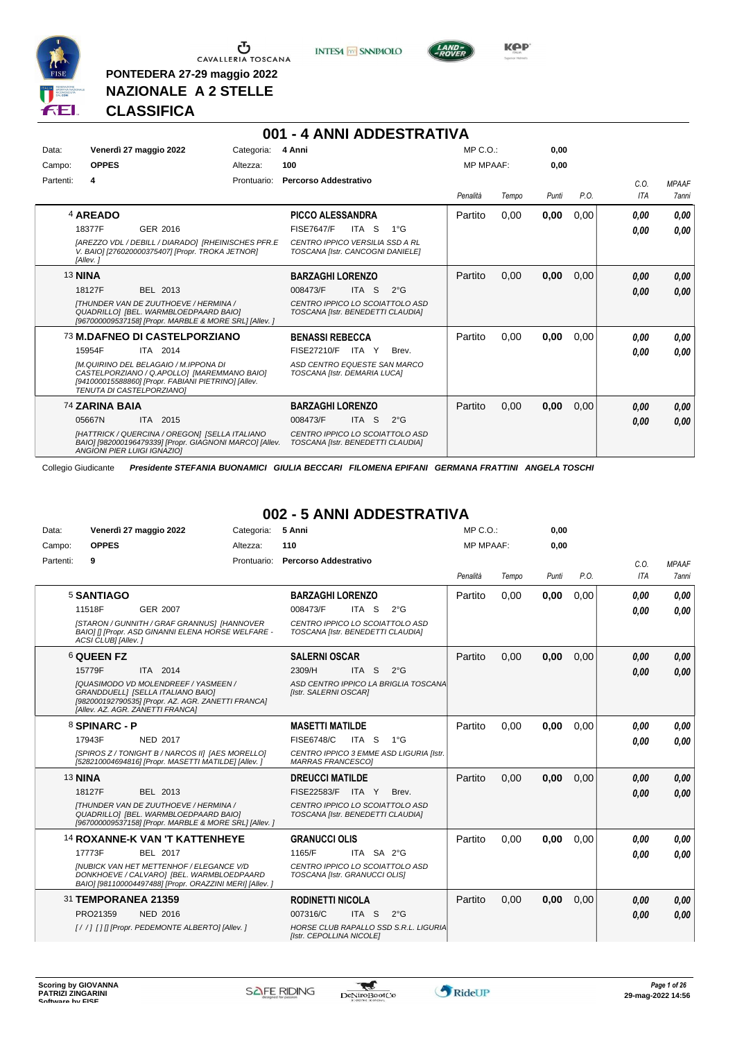PONTEDERA 27-29 maggio 2022

**NAZIONALE A 2 STELLE**

**CLASSIFICA**

## 001 - 4 ANNI ADDESTRATIVA

Data: **Venerdì 27 maggio 2022** Categoria: **4 Anni** MP C.O.: **0,00**

Campo: **OPPES** Altezza: **100** MP MPAAF: **0,00**

Partenti: **4** Prontuario: **Percorso Addestrativo**

| Cavallo | Cavaliere | Penalità | Tempo | Punti | P.O. | C.O. ITA | MPAAF 7anni |
|---|---|---|---|---|---|---|---|
| 4 **AREADO** 18377F GER 2016 *[AREZZO VDL / DEBILL / DIARADO] [RHEINISCHES PFR.E V. BAIO] [276020000375407] [Propr. TROKA JETNOR] [Allev. ]* | **PICCO ALESSANDRA** FISE7647/F ITA S 1°G *CENTRO IPPICO VERSILIA SSD A RL TOSCANA [Istr. CANCOGNI DANIELE]* | Partito | 0,00 | **0,00** | 0,00 | **0,00** / **0,00** | **0,00** / **0,00** |
| 13 **NINA** 18127F BEL 2013 *[THUNDER VAN DE ZUUTHOEVE / HERMINA / QUADRILLO] [BEL. WARMBLOEDPAARD BAIO] [967000009537158] [Propr. MARBLE & MORE SRL] [Allev. ]* | **BARZAGHI LORENZO** 008473/F ITA S 2°G *CENTRO IPPICO LO SCOIATTOLO ASD TOSCANA [Istr. BENEDETTI CLAUDIA]* | Partito | 0,00 | **0,00** | 0,00 | **0,00** / **0,00** | **0,00** / **0,00** |
| 73 **M.DAFNEO DI CASTELPORZIANO** 15954F ITA 2014 *[M.QUIRINO DEL BELAGAIO / M.IPPONA DI CASTELPORZIANO / Q.APOLLO] [MAREMMANO BAIO] [941000015588860] [Propr. FABIANI PIETRINO] [Allev. TENUTA DI CASTELPORZIANO]* | **BENASSI REBECCA** FISE27210/F ITA Y Brev. *ASD CENTRO EQUESTE SAN MARCO TOSCANA [Istr. DEMARIA LUCA]* | Partito | 0,00 | **0,00** | 0,00 | **0,00** / **0,00** | **0,00** / **0,00** |
| 74 **ZARINA BAIA** 05667N ITA 2015 *[HATTRICK / QUERCINA / OREGON] [SELLA ITALIANO BAIO] [982000196479339] [Propr. GIAGNONI MARCO] [Allev. ANGIONI PIER LUIGI IGNAZIO]* | **BARZAGHI LORENZO** 008473/F ITA S 2°G *CENTRO IPPICO LO SCOIATTOLO ASD TOSCANA [Istr. BENEDETTI CLAUDIA]* | Partito | 0,00 | **0,00** | 0,00 | **0,00** / **0,00** | **0,00** / **0,00** |

Collegio Giudicante *Presidente STEFANIA BUONAMICI GIULIA BECCARI FILOMENA EPIFANI GERMANA FRATTINI ANGELA TOSCHI*

## 002 - 5 ANNI ADDESTRATIVA

Data: **Venerdì 27 maggio 2022** Categoria: **5 Anni** MP C.O.: **0,00**

Campo: **OPPES** Altezza: **110** MP MPAAF: **0,00**

Partenti: **9** Prontuario: **Percorso Addestrativo**

| Cavallo | Cavaliere | Penalità | Tempo | Punti | P.O. | C.O. ITA | MPAAF 7anni |
|---|---|---|---|---|---|---|---|
| 5 **SANTIAGO** 11518F GER 2007 *[STARON / GUNNITH / GRAF GRANNUS] [HANNOVER BAIO] [] [Propr. ASD GINANNI ELENA HORSE WELFARE - ACSI CLUB] [Allev. ]* | **BARZAGHI LORENZO** 008473/F ITA S 2°G *CENTRO IPPICO LO SCOIATTOLO ASD TOSCANA [Istr. BENEDETTI CLAUDIA]* | Partito | 0,00 | **0,00** | 0,00 | **0,00** / **0,00** | **0,00** / **0,00** |
| 6 **QUEEN FZ** 15779F ITA 2014 *[QUASIMODO VD MOLENDREEF / YASMEEN / GRANDDUELL] [SELLA ITALIANO BAIO] [982000192790535] [Propr. AZ. AGR. ZANETTI FRANCA] [Allev. AZ. AGR. ZANETTI FRANCA]* | **SALERNI OSCAR** 2309/H ITA S 2°G *ASD CENTRO IPPICO LA BRIGLIA TOSCANA [Istr. SALERNI OSCAR]* | Partito | 0,00 | **0,00** | 0,00 | **0,00** / **0,00** | **0,00** / **0,00** |
| 8 **SPINARC - P** 17943F NED 2017 *[SPIROS Z / TONIGHT B / NARCOS II] [AES MORELLO] [528210004694816] [Propr. MASETTI MATILDE] [Allev. ]* | **MASETTI MATILDE** FISE6748/C ITA S 1°G *CENTRO IPPICO 3 EMME ASD LIGURIA [Istr. MARRAS FRANCESCO]* | Partito | 0,00 | **0,00** | 0,00 | **0,00** / **0,00** | **0,00** / **0,00** |
| 13 **NINA** 18127F BEL 2013 *[THUNDER VAN DE ZUUTHOEVE / HERMINA / QUADRILLO] [BEL. WARMBLOEDPAARD BAIO] [967000009537158] [Propr. MARBLE & MORE SRL] [Allev. ]* | **DREUCCI MATILDE** FISE22583/F ITA Y Brev. *CENTRO IPPICO LO SCOIATTOLO ASD TOSCANA [Istr. BENEDETTI CLAUDIA]* | Partito | 0,00 | **0,00** | 0,00 | **0,00** / **0,00** | **0,00** / **0,00** |
| 14 **ROXANNE-K VAN 'T KATTENHEYE** 17773F BEL 2017 *[NUBICK VAN HET METTENHOF / ELEGANCE V/D DONKHOEVE / CALVARO] [BEL. WARMBLOEDPAARD BAIO] [981100004497488] [Propr. ORAZZINI MERI] [Allev. ]* | **GRANUCCI OLIS** 1165/F ITA SA 2°G *CENTRO IPPICO LO SCOIATTOLO ASD TOSCANA [Istr. GRANUCCI OLIS]* | Partito | 0,00 | **0,00** | 0,00 | **0,00** / **0,00** | **0,00** / **0,00** |
| 31 **TEMPORANEA 21359** PRO21359 NED 2016 *[ / / ] [ ] [] [Propr. PEDEMONTE ALBERTO] [Allev. ]* | **RODINETTI NICOLA** 007316/C ITA S 2°G *HORSE CLUB RAPALLO SSD S.R.L. LIGURIA [Istr. CEPOLLINA NICOLE]* | Partito | 0,00 | **0,00** | 0,00 | **0,00** / **0,00** | **0,00** / **0,00** |

Scoring by GIOVANNA PATRIZI ZINGARINI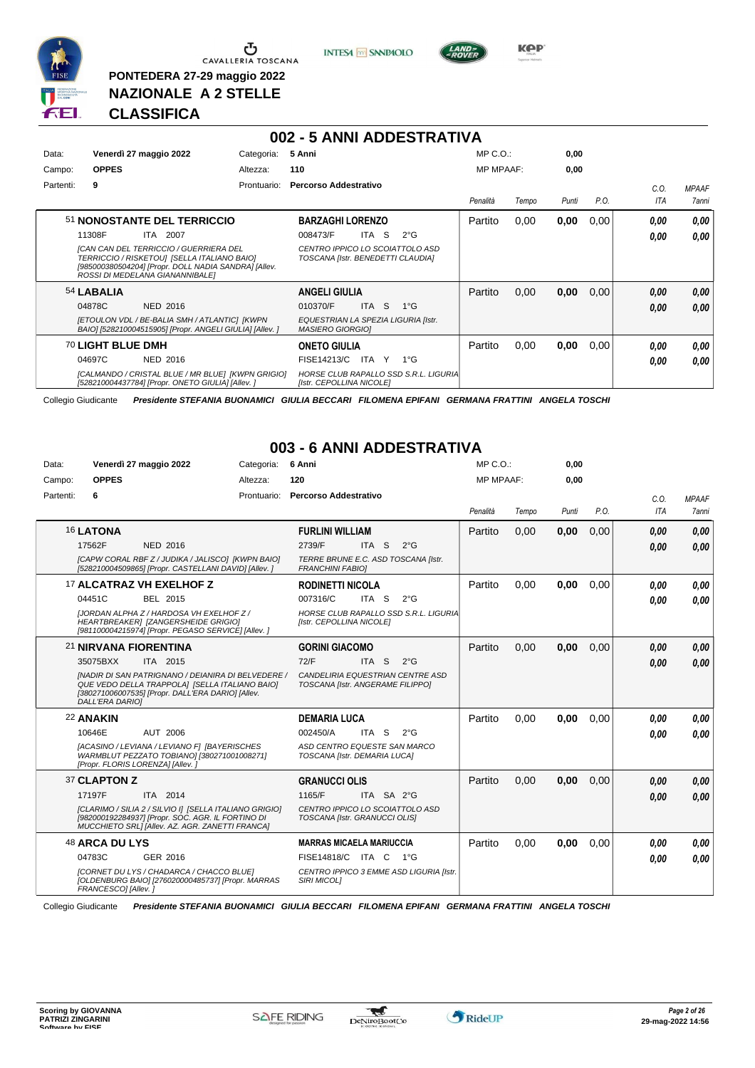PONTEDERA 27-29 maggio 2022

**NAZIONALE A 2 STELLE**

**CLASSIFICA**

## 002 - 5 ANNI ADDESTRATIVA

| | | | | | |
|---|---|---|---|---|---|
| Data: | **Venerdì 27 maggio 2022** | Categoria: | **5 Anni** | MP C.O.: | **0,00** |
| Campo: | **OPPES** | Altezza: | **110** | MP MPAAF: | **0,00** |
| Partenti: | **9** | Prontuario: | **Percorso Addestrativo** | | |

| Cavallo | Cavaliere | Penalità | Tempo | Punti | P.O. | C.O. ITA | MPAAF 7anni |
|---|---|---|---|---|---|---|---|
| 51 **NONOSTANTE DEL TERRICCIO**<br>11308F ITA 2007<br>*[CAN CAN DEL TERRICCIO / GUERRIERA DEL TERRICCIO / RISKETOU] [SELLA ITALIANO BAIO] [985000380504204] [Propr. DOLL NADIA SANDRA] [Allev. ROSSI DI MEDELANA GIANANNIBALE]* | **BARZAGHI LORENZO**<br>008473/F ITA S 2°G<br>*CENTRO IPPICO LO SCOIATTOLO ASD TOSCANA [Istr. BENEDETTI CLAUDIA]* | Partito | 0,00 | **0,00** | 0,00 | ***0,00***<br>***0,00*** | ***0,00***<br>***0,00*** |
| 54 **LABALIA**<br>04878C NED 2016<br>*[ETOULON VDL / BE-BALIA SMH / ATLANTIC] [KWPN BAIO] [528210004515905] [Propr. ANGELI GIULIA] [Allev. ]* | **ANGELI GIULIA**<br>010370/F ITA S 1°G<br>*EQUESTRIAN LA SPEZIA LIGURIA [Istr. MASIERO GIORGIO]* | Partito | 0,00 | **0,00** | 0,00 | ***0,00***<br>***0,00*** | ***0,00***<br>***0,00*** |
| 70 **LIGHT BLUE DMH**<br>04697C NED 2016<br>*[CALMANDO / CRISTAL BLUE / MR BLUE] [KWPN GRIGIO] [528210004437784] [Propr. ONETO GIULIA] [Allev. ]* | **ONETO GIULIA**<br>FISE14213/C ITA Y 1°G<br>*HORSE CLUB RAPALLO SSD S.R.L. LIGURIA [Istr. CEPOLLINA NICOLE]* | Partito | 0,00 | **0,00** | 0,00 | ***0,00***<br>***0,00*** | ***0,00***<br>***0,00*** |

Collegio Giudicante *Presidente STEFANIA BUONAMICI GIULIA BECCARI FILOMENA EPIFANI GERMANA FRATTINI ANGELA TOSCHI*

## 003 - 6 ANNI ADDESTRATIVA

| | | | | | |
|---|---|---|---|---|---|
| Data: | **Venerdì 27 maggio 2022** | Categoria: | **6 Anni** | MP C.O.: | **0,00** |
| Campo: | **OPPES** | Altezza: | **120** | MP MPAAF: | **0,00** |
| Partenti: | **6** | Prontuario: | **Percorso Addestrativo** | | |

| Cavallo | Cavaliere | Penalità | Tempo | Punti | P.O. | C.O. ITA | MPAAF 7anni |
|---|---|---|---|---|---|---|---|
| 16 **LATONA**<br>17562F NED 2016<br>*[CAPW CORAL RBF Z / JUDIKA / JALISCO] [KWPN BAIO] [528210004509865] [Propr. CASTELLANI DAVID] [Allev. ]* | **FURLINI WILLIAM**<br>2739/F ITA S 2°G<br>*TERRE BRUNE E.C. ASD TOSCANA [Istr. FRANCHINI FABIO]* | Partito | 0,00 | **0,00** | 0,00 | ***0,00***<br>***0,00*** | ***0,00***<br>***0,00*** |
| 17 **ALCATRAZ VH EXELHOF Z**<br>04451C BEL 2015<br>*[JORDAN ALPHA Z / HARDOSA VH EXELHOF Z / HEARTBREAKER] [ZANGERSHEIDE GRIGIO] [981100004215974] [Propr. PEGASO SERVICE] [Allev. ]* | **RODINETTI NICOLA**<br>007316/C ITA S 2°G<br>*HORSE CLUB RAPALLO SSD S.R.L. LIGURIA [Istr. CEPOLLINA NICOLE]* | Partito | 0,00 | **0,00** | 0,00 | ***0,00***<br>***0,00*** | ***0,00***<br>***0,00*** |
| 21 **NIRVANA FIORENTINA**<br>35075BXX ITA 2015<br>*[NADIR DI SAN PATRIGNANO / DEIANIRA DI BELVEDERE / QUE VEDO DELLA TRAPPOLA] [SELLA ITALIANO BAIO] [380271006007535] [Propr. DALL'ERA DARIO] [Allev. DALL'ERA DARIO]* | **GORINI GIACOMO**<br>72/F ITA S 2°G<br>*CANDELIRIA EQUESTRIAN CENTRE ASD TOSCANA [Istr. ANGERAME FILIPPO]* | Partito | 0,00 | **0,00** | 0,00 | ***0,00***<br>***0,00*** | ***0,00***<br>***0,00*** |
| 22 **ANAKIN**<br>10646E AUT 2006<br>*[ACASINO / LEVIANA / LEVIANO F] [BAYERISCHES WARMBLUT PEZZATO TOBIANO] [380271001008271] [Propr. FLORIS LORENZA] [Allev. ]* | **DEMARIA LUCA**<br>002450/A ITA S 2°G<br>*ASD CENTRO EQUESTE SAN MARCO TOSCANA [Istr. DEMARIA LUCA]* | Partito | 0,00 | **0,00** | 0,00 | ***0,00***<br>***0,00*** | ***0,00***<br>***0,00*** |
| 37 **CLAPTON Z**<br>17197F ITA 2014<br>*[CLARIMO / SILIA 2 / SILVIO I] [SELLA ITALIANO GRIGIO] [982000192284937] [Propr. SOC. AGR. IL FORTINO DI MUCCHIETO SRL] [Allev. AZ. AGR. ZANETTI FRANCA]* | **GRANUCCI OLIS**<br>1165/F ITA SA 2°G<br>*CENTRO IPPICO LO SCOIATTOLO ASD TOSCANA [Istr. GRANUCCI OLIS]* | Partito | 0,00 | **0,00** | 0,00 | ***0,00***<br>***0,00*** | ***0,00***<br>***0,00*** |
| 48 **ARCA DU LYS**<br>04783C GER 2016<br>*[CORNET DU LYS / CHADARCA / CHACCO BLUE] [OLDENBURG BAIO] [276020000485737] [Propr. MARRAS FRANCESCO] [Allev. ]* | **MARRAS MICAELA MARIUCCIA**<br>FISE14818/C ITA C 1°G<br>*CENTRO IPPICO 3 EMME ASD LIGURIA [Istr. SIRI MICOL]* | Partito | 0,00 | **0,00** | 0,00 | ***0,00***<br>***0,00*** | ***0,00***<br>***0,00*** |

Collegio Giudicante *Presidente STEFANIA BUONAMICI GIULIA BECCARI FILOMENA EPIFANI GERMANA FRATTINI ANGELA TOSCHI*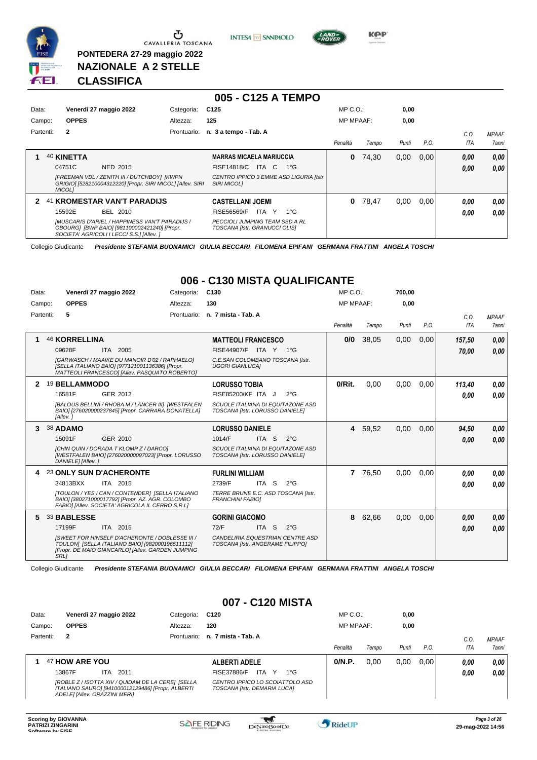**PONTEDERA 27-29 maggio 2022**

**NAZIONALE A 2 STELLE**

**CLASSIFICA**

## 005 - C125 A TEMPO

| Data: | Venerdì 27 maggio 2022 | Categoria: | C125 | MP C.O.: | 0,00 |
|---|---|---|---|---|---|
| Campo: | OPPES | Altezza: | 125 | MP MPAAF: | 0,00 |
| Partenti: | 2 | Prontuario: | n. 3 a tempo - Tab. A | | |

| | Cavallo | Cavaliere | Penalità | Tempo | Punti | P.O. | C.O. ITA | MPAAF 7anni |
|---|---|---|---|---|---|---|---|---|
| 1 | 40 **KINETTA** 04751C NED 2015 *[FREEMAN VDL / ZENITH III / DUTCHBOY] [KWPN GRIGIO] [528210004312220] [Propr. SIRI MICOL] [Allev. SIRI MICOL]* | **MARRAS MICAELA MARIUCCIA** FISE14818/C ITA C 1°G *CENTRO IPPICO 3 EMME ASD LIGURIA [Istr. SIRI MICOL]* | 0 | 74,30 | 0,00 | 0,00 | 0,00 / 0,00 | 0,00 / 0,00 |
| 2 | 41 **KROMESTAR VAN'T PARADIJS** 15592E BEL 2010 *[MUSCARIS D'ARIEL / HAPPINESS VAN'T PARADIJS / OBOURG] [BWP BAIO] [981100002421240] [Propr. SOCIETA' AGRICOLA I LECCI S.S.] [Allev. ]* | **CASTELLANI JOEMI** FISE56569/F ITA Y 1°G *PECCIOLI JUMPING TEAM SSD A RL TOSCANA [Istr. GRANUCCI OLIS]* | 0 | 78,47 | 0,00 | 0,00 | 0,00 / 0,00 | 0,00 / 0,00 |

Collegio Giudicante *Presidente STEFANIA BUONAMICI GIULIA BECCARI FILOMENA EPIFANI GERMANA FRATTINI ANGELA TOSCHI*

## 006 - C130 MISTA QUALIFICANTE

| Data: | Venerdì 27 maggio 2022 | Categoria: | C130 | MP C.O.: | 700,00 |
|---|---|---|---|---|---|
| Campo: | OPPES | Altezza: | 130 | MP MPAAF: | 0,00 |
| Partenti: | 5 | Prontuario: | n. 7 mista - Tab. A | | |

| | Cavallo | Cavaliere | Penalità | Tempo | Punti | P.O. | C.O. ITA | MPAAF 7anni |
|---|---|---|---|---|---|---|---|---|
| 1 | 46 **KORRELLINA** 09628F ITA 2005 *[GARWASCH / MAAIKE DU MANOIR D'02 / RAPHAELO] [SELLA ITALIANO BAIO] [977121001136386] [Propr. MATTEOLI FRANCESCO] [Allev. PASQUATO ROBERTO]* | **MATTEOLI FRANCESCO** FISE44907/F ITA Y 1°G *C.E.SAN COLOMBANO TOSCANA [Istr. UGORI GIANLUCA]* | 0/0 | 38,05 | 0,00 | 0,00 | 157,50 / 70,00 | 0,00 / 0,00 |
| 2 | 19 **BELLAMMODO** 16581F GER 2012 *[BALOUS BELLINI / RHOBA M / LANCER III] [WESTFALEN BAIO] [276020000237845] [Propr. CARRARA DONATELLA] [Allev. ]* | **LORUSSO TOBIA** FISE85200/KF ITA J 2°G *SCUOLE ITALIANA DI EQUITAZONE ASD TOSCANA [Istr. LORUSSO DANIELE]* | 0/Rit. | 0,00 | 0,00 | 0,00 | 113,40 / 0,00 | 0,00 / 0,00 |
| 3 | 38 **ADAMO** 15091F GER 2010 *[CHIN QUIN / DORADA T KLOMP Z / DARCO] [WESTFALEN BAIO] [276020000097023] [Propr. LORUSSO DANIELE] [Allev. ]* | **LORUSSO DANIELE** 1014/F ITA S 2°G *SCUOLE ITALIANA DI EQUITAZONE ASD TOSCANA [Istr. LORUSSO DANIELE]* | 4 | 59,52 | 0,00 | 0,00 | 94,50 / 0,00 | 0,00 / 0,00 |
| 4 | 23 **ONLY SUN D'ACHERONTE** 34813BXX ITA 2015 *[TOULON / YES I CAN / CONTENDER] [SELLA ITALIANO BAIO] [380271000017792] [Propr. AZ. AGR. COLOMBO FABIO] [Allev. SOCIETA' AGRICOLA IL CERRO S.R.L]* | **FURLINI WILLIAM** 2739/F ITA S 2°G *TERRE BRUNE E.C. ASD TOSCANA [Istr. FRANCHINI FABIO]* | 7 | 76,50 | 0,00 | 0,00 | 0,00 / 0,00 | 0,00 / 0,00 |
| 5 | 33 **BABLESSE** 17199F ITA 2015 *[SWEET FOR HINSELF D'ACHERONTE / DOBLESSE III / TOULON] [SELLA ITALIANO BAIO] [982000196511112] [Propr. DE MAIO GIANCARLO] [Allev. GARDEN JUMPING SRL]* | **GORINI GIACOMO** 72/F ITA S 2°G *CANDELIRIA EQUESTRIAN CENTRE ASD TOSCANA [Istr. ANGERAME FILIPPO]* | 8 | 62,66 | 0,00 | 0,00 | 0,00 / 0,00 | 0,00 / 0,00 |

Collegio Giudicante *Presidente STEFANIA BUONAMICI GIULIA BECCARI FILOMENA EPIFANI GERMANA FRATTINI ANGELA TOSCHI*

## 007 - C120 MISTA

| Data: | Venerdì 27 maggio 2022 | Categoria: | C120 | MP C.O.: | 0,00 |
|---|---|---|---|---|---|
| Campo: | OPPES | Altezza: | 120 | MP MPAAF: | 0,00 |
| Partenti: | 2 | Prontuario: | n. 7 mista - Tab. A | | |

| | Cavallo | Cavaliere | Penalità | Tempo | Punti | P.O. | C.O. ITA | MPAAF 7anni |
|---|---|---|---|---|---|---|---|---|
| 1 | 47 **HOW ARE YOU** 13867F ITA 2011 *[ROBLE Z / ISOTTA XIV / QUIDAM DE LA CERE] [SELLA ITALIANO SAURO] [941000012129486] [Propr. ALBERTI ADELE] [Allev. ORAZZINI MERI]* | **ALBERTI ADELE** FISE37886/F ITA Y 1°G *CENTRO IPPICO LO SCOIATTOLO ASD TOSCANA [Istr. DEMARIA LUCA]* | 0/N.P. | 0,00 | 0,00 | 0,00 | 0,00 / 0,00 | 0,00 / 0,00 |

Scoring by GIOVANNA PATRIZI ZINGARINI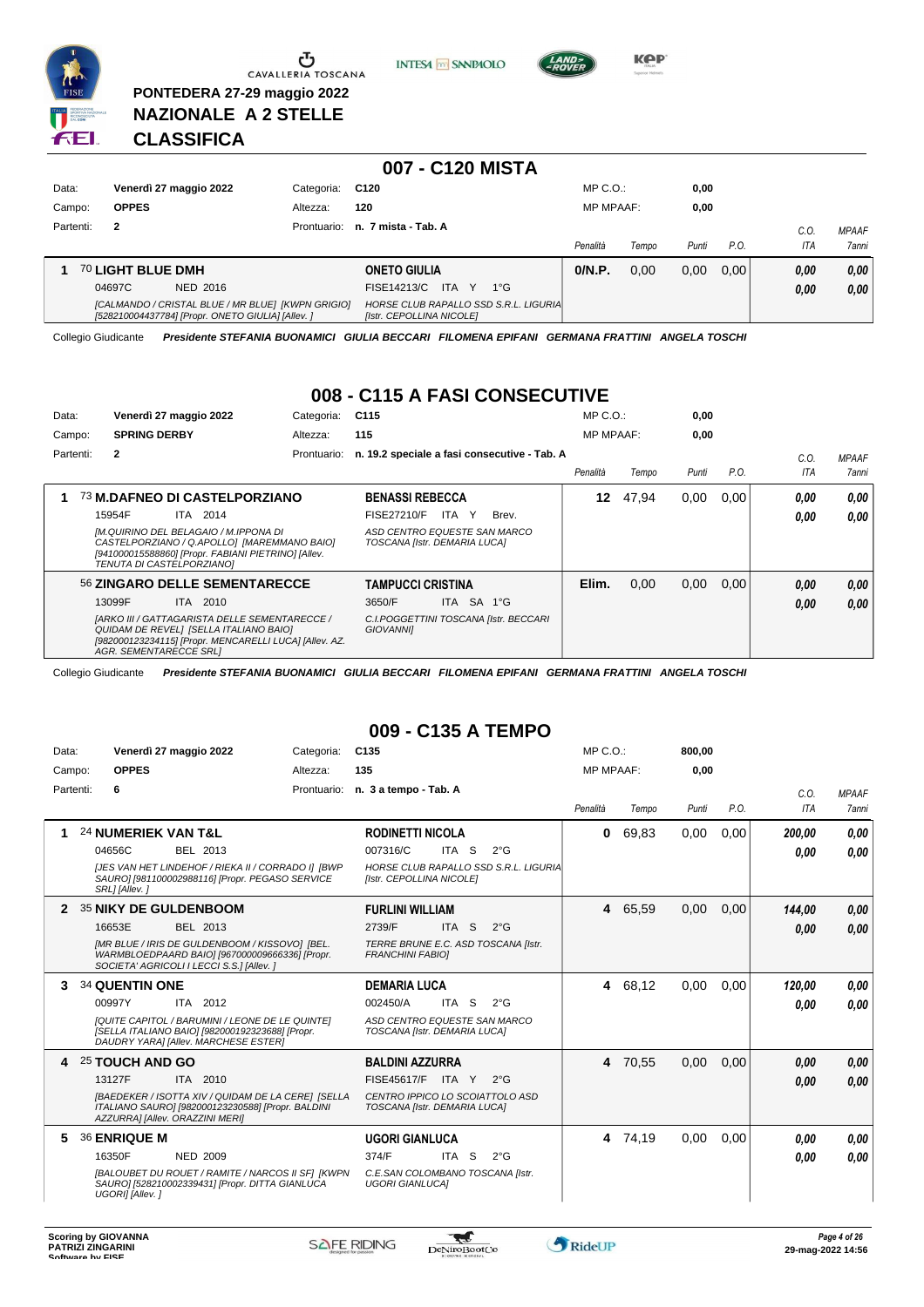PONTEDERA 27-29 maggio 2022

NAZIONALE A 2 STELLE

CLASSIFICA

## 007 - C120 MISTA

| | | | |
|---|---|---|---|
| Data: | Venerdì 27 maggio 2022 | Categoria: | C120 |
| Campo: | OPPES | Altezza: | 120 |
| Partenti: | 2 | Prontuario: | n. 7 mista - Tab. A |

MP C.O.: 0,00 — MP MPAAF: 0,00

| Pos. | Cavallo | Cavaliere | Penalità | Tempo | Punti | P.O. | C.O. ITA | MPAAF 7anni |
|---|---|---|---|---|---|---|---|---|
| 1 | 70 LIGHT BLUE DMH<br>04697C NED 2016<br>*[CALMANDO / CRISTAL BLUE / MR BLUE] [KWPN GRIGIO] [528210004437784] [Propr. ONETO GIULIA] [Allev. ]* | ONETO GIULIA<br>FISE14213/C ITA Y 1°G<br>*HORSE CLUB RAPALLO SSD S.R.L. LIGURIA [Istr. CEPOLLINA NICOLE]* | 0/N.P. | 0,00 | 0,00 | 0,00 | 0,00<br>0,00 | 0,00<br>0,00 |

Collegio Giudicante *Presidente STEFANIA BUONAMICI GIULIA BECCARI FILOMENA EPIFANI GERMANA FRATTINI ANGELA TOSCHI*

## 008 - C115 A FASI CONSECUTIVE

| | | | |
|---|---|---|---|
| Data: | Venerdì 27 maggio 2022 | Categoria: | C115 |
| Campo: | SPRING DERBY | Altezza: | 115 |
| Partenti: | 2 | Prontuario: | n. 19.2 speciale a fasi consecutive - Tab. A |

MP C.O.: 0,00 — MP MPAAF: 0,00

| Pos. | Cavallo | Cavaliere | Penalità | Tempo | Punti | P.O. | C.O. ITA | MPAAF 7anni |
|---|---|---|---|---|---|---|---|---|
| 1 | 73 M.DAFNEO DI CASTELPORZIANO<br>15954F ITA 2014<br>*[M.QUIRINO DEL BELAGAIO / M.IPPONA DI CASTELPORZIANO / Q.APOLLO] [MAREMMANO BAIO] [941000015588860] [Propr. FABIANI PIETRINO] [Allev. TENUTA DI CASTELPORZIANO]* | BENASSI REBECCA<br>FISE27210/F ITA Y Brev.<br>*ASD CENTRO EQUESTE SAN MARCO TOSCANA [Istr. DEMARIA LUCA]* | 12 | 47,94 | 0,00 | 0,00 | 0,00<br>0,00 | 0,00<br>0,00 |
| | 56 ZINGARO DELLE SEMENTARECCE<br>13099F ITA 2010<br>*[ARKO III / GATTAGARISTA DELLE SEMENTARECCE / QUIDAM DE REVEL] [SELLA ITALIANO BAIO] [982000123234115] [Propr. MENCARELLI LUCA] [Allev. AZ. AGR. SEMENTARECCE SRL]* | TAMPUCCI CRISTINA<br>3650/F ITA SA 1°G<br>*C.I.POGGETTINI TOSCANA [Istr. BECCARI GIOVANNI]* | Elim. | 0,00 | 0,00 | 0,00 | 0,00<br>0,00 | 0,00<br>0,00 |

Collegio Giudicante *Presidente STEFANIA BUONAMICI GIULIA BECCARI FILOMENA EPIFANI GERMANA FRATTINI ANGELA TOSCHI*

## 009 - C135 A TEMPO

| | | | |
|---|---|---|---|
| Data: | Venerdì 27 maggio 2022 | Categoria: | C135 |
| Campo: | OPPES | Altezza: | 135 |
| Partenti: | 6 | Prontuario: | n. 3 a tempo - Tab. A |

MP C.O.: 800,00 — MP MPAAF: 0,00

| Pos. | Cavallo | Cavaliere | Penalità | Tempo | Punti | P.O. | C.O. ITA | MPAAF 7anni |
|---|---|---|---|---|---|---|---|---|
| 1 | 24 NUMERIEK VAN T&L<br>04656C BEL 2013<br>*[JES VAN HET LINDEHOF / RIEKA II / CORRADO I] [BWP SAURO] [981100002988116] [Propr. PEGASO SERVICE SRL] [Allev. ]* | RODINETTI NICOLA<br>007316/C ITA S 2°G<br>*HORSE CLUB RAPALLO SSD S.R.L. LIGURIA [Istr. CEPOLLINA NICOLE]* | 0 | 69,83 | 0,00 | 0,00 | 200,00<br>0,00 | 0,00<br>0,00 |
| 2 | 35 NIKY DE GULDENBOOM<br>16653E BEL 2013<br>*[MR BLUE / IRIS DE GULDENBOOM / KISSOVO] [BEL. WARMBLOEDPAARD BAIO] [967000009666336] [Propr. SOCIETA' AGRICOLI I LECCI S.S.] [Allev. ]* | FURLINI WILLIAM<br>2739/F ITA S 2°G<br>*TERRE BRUNE E.C. ASD TOSCANA [Istr. FRANCHINI FABIO]* | 4 | 65,59 | 0,00 | 0,00 | 144,00<br>0,00 | 0,00<br>0,00 |
| 3 | 34 QUENTIN ONE<br>00997Y ITA 2012<br>*[QUITE CAPITOL / BARUMINI / LEONE DE LE QUINTE] [SELLA ITALIANO BAIO] [982000192323688] [Propr. DAUDRY YARA] [Allev. MARCHESE ESTER]* | DEMARIA LUCA<br>002450/A ITA S 2°G<br>*ASD CENTRO EQUESTE SAN MARCO TOSCANA [Istr. DEMARIA LUCA]* | 4 | 68,12 | 0,00 | 0,00 | 120,00<br>0,00 | 0,00<br>0,00 |
| 4 | 25 TOUCH AND GO<br>13127F ITA 2010<br>*[BAEDEKER / ISOTTA XIV / QUIDAM DE LA CERE] [SELLA ITALIANO SAURO] [982000123230588] [Propr. BALDINI AZZURRA] [Allev. ORAZZINI MERI]* | BALDINI AZZURRA<br>FISE45617/F ITA Y 2°G<br>*CENTRO IPPICO LO SCOIATTOLO ASD TOSCANA [Istr. DEMARIA LUCA]* | 4 | 70,55 | 0,00 | 0,00 | 0,00<br>0,00 | 0,00<br>0,00 |
| 5 | 36 ENRIQUE M<br>16350F NED 2009<br>*[BALOUBET DU ROUET / RAMITE / NARCOS II SF] [KWPN SAURO] [528210002339431] [Propr. DITTA GIANLUCA UGORI] [Allev. ]* | UGORI GIANLUCA<br>374/F ITA S 2°G<br>*C.E.SAN COLOMBANO TOSCANA [Istr. UGORI GIANLUCA]* | 4 | 74,19 | 0,00 | 0,00 | 0,00<br>0,00 | 0,00<br>0,00 |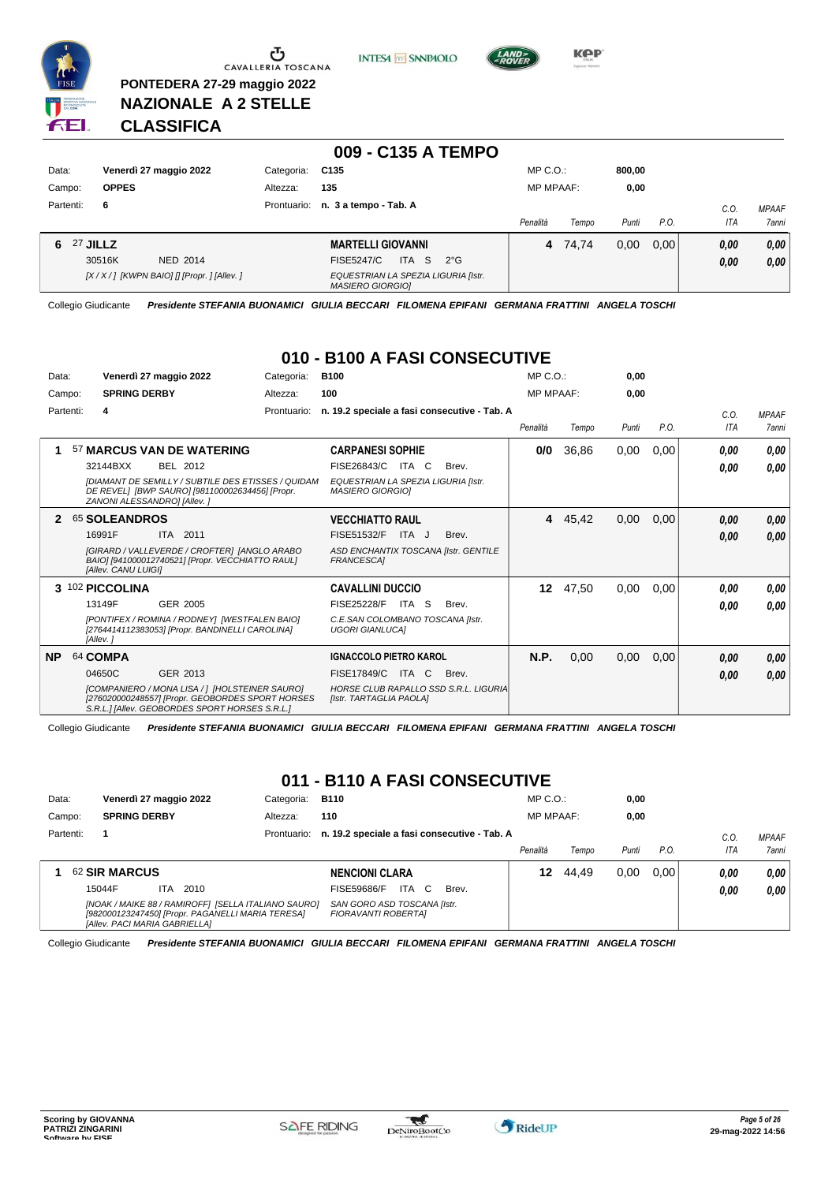PONTEDERA 27-29 maggio 2022

NAZIONALE A 2 STELLE

CLASSIFICA

## 009 - C135 A TEMPO

| Data: | Venerdì 27 maggio 2022 | Categoria: | C135 | MP C.O.: | 800,00 |
|---|---|---|---|---|---|
| Campo: | OPPES | Altezza: | 135 | MP MPAAF: | 0,00 |
| Partenti: | 6 | Prontuario: | n. 3 a tempo - Tab. A | | |

| | Cavallo | Cavaliere | Penalità | Tempo | Punti | P.O. | C.O. ITA | MPAAF 7anni |
|---|---|---|---|---|---|---|---|---|
| 6 | 27 **JILLZ**<br>30516K NED 2014<br>*[X / X / ] [KWPN BAIO] [] [Propr. ] [Allev. ]* | **MARTELLI GIOVANNI**<br>FISE5247/C ITA S 2°G<br>*EQUESTRIAN LA SPEZIA LIGURIA [Istr. MASIERO GIORGIO]* | 4 | 74,74 | 0,00 | 0,00 | 0,00<br>0,00 | 0,00<br>0,00 |

Collegio Giudicante *Presidente STEFANIA BUONAMICI GIULIA BECCARI FILOMENA EPIFANI GERMANA FRATTINI ANGELA TOSCHI*

## 010 - B100 A FASI CONSECUTIVE

| Data: | Venerdì 27 maggio 2022 | Categoria: | B100 | MP C.O.: | 0,00 |
|---|---|---|---|---|---|
| Campo: | SPRING DERBY | Altezza: | 100 | MP MPAAF: | 0,00 |
| Partenti: | 4 | Prontuario: | n. 19.2 speciale a fasi consecutive - Tab. A | | |

| | Cavallo | Cavaliere | Penalità | Tempo | Punti | P.O. | C.O. ITA | MPAAF 7anni |
|---|---|---|---|---|---|---|---|---|
| 1 | 57 **MARCUS VAN DE WATERING**<br>32144BXX BEL 2012<br>*[DIAMANT DE SEMILLY / SUBTILE DES ETISSES / QUIDAM DE REVEL] [BWP SAURO] [981100002634456] [Propr. ZANONI ALESSANDRO] [Allev. ]* | **CARPANESI SOPHIE**<br>FISE26843/C ITA C Brev.<br>*EQUESTRIAN LA SPEZIA LIGURIA [Istr. MASIERO GIORGIO]* | 0/0 | 36,86 | 0,00 | 0,00 | 0,00<br>0,00 | 0,00<br>0,00 |
| 2 | 65 **SOLEANDROS**<br>16991F ITA 2011<br>*[GIRARD / VALLEVERDE / CROFTER] [ANGLO ARABO BAIO] [941000012740521] [Propr. VECCHIATTO RAUL] [Allev. CANU LUIGI]* | **VECCHIATTO RAUL**<br>FISE51532/F ITA J Brev.<br>*ASD ENCHANTIX TOSCANA [Istr. GENTILE FRANCESCA]* | 4 | 45,42 | 0,00 | 0,00 | 0,00<br>0,00 | 0,00<br>0,00 |
| 3 | 102 **PICCOLINA**<br>13149F GER 2005<br>*[PONTIFEX / ROMINA / RODNEY] [WESTFALEN BAIO] [276441412383053] [Propr. BANDINELLI CAROLINA] [Allev. ]* | **CAVALLINI DUCCIO**<br>FISE25228/F ITA S Brev.<br>*C.E.SAN COLOMBANO TOSCANA [Istr. UGORI GIANLUCA]* | 12 | 47,50 | 0,00 | 0,00 | 0,00<br>0,00 | 0,00<br>0,00 |
| NP | 64 **COMPA**<br>04650C GER 2013<br>*[COMPANIERO / MONA LISA / ] [HOLSTEINER SAURO] [276020000248557] [Propr. GEOBORDES SPORT HORSES S.R.L.] [Allev. GEOBORDES SPORT HORSES S.R.L.]* | **IGNACCOLO PIETRO KAROL**<br>FISE17849/C ITA C Brev.<br>*HORSE CLUB RAPALLO SSD S.R.L. LIGURIA [Istr. TARTAGLIA PAOLA]* | N.P. | 0,00 | 0,00 | 0,00 | 0,00<br>0,00 | 0,00<br>0,00 |

Collegio Giudicante *Presidente STEFANIA BUONAMICI GIULIA BECCARI FILOMENA EPIFANI GERMANA FRATTINI ANGELA TOSCHI*

## 011 - B110 A FASI CONSECUTIVE

| Data: | Venerdì 27 maggio 2022 | Categoria: | B110 | MP C.O.: | 0,00 |
|---|---|---|---|---|---|
| Campo: | SPRING DERBY | Altezza: | 110 | MP MPAAF: | 0,00 |
| Partenti: | 1 | Prontuario: | n. 19.2 speciale a fasi consecutive - Tab. A | | |

| | Cavallo | Cavaliere | Penalità | Tempo | Punti | P.O. | C.O. ITA | MPAAF 7anni |
|---|---|---|---|---|---|---|---|---|
| 1 | 62 **SIR MARCUS**<br>15044F ITA 2010<br>*[NOAK / MAIKE 88 / RAMIROFF] [SELLA ITALIANO SAURO] [982000123247450] [Propr. PAGANELLI MARIA TERESA] [Allev. PACI MARIA GABRIELLA]* | **NENCIONI CLARA**<br>FISE59686/F ITA C Brev.<br>*SAN GORO ASD TOSCANA [Istr. FIORAVANTI ROBERTA]* | 12 | 44,49 | 0,00 | 0,00 | 0,00<br>0,00 | 0,00<br>0,00 |

Collegio Giudicante *Presidente STEFANIA BUONAMICI GIULIA BECCARI FILOMENA EPIFANI GERMANA FRATTINI ANGELA TOSCHI*

Scoring by GIOVANNA PATRIZI ZINGARINI

29-mag-2022 14:56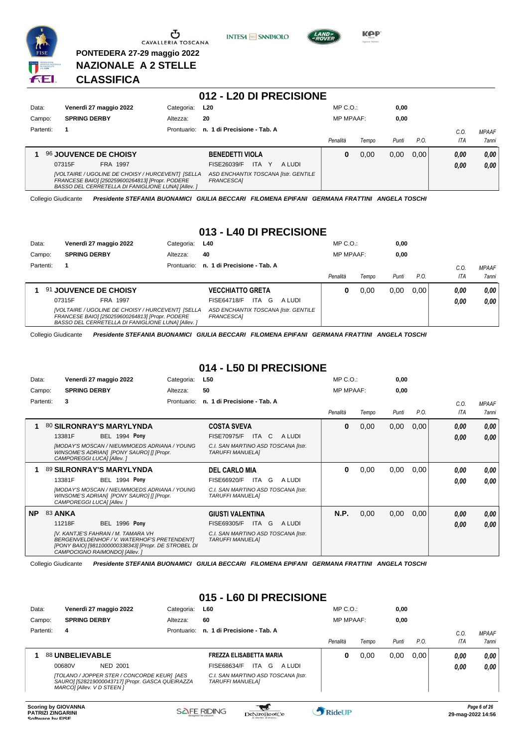PONTEDERA 27-29 maggio 2022

NAZIONALE A 2 STELLE

CLASSIFICA

## 012 - L20 DI PRECISIONE

| Data: | Venerdì 27 maggio 2022 | Categoria: | L20 | MP C.O.: | 0,00 |
|---|---|---|---|---|---|
| Campo: | SPRING DERBY | Altezza: | 20 | MP MPAAF: | 0,00 |
| Partenti: | 1 | Prontuario: | n. 1 di Precisione - Tab. A | | |

| | Cavallo | Cavaliere | Penalità | Tempo | Punti | P.O. | C.O. ITA | MPAAF 7anni |
|---|---|---|---|---|---|---|---|---|
| 1 | 96 **JOUVENCE DE CHOISY** 07315F FRA 1997 *[VOLTAIRE / UGOLINE DE CHOISY / HURCEVENT] [SELLA FRANCESE BAIO] [250259600264813] [Propr. PODERE BASSO DEL CERRETELLA DI FANIGLIONE LUNA] [Allev. ]* | **BENEDETTI VIOLA** FISE26039/F ITA Y A LUDI *ASD ENCHANTIX TOSCANA [Istr. GENTILE FRANCESCA]* | 0 | 0,00 | 0,00 | 0,00 | 0,00 / 0,00 | 0,00 / 0,00 |

Collegio Giudicante *Presidente STEFANIA BUONAMICI GIULIA BECCARI FILOMENA EPIFANI GERMANA FRATTINI ANGELA TOSCHI*

## 013 - L40 DI PRECISIONE

| Data: | Venerdì 27 maggio 2022 | Categoria: | L40 | MP C.O.: | 0,00 |
|---|---|---|---|---|---|
| Campo: | SPRING DERBY | Altezza: | 40 | MP MPAAF: | 0,00 |
| Partenti: | 1 | Prontuario: | n. 1 di Precisione - Tab. A | | |

| | Cavallo | Cavaliere | Penalità | Tempo | Punti | P.O. | C.O. ITA | MPAAF 7anni |
|---|---|---|---|---|---|---|---|---|
| 1 | 91 **JOUVENCE DE CHOISY** 07315F FRA 1997 *[VOLTAIRE / UGOLINE DE CHOISY / HURCEVENT] [SELLA FRANCESE BAIO] [250259600264813] [Propr. PODERE BASSO DEL CERRETELLA DI FANIGLIONE LUNA] [Allev. ]* | **VECCHIATTO GRETA** FISE64718/F ITA G A LUDI *ASD ENCHANTIX TOSCANA [Istr. GENTILE FRANCESCA]* | 0 | 0,00 | 0,00 | 0,00 | 0,00 / 0,00 | 0,00 / 0,00 |

Collegio Giudicante *Presidente STEFANIA BUONAMICI GIULIA BECCARI FILOMENA EPIFANI GERMANA FRATTINI ANGELA TOSCHI*

## 014 - L50 DI PRECISIONE

| Data: | Venerdì 27 maggio 2022 | Categoria: | L50 | MP C.O.: | 0,00 |
|---|---|---|---|---|---|
| Campo: | SPRING DERBY | Altezza: | 50 | MP MPAAF: | 0,00 |
| Partenti: | 3 | Prontuario: | n. 1 di Precisione - Tab. A | | |

| | Cavallo | Cavaliere | Penalità | Tempo | Punti | P.O. | C.O. ITA | MPAAF 7anni |
|---|---|---|---|---|---|---|---|---|
| 1 | 80 **SILRONRAY'S MARYLYNDA** 13381F BEL 1994 **Pony** *[MODAY'S MOSCAN / NIEUWMOEDS ADRIANA / YOUNG WINSOME'S ADRIAN] [PONY SAURO] [] [Propr. CAMPOREGGI LUCA] [Allev. ]* | **COSTA SVEVA** FISE70975/F ITA C A LUDI *C.I. SAN MARTINO ASD TOSCANA [Istr. TARUFFI MANUELA]* | 0 | 0,00 | 0,00 | 0,00 | 0,00 / 0,00 | 0,00 / 0,00 |
| 1 | 89 **SILRONRAY'S MARYLYNDA** 13381F BEL 1994 **Pony** *[MODAY'S MOSCAN / NIEUWMOEDS ADRIANA / YOUNG WINSOME'S ADRIAN] [PONY SAURO] [] [Propr. CAMPOREGGI LUCA] [Allev. ]* | **DEL CARLO MIA** FISE66920/F ITA G A LUDI *C.I. SAN MARTINO ASD TOSCANA [Istr. TARUFFI MANUELA]* | 0 | 0,00 | 0,00 | 0,00 | 0,00 / 0,00 | 0,00 / 0,00 |
| NP | 83 **ANKA** 11218F BEL 1996 **Pony** *[V. KANTJE'S FAHRAN / M. TAMARA VH BERGENVELDENHOF / V. WATERHOF'S PRETENDENT] [PONY BAIO] [981100000338343] [Propr. DE STROBEL DI CAMPOCIGNO RAIMONDO] [Allev. ]* | **GIUSTI VALENTINA** FISE69305/F ITA G A LUDI *C.I. SAN MARTINO ASD TOSCANA [Istr. TARUFFI MANUELA]* | N.P. | 0,00 | 0,00 | 0,00 | 0,00 / 0,00 | 0,00 / 0,00 |

Collegio Giudicante *Presidente STEFANIA BUONAMICI GIULIA BECCARI FILOMENA EPIFANI GERMANA FRATTINI ANGELA TOSCHI*

## 015 - L60 DI PRECISIONE

| Data: | Venerdì 27 maggio 2022 | Categoria: | L60 | MP C.O.: | 0,00 |
|---|---|---|---|---|---|
| Campo: | SPRING DERBY | Altezza: | 60 | MP MPAAF: | 0,00 |
| Partenti: | 4 | Prontuario: | n. 1 di Precisione - Tab. A | | |

| | Cavallo | Cavaliere | Penalità | Tempo | Punti | P.O. | C.O. ITA | MPAAF 7anni |
|---|---|---|---|---|---|---|---|---|
| 1 | 88 **UNBELIEVABLE** 00680V NED 2001 *[TOLANO / JOPPER STER / CONCORDE KEUR] [AES SAURO] [528219000043717] [Propr. GASCA QUEIRAZZA MARCO] [Allev. V D STEEN ]* | **FREZZA ELISABETTA MARIA** FISE68634/F ITA G A LUDI *C.I. SAN MARTINO ASD TOSCANA [Istr. TARUFFI MANUELA]* | 0 | 0,00 | 0,00 | 0,00 | 0,00 / 0,00 | 0,00 / 0,00 |

Scoring by GIOVANNA PATRIZI ZINGARINI

29-mag-2022 14:56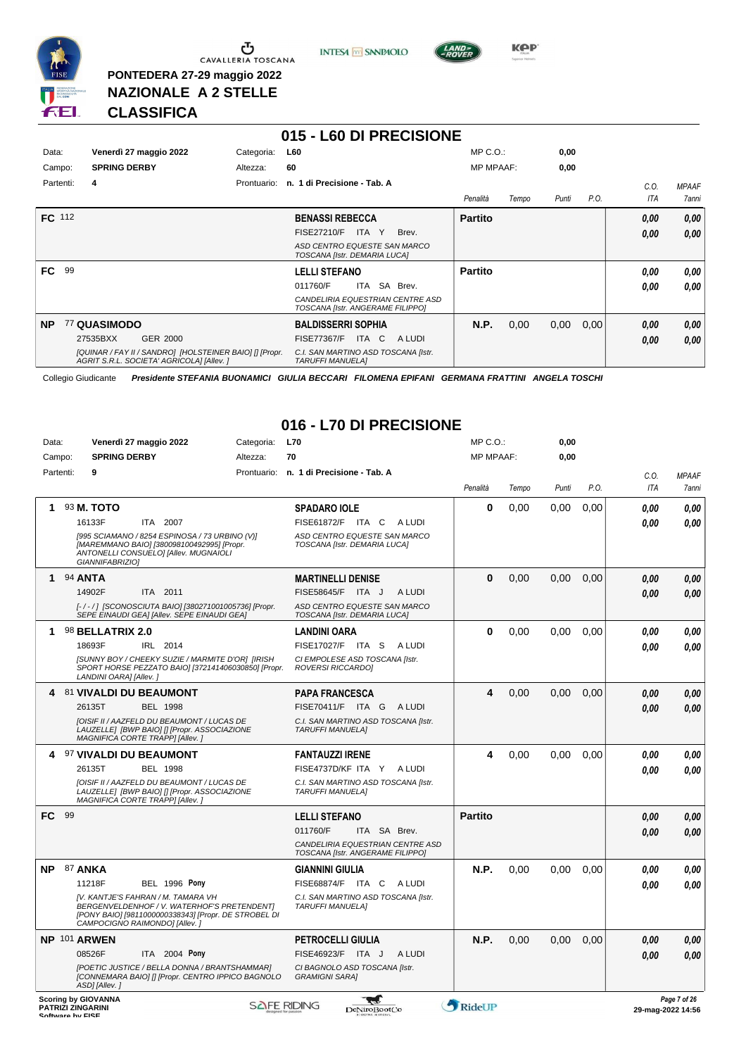PONTEDERA 27-29 maggio 2022

NAZIONALE A 2 STELLE

**CLASSIFICA**

## 015 - L60 DI PRECISIONE

| Data: | Venerdì 27 maggio 2022 | Categoria: | L60 | MP C.O.: | 0,00 |
|---|---|---|---|---|---|
| Campo: | SPRING DERBY | Altezza: | 60 | MP MPAAF: | 0,00 |
| Partenti: | 4 | Prontuario: | n. 1 di Precisione - Tab. A | | |

| Pos. | Cavallo | Cavaliere | Penalità | Tempo | Punti | P.O. | C.O. ITA | MPAAF 7anni |
|---|---|---|---|---|---|---|---|---|
| FC | 112 | BENASSI REBECCA<br>FISE27210/F ITA Y Brev.<br>ASD CENTRO EQUESTE SAN MARCO TOSCANA [Istr. DEMARIA LUCA] | Partito | | | | 0,00<br>0,00 | 0,00<br>0,00 |
| FC | 99 | LELLI STEFANO<br>011760/F ITA SA Brev.<br>CANDELIRIA EQUESTRIAN CENTRE ASD TOSCANA [Istr. ANGERAME FILIPPO] | Partito | | | | 0,00<br>0,00 | 0,00<br>0,00 |
| NP | 77 QUASIMODO<br>27535BXX GER 2000<br>[QUINAR / FAY II / SANDRO] [HOLSTEINER BAIO] [] [Propr. AGRIT S.R.L. SOCIETA' AGRICOLA] [Allev. ] | BALDISSERRI SOPHIA<br>FISE77367/F ITA C A LUDI<br>C.I. SAN MARTINO ASD TOSCANA [Istr. TARUFFI MANUELA] | N.P. | 0,00 | 0,00 | 0,00 | 0,00<br>0,00 | 0,00<br>0,00 |

Collegio Giudicante *Presidente STEFANIA BUONAMICI GIULIA BECCARI FILOMENA EPIFANI GERMANA FRATTINI ANGELA TOSCHI*

## 016 - L70 DI PRECISIONE

| Data: | Venerdì 27 maggio 2022 | Categoria: | L70 | MP C.O.: | 0,00 |
|---|---|---|---|---|---|
| Campo: | SPRING DERBY | Altezza: | 70 | MP MPAAF: | 0,00 |
| Partenti: | 9 | Prontuario: | n. 1 di Precisione - Tab. A | | |

| Pos. | Cavallo | Cavaliere | Penalità | Tempo | Punti | P.O. | C.O. ITA | MPAAF 7anni |
|---|---|---|---|---|---|---|---|---|
| 1 | 93 M. TOTO<br>16133F ITA 2007<br>[995 SCIAMANO / 8254 ESPINOSA / 73 URBINO (V)] [MAREMMANO BAIO] [380098100492995] [Propr. ANTONELLI CONSUELO] [Allev. MUGNAIOLI GIANNIFABRIZIO] | SPADARO IOLE<br>FISE61872/F ITA C A LUDI<br>ASD CENTRO EQUESTE SAN MARCO TOSCANA [Istr. DEMARIA LUCA] | 0 | 0,00 | 0,00 | 0,00 | 0,00<br>0,00 | 0,00<br>0,00 |
| 1 | 94 ANTA<br>14902F ITA 2011<br>[- / - / ] [SCONOSCIUTA BAIO] [380271001005736] [Propr. SEPE EINAUDI GEA] [Allev. SEPE EINAUDI GEA] | MARTINELLI DENISE<br>FISE58645/F ITA J A LUDI<br>ASD CENTRO EQUESTE SAN MARCO TOSCANA [Istr. DEMARIA LUCA] | 0 | 0,00 | 0,00 | 0,00 | 0,00<br>0,00 | 0,00<br>0,00 |
| 1 | 98 BELLATRIX 2.0<br>18693F IRL 2014<br>[SUNNY BOY / CHEEKY SUZIE / MARMITE D'OR] [IRISH SPORT HORSE PEZZATO BAIO] [372141406030850] [Propr. LANDINI OARA] [Allev. ] | LANDINI OARA<br>FISE17027/F ITA S A LUDI<br>CI EMPOLESE ASD TOSCANA [Istr. ROVERSI RICCARDO] | 0 | 0,00 | 0,00 | 0,00 | 0,00<br>0,00 | 0,00<br>0,00 |
| 4 | 81 VIVALDI DU BEAUMONT<br>26135T BEL 1998<br>[OISIF II / AAZFELD DU BEAUMONT / LUCAS DE LAUZELLE] [BWP BAIO] [] [Propr. ASSOCIAZIONE MAGNIFICA CORTE TRAPP] [Allev. ] | PAPA FRANCESCA<br>FISE70411/F ITA G A LUDI<br>C.I. SAN MARTINO ASD TOSCANA [Istr. TARUFFI MANUELA] | 4 | 0,00 | 0,00 | 0,00 | 0,00<br>0,00 | 0,00<br>0,00 |
| 4 | 97 VIVALDI DU BEAUMONT<br>26135T BEL 1998<br>[OISIF II / AAZFELD DU BEAUMONT / LUCAS DE LAUZELLE] [BWP BAIO] [] [Propr. ASSOCIAZIONE MAGNIFICA CORTE TRAPP] [Allev. ] | FANTAUZZI IRENE<br>FISE4737D/KF ITA Y A LUDI<br>C.I. SAN MARTINO ASD TOSCANA [Istr. TARUFFI MANUELA] | 4 | 0,00 | 0,00 | 0,00 | 0,00<br>0,00 | 0,00<br>0,00 |
| FC | 99 | LELLI STEFANO<br>011760/F ITA SA Brev.<br>CANDELIRIA EQUESTRIAN CENTRE ASD TOSCANA [Istr. ANGERAME FILIPPO] | Partito | | | | 0,00<br>0,00 | 0,00<br>0,00 |
| NP | 87 ANKA<br>11218F BEL 1996 **Pony**<br>[V. KANTJE'S FAHRAN / M. TAMARA VH BERGENVELDENHOF / V. WATERHOF'S PRETENDENT] [PONY BAIO] [981100000338343] [Propr. DE STROBEL DI CAMPOCIGNO RAIMONDO] [Allev. ] | GIANNINI GIULIA<br>FISE68874/F ITA C A LUDI<br>C.I. SAN MARTINO ASD TOSCANA [Istr. TARUFFI MANUELA] | N.P. | 0,00 | 0,00 | 0,00 | 0,00<br>0,00 | 0,00<br>0,00 |
| NP | 101 ARWEN<br>08526F ITA 2004 **Pony**<br>[POETIC JUSTICE / BELLA DONNA / BRANTSHAMMAR] [CONNEMARA BAIO] [] [Propr. CENTRO IPPICO BAGNOLO ASD] [Allev. ] | PETROCELLI GIULIA<br>FISE46923/F ITA J A LUDI<br>CI BAGNOLO ASD TOSCANA [Istr. GRAMIGNI SARA] | N.P. | 0,00 | 0,00 | 0,00 | 0,00<br>0,00 | 0,00<br>0,00 |

Scoring by GIOVANNA PATRIZI ZINGARINI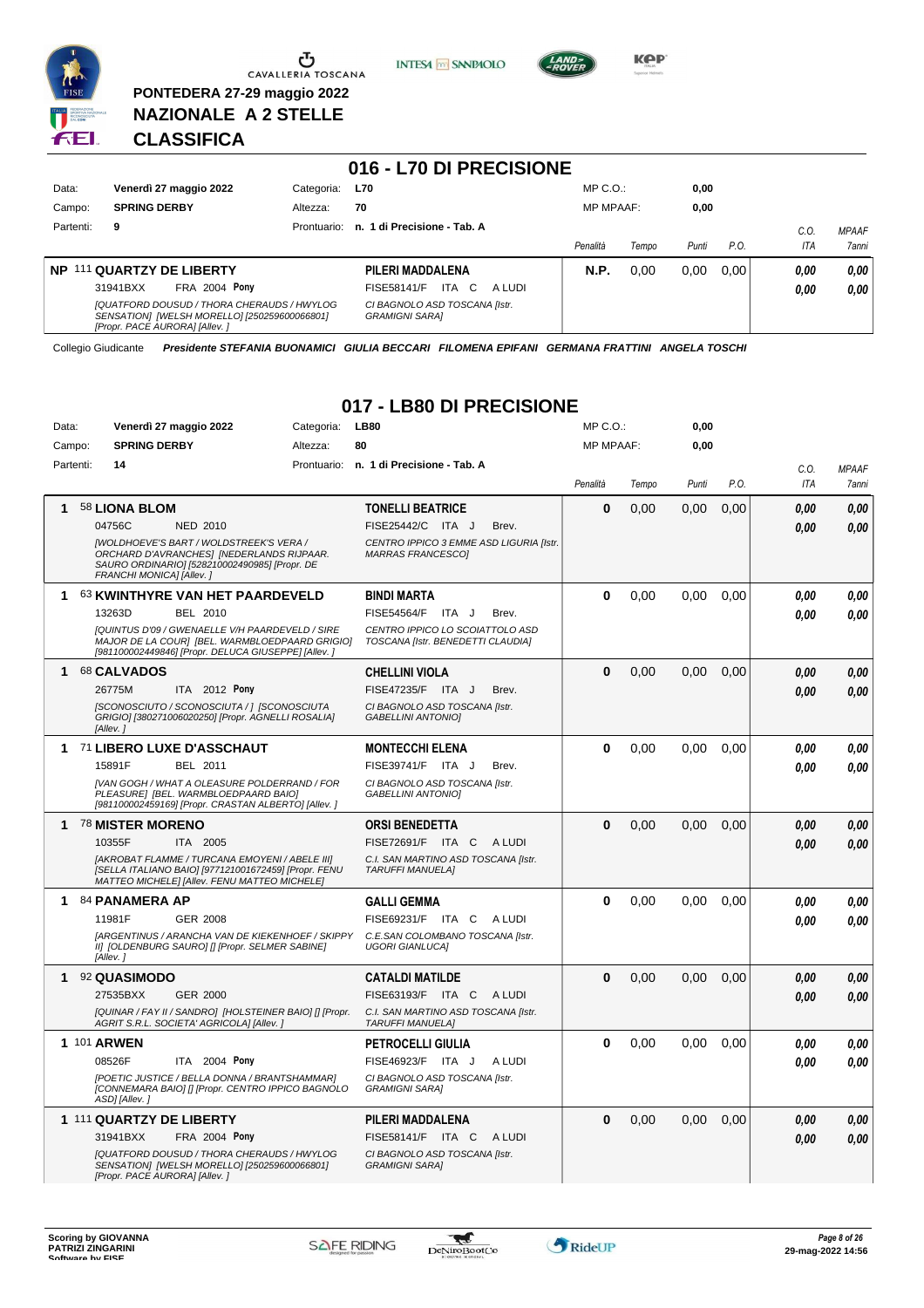PONTEDERA 27-29 maggio 2022

NAZIONALE A 2 STELLE

CLASSIFICA

## 016 - L70 DI PRECISIONE

| Data: | Venerdì 27 maggio 2022 | Categoria: | L70 | MP C.O.: | 0,00 |
|---|---|---|---|---|---|
| Campo: | SPRING DERBY | Altezza: | 70 | MP MPAAF: | 0,00 |
| Partenti: | 9 | Prontuario: | n. 1 di Precisione - Tab. A | | |

| Cl. | Cavallo | Cavaliere | Penalità | Tempo | Punti | P.O. | C.O. ITA | MPAAF 7anni |
|---|---|---|---|---|---|---|---|---|
| NP | 111 QUARTZY DE LIBERTY<br>31941BXX FRA 2004 Pony<br>*[QUATFORD DOUSUD / THORA CHERAUDS / HWYLOG SENSATION] [WELSH MORELLO] [250259600066801] [Propr. PACE AURORA] [Allev. ]* | PILERI MADDALENA<br>FISE58141/F ITA C A LUDI<br>*CI BAGNOLO ASD TOSCANA [Istr. GRAMIGNI SARA]* | N.P. | 0,00 | 0,00 | 0,00 | 0,00<br>0,00 | 0,00<br>0,00 |

Collegio Giudicante *Presidente STEFANIA BUONAMICI GIULIA BECCARI FILOMENA EPIFANI GERMANA FRATTINI ANGELA TOSCHI*

## 017 - LB80 DI PRECISIONE

| Data: | Venerdì 27 maggio 2022 | Categoria: | LB80 | MP C.O.: | 0,00 |
|---|---|---|---|---|---|
| Campo: | SPRING DERBY | Altezza: | 80 | MP MPAAF: | 0,00 |
| Partenti: | 14 | Prontuario: | n. 1 di Precisione - Tab. A | | |

| Cl. | Cavallo | Cavaliere | Penalità | Tempo | Punti | P.O. | C.O. ITA | MPAAF 7anni |
|---|---|---|---|---|---|---|---|---|
| 1 | 58 LIONA BLOM<br>04756C NED 2010<br>*[WOLDHOEVE'S BART / WOLDSTREEK'S VERA / ORCHARD D'AVRANCHES] [NEDERLANDS RIJPAAR. SAURO ORDINARIO] [528210002490985] [Propr. DE FRANCHI MONICA] [Allev. ]* | TONELLI BEATRICE<br>FISE25442/C ITA J Brev.<br>*CENTRO IPPICO 3 EMME ASD LIGURIA [Istr. MARRAS FRANCESCO]* | 0 | 0,00 | 0,00 | 0,00 | 0,00<br>0,00 | 0,00<br>0,00 |
| 1 | 63 KWINTHYRE VAN HET PAARDEVELD<br>13263D BEL 2010<br>*[QUINTUS D'09 / GWENAELLE V/H PAARDEVELD / SIRE MAJOR DE LA COUR] [BEL. WARMBLOEDPAARD GRIGIO] [981100002449846] [Propr. DELUCA GIUSEPPE] [Allev. ]* | BINDI MARTA<br>FISE54564/F ITA J Brev.<br>*CENTRO IPPICO LO SCOIATTOLO ASD TOSCANA [Istr. BENEDETTI CLAUDIA]* | 0 | 0,00 | 0,00 | 0,00 | 0,00<br>0,00 | 0,00<br>0,00 |
| 1 | 68 CALVADOS<br>26775M ITA 2012 Pony<br>*[SCONOSCIUTO / SCONOSCIUTA / ] [SCONOSCIUTA GRIGIO] [380271006020250] [Propr. AGNELLI ROSALIA] [Allev. ]* | CHELLINI VIOLA<br>FISE47235/F ITA J Brev.<br>*CI BAGNOLO ASD TOSCANA [Istr. GABELLINI ANTONIO]* | 0 | 0,00 | 0,00 | 0,00 | 0,00<br>0,00 | 0,00<br>0,00 |
| 1 | 71 LIBERO LUXE D'ASSCHAUT<br>15891F BEL 2011<br>*[VAN GOGH / WHAT A OLEASURE POLDERRAND / FOR PLEASURE] [BEL. WARMBLOEDPAARD BAIO] [981100002459169] [Propr. CRASTAN ALBERTO] [Allev. ]* | MONTECCHI ELENA<br>FISE39741/F ITA J Brev.<br>*CI BAGNOLO ASD TOSCANA [Istr. GABELLINI ANTONIO]* | 0 | 0,00 | 0,00 | 0,00 | 0,00<br>0,00 | 0,00<br>0,00 |
| 1 | 78 MISTER MORENO<br>10355F ITA 2005<br>*[AKROBAT FLAMME / TURCANA EMOYENI / ABELE III] [SELLA ITALIANO BAIO] [977121001672459] [Propr. FENU MATTEO MICHELE] [Allev. FENU MATTEO MICHELE]* | ORSI BENEDETTA<br>FISE72691/F ITA C A LUDI<br>*C.I. SAN MARTINO ASD TOSCANA [Istr. TARUFFI MANUELA]* | 0 | 0,00 | 0,00 | 0,00 | 0,00<br>0,00 | 0,00<br>0,00 |
| 1 | 84 PANAMERA AP<br>11981F GER 2008<br>*[ARGENTINUS / ARANCHA VAN DE KIEKENHOEF / SKIPPY II] [OLDENBURG SAURO] [] [Propr. SELMER SABINE] [Allev. ]* | GALLI GEMMA<br>FISE69231/F ITA C A LUDI<br>*C.E.SAN COLOMBANO TOSCANA [Istr. UGORI GIANLUCA]* | 0 | 0,00 | 0,00 | 0,00 | 0,00<br>0,00 | 0,00<br>0,00 |
| 1 | 92 QUASIMODO<br>27535BXX GER 2000<br>*[QUINAR / FAY II / SANDRO] [HOLSTEINER BAIO] [] [Propr. AGRIT S.R.L. SOCIETA' AGRICOLA] [Allev. ]* | CATALDI MATILDE<br>FISE63193/F ITA C A LUDI<br>*C.I. SAN MARTINO ASD TOSCANA [Istr. TARUFFI MANUELA]* | 0 | 0,00 | 0,00 | 0,00 | 0,00<br>0,00 | 0,00<br>0,00 |
| 1 | 101 ARWEN<br>08526F ITA 2004 Pony<br>*[POETIC JUSTICE / BELLA DONNA / BRANTSHAMMAR] [CONNEMARA BAIO] [] [Propr. CENTRO IPPICO BAGNOLO ASD] [Allev. ]* | PETROCELLI GIULIA<br>FISE46923/F ITA J A LUDI<br>*CI BAGNOLO ASD TOSCANA [Istr. GRAMIGNI SARA]* | 0 | 0,00 | 0,00 | 0,00 | 0,00<br>0,00 | 0,00<br>0,00 |
| 1 | 111 QUARTZY DE LIBERTY<br>31941BXX FRA 2004 Pony<br>*[QUATFORD DOUSUD / THORA CHERAUDS / HWYLOG SENSATION] [WELSH MORELLO] [250259600066801] [Propr. PACE AURORA] [Allev. ]* | PILERI MADDALENA<br>FISE58141/F ITA C A LUDI<br>*CI BAGNOLO ASD TOSCANA [Istr. GRAMIGNI SARA]* | 0 | 0,00 | 0,00 | 0,00 | 0,00<br>0,00 | 0,00<br>0,00 |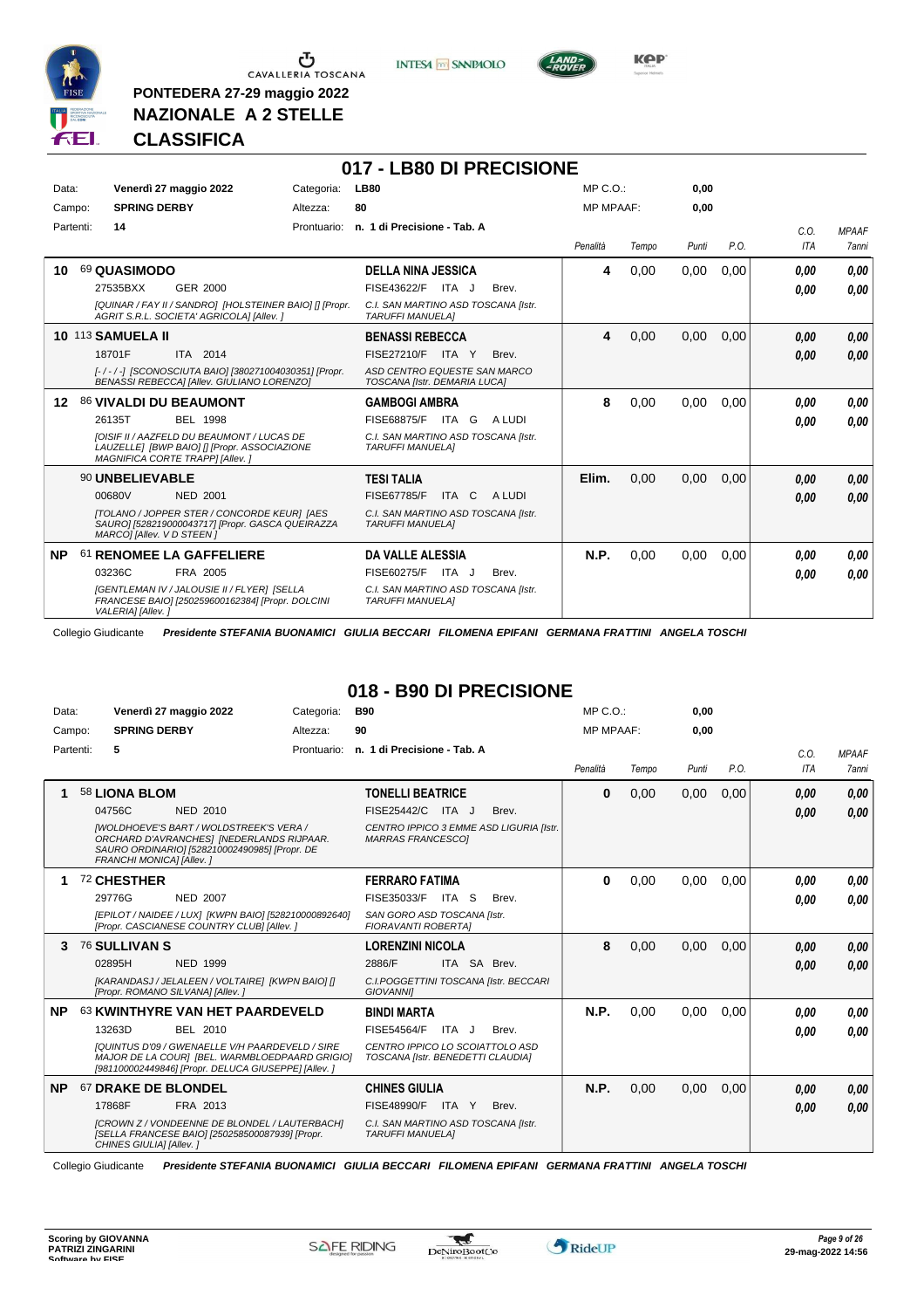PONTEDERA 27-29 maggio 2022

**NAZIONALE A 2 STELLE**

**CLASSIFICA**

## 017 - LB80 DI PRECISIONE

Data: **Venerdì 27 maggio 2022** Categoria: **LB80** MP C.O.: **0,00**

Campo: **SPRING DERBY** Altezza: **80** MP MPAAF: **0,00**

Partenti: **14** Prontuario: **n. 1 di Precisione - Tab. A**

| | Cavallo | Cavaliere | Penalità | Tempo | Punti | P.O. | C.O. ITA | MPAAF 7anni |
|---|---|---|---|---|---|---|---|---|
| 10 | 69 **QUASIMODO**<br>27535BXX GER 2000<br>*[QUINAR / FAY II / SANDRO] [HOLSTEINER BAIO] [] [Propr. AGRIT S.R.L. SOCIETA' AGRICOLA] [Allev. ]* | **DELLA NINA JESSICA**<br>FISE43622/F ITA J Brev.<br>*C.I. SAN MARTINO ASD TOSCANA [Istr. TARUFFI MANUELA]* | 4 | 0,00 | 0,00 | 0,00 | 0,00<br>0,00 | 0,00<br>0,00 |
| 10 | 113 **SAMUELA II**<br>18701F ITA 2014<br>*[- / - / -] [SCONOSCIUTA BAIO] [380271004030351] [Propr. BENASSI REBECCA] [Allev. GIULIANO LORENZO]* | **BENASSI REBECCA**<br>FISE27210/F ITA Y Brev.<br>*ASD CENTRO EQUESTE SAN MARCO TOSCANA [Istr. DEMARIA LUCA]* | 4 | 0,00 | 0,00 | 0,00 | 0,00<br>0,00 | 0,00<br>0,00 |
| 12 | 86 **VIVALDI DU BEAUMONT**<br>26135T BEL 1998<br>*[OISIF II / AAZFELD DU BEAUMONT / LUCAS DE LAUZELLE] [BWP BAIO] [] [Propr. ASSOCIAZIONE MAGNIFICA CORTE TRAPP] [Allev. ]* | **GAMBOGI AMBRA**<br>FISE68875/F ITA G A LUDI<br>*C.I. SAN MARTINO ASD TOSCANA [Istr. TARUFFI MANUELA]* | 8 | 0,00 | 0,00 | 0,00 | 0,00<br>0,00 | 0,00<br>0,00 |
| | 90 **UNBELIEVABLE**<br>00680V NED 2001<br>*[TOLANO / JOPPER STER / CONCORDE KEUR] [AES SAURO] [528219000043717] [Propr. GASCA QUEIRAZZA MARCO] [Allev. V D STEEN ]* | **TESI TALIA**<br>FISE67785/F ITA C A LUDI<br>*C.I. SAN MARTINO ASD TOSCANA [Istr. TARUFFI MANUELA]* | Elim. | 0,00 | 0,00 | 0,00 | 0,00<br>0,00 | 0,00<br>0,00 |
| NP | 61 **RENOMEE LA GAFFELIERE**<br>03236C FRA 2005<br>*[GENTLEMAN IV / JALOUSIE II / FLYER] [SELLA FRANCESE BAIO] [250259600162384] [Propr. DOLCINI VALERIA] [Allev. ]* | **DA VALLE ALESSIA**<br>FISE60275/F ITA J Brev.<br>*C.I. SAN MARTINO ASD TOSCANA [Istr. TARUFFI MANUELA]* | N.P. | 0,00 | 0,00 | 0,00 | 0,00<br>0,00 | 0,00<br>0,00 |

Collegio Giudicante *Presidente STEFANIA BUONAMICI GIULIA BECCARI FILOMENA EPIFANI GERMANA FRATTINI ANGELA TOSCHI*

## 018 - B90 DI PRECISIONE

Data: **Venerdì 27 maggio 2022** Categoria: **B90** MP C.O.: **0,00**

Campo: **SPRING DERBY** Altezza: **90** MP MPAAF: **0,00**

Partenti: **5** Prontuario: **n. 1 di Precisione - Tab. A**

| | Cavallo | Cavaliere | Penalità | Tempo | Punti | P.O. | C.O. ITA | MPAAF 7anni |
|---|---|---|---|---|---|---|---|---|
| 1 | 58 **LIONA BLOM**<br>04756C NED 2010<br>*[WOLDHOEVE'S BART / WOLDSTREEK'S VERA / ORCHARD D'AVRANCHES] [NEDERLANDS RIJPAAR. SAURO ORDINARIO] [528210002490985] [Propr. DE FRANCHI MONICA] [Allev. ]* | **TONELLI BEATRICE**<br>FISE25442/C ITA J Brev.<br>*CENTRO IPPICO 3 EMME ASD LIGURIA [Istr. MARRAS FRANCESCO]* | 0 | 0,00 | 0,00 | 0,00 | 0,00<br>0,00 | 0,00<br>0,00 |
| 1 | 72 **CHESTHER**<br>29776G NED 2007<br>*[EPILOT / NAIDEE / LUX] [KWPN BAIO] [528210000892640] [Propr. CASCIANESE COUNTRY CLUB] [Allev. ]* | **FERRARO FATIMA**<br>FISE35033/F ITA S Brev.<br>*SAN GORO ASD TOSCANA [Istr. FIORAVANTI ROBERTA]* | 0 | 0,00 | 0,00 | 0,00 | 0,00<br>0,00 | 0,00<br>0,00 |
| 3 | 76 **SULLIVAN S**<br>02895H NED 1999<br>*[KARANDASJ / JELALEEN / VOLTAIRE] [KWPN BAIO] [] [Propr. ROMANO SILVANA] [Allev. ]* | **LORENZINI NICOLA**<br>2886/F ITA SA Brev.<br>*C.I.POGGETTINI TOSCANA [Istr. BECCARI GIOVANNI]* | 8 | 0,00 | 0,00 | 0,00 | 0,00<br>0,00 | 0,00<br>0,00 |
| NP | 63 **KWINTHYRE VAN HET PAARDEVELD**<br>13263D BEL 2010<br>*[QUINTUS D'09 / GWENAELLE V/H PAARDEVELD / SIRE MAJOR DE LA COUR] [BEL. WARMBLOEDPAARD GRIGIO] [981100002449846] [Propr. DELUCA GIUSEPPE] [Allev. ]* | **BINDI MARTA**<br>FISE54564/F ITA J Brev.<br>*CENTRO IPPICO LO SCOIATTOLO ASD TOSCANA [Istr. BENEDETTI CLAUDIA]* | N.P. | 0,00 | 0,00 | 0,00 | 0,00<br>0,00 | 0,00<br>0,00 |
| NP | 67 **DRAKE DE BLONDEL**<br>17868F FRA 2013<br>*[CROWN Z / VONDEENNE DE BLONDEL / LAUTERBACH] [SELLA FRANCESE BAIO] [250258500087939] [Propr. CHINES GIULIA] [Allev. ]* | **CHINES GIULIA**<br>FISE48990/F ITA Y Brev.<br>*C.I. SAN MARTINO ASD TOSCANA [Istr. TARUFFI MANUELA]* | N.P. | 0,00 | 0,00 | 0,00 | 0,00<br>0,00 | 0,00<br>0,00 |

Collegio Giudicante *Presidente STEFANIA BUONAMICI GIULIA BECCARI FILOMENA EPIFANI GERMANA FRATTINI ANGELA TOSCHI*

Scoring by GIOVANNA PATRIZI ZINGARINI

29-mag-2022 14:56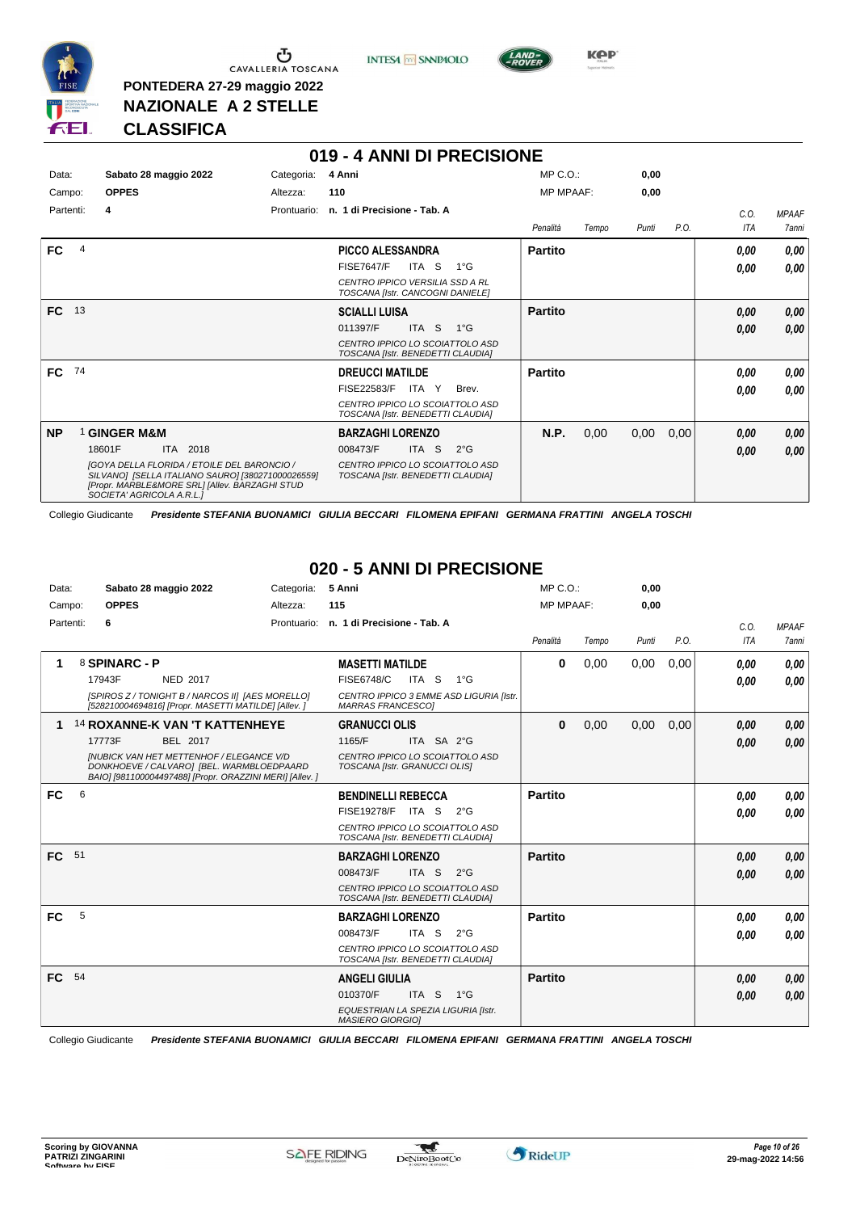# PONTEDERA 27-29 maggio 2022

## NAZIONALE A 2 STELLE

## CLASSIFICA

## 019 - 4 ANNI DI PRECISIONE

Data: **Sabato 28 maggio 2022** Categoria: **4 Anni** MP C.O.: **0,00**
Campo: **OPPES** Altezza: **110** MP MPAAF: **0,00**
Partenti: **4** Prontuario: **n. 1 di Precisione - Tab. A**

| Cl. | N. Cavallo | Cavaliere | Penalità | Tempo | Punti | P.O. | C.O. ITA | MPAAF 7anni |
|---|---|---|---|---|---|---|---|---|
| FC | 4 | **PICCO ALESSANDRA** FISE7647/F ITA S 1°G *CENTRO IPPICO VERSILIA SSD A RL TOSCANA [Istr. CANCOGNI DANIELE]* | **Partito** | | | | 0,00 / 0,00 | 0,00 / 0,00 |
| FC | 13 | **SCIALLI LUISA** 011397/F ITA S 1°G *CENTRO IPPICO LO SCOIATTOLO ASD TOSCANA [Istr. BENEDETTI CLAUDIA]* | **Partito** | | | | 0,00 / 0,00 | 0,00 / 0,00 |
| FC | 74 | **DREUCCI MATILDE** FISE22583/F ITA Y Brev. *CENTRO IPPICO LO SCOIATTOLO ASD TOSCANA [Istr. BENEDETTI CLAUDIA]* | **Partito** | | | | 0,00 / 0,00 | 0,00 / 0,00 |
| NP | 1 **GINGER M&M** 18601F ITA 2018 *[GOYA DELLA FLORIDA / ETOILE DEL BARONCIO / SILVANO] [SELLA ITALIANO SAURO] [380271000026559] [Propr. MARBLE&MORE SRL] [Allev. BARZAGHI STUD SOCIETA' AGRICOLA A.R.L.]* | **BARZAGHI LORENZO** 008473/F ITA S 2°G *CENTRO IPPICO LO SCOIATTOLO ASD TOSCANA [Istr. BENEDETTI CLAUDIA]* | **N.P.** | 0,00 | 0,00 | 0,00 | 0,00 / 0,00 | 0,00 / 0,00 |

Collegio Giudicante *Presidente STEFANIA BUONAMICI GIULIA BECCARI FILOMENA EPIFANI GERMANA FRATTINI ANGELA TOSCHI*

## 020 - 5 ANNI DI PRECISIONE

Data: **Sabato 28 maggio 2022** Categoria: **5 Anni** MP C.O.: **0,00**
Campo: **OPPES** Altezza: **115** MP MPAAF: **0,00**
Partenti: **6** Prontuario: **n. 1 di Precisione - Tab. A**

| Cl. | N. Cavallo | Cavaliere | Penalità | Tempo | Punti | P.O. | C.O. ITA | MPAAF 7anni |
|---|---|---|---|---|---|---|---|---|
| 1 | 8 **SPINARC - P** 17943F NED 2017 *[SPIROS Z / TONIGHT B / NARCOS II] [AES MORELLO] [528210004694816] [Propr. MASETTI MATILDE] [Allev. ]* | **MASETTI MATILDE** FISE6748/C ITA S 1°G *CENTRO IPPICO 3 EMME ASD LIGURIA [Istr. MARRAS FRANCESCO]* | **0** | 0,00 | 0,00 | 0,00 | 0,00 / 0,00 | 0,00 / 0,00 |
| 1 | 14 **ROXANNE-K VAN 'T KATTENHEYE** 17773F BEL 2017 *[NUBICK VAN HET METTENHOF / ELEGANCE V/D DONKHOEVE / CALVARO] [BEL. WARMBLOEDPAARD BAIO] [981100004497488] [Propr. ORAZZINI MERI] [Allev. ]* | **GRANUCCI OLIS** 1165/F ITA SA 2°G *CENTRO IPPICO LO SCOIATTOLO ASD TOSCANA [Istr. GRANUCCI OLIS]* | **0** | 0,00 | 0,00 | 0,00 | 0,00 / 0,00 | 0,00 / 0,00 |
| FC | 6 | **BENDINELLI REBECCA** FISE19278/F ITA S 2°G *CENTRO IPPICO LO SCOIATTOLO ASD TOSCANA [Istr. BENEDETTI CLAUDIA]* | **Partito** | | | | 0,00 / 0,00 | 0,00 / 0,00 |
| FC | 51 | **BARZAGHI LORENZO** 008473/F ITA S 2°G *CENTRO IPPICO LO SCOIATTOLO ASD TOSCANA [Istr. BENEDETTI CLAUDIA]* | **Partito** | | | | 0,00 / 0,00 | 0,00 / 0,00 |
| FC | 5 | **BARZAGHI LORENZO** 008473/F ITA S 2°G *CENTRO IPPICO LO SCOIATTOLO ASD TOSCANA [Istr. BENEDETTI CLAUDIA]* | **Partito** | | | | 0,00 / 0,00 | 0,00 / 0,00 |
| FC | 54 | **ANGELI GIULIA** 010370/F ITA S 1°G *EQUESTRIAN LA SPEZIA LIGURIA [Istr. MASIERO GIORGIO]* | **Partito** | | | | 0,00 / 0,00 | 0,00 / 0,00 |

Collegio Giudicante *Presidente STEFANIA BUONAMICI GIULIA BECCARI FILOMENA EPIFANI GERMANA FRATTINI ANGELA TOSCHI*

Scoring by GIOVANNA PATRIZI ZINGARINI
Software by FISE
29-mag-2022 14:56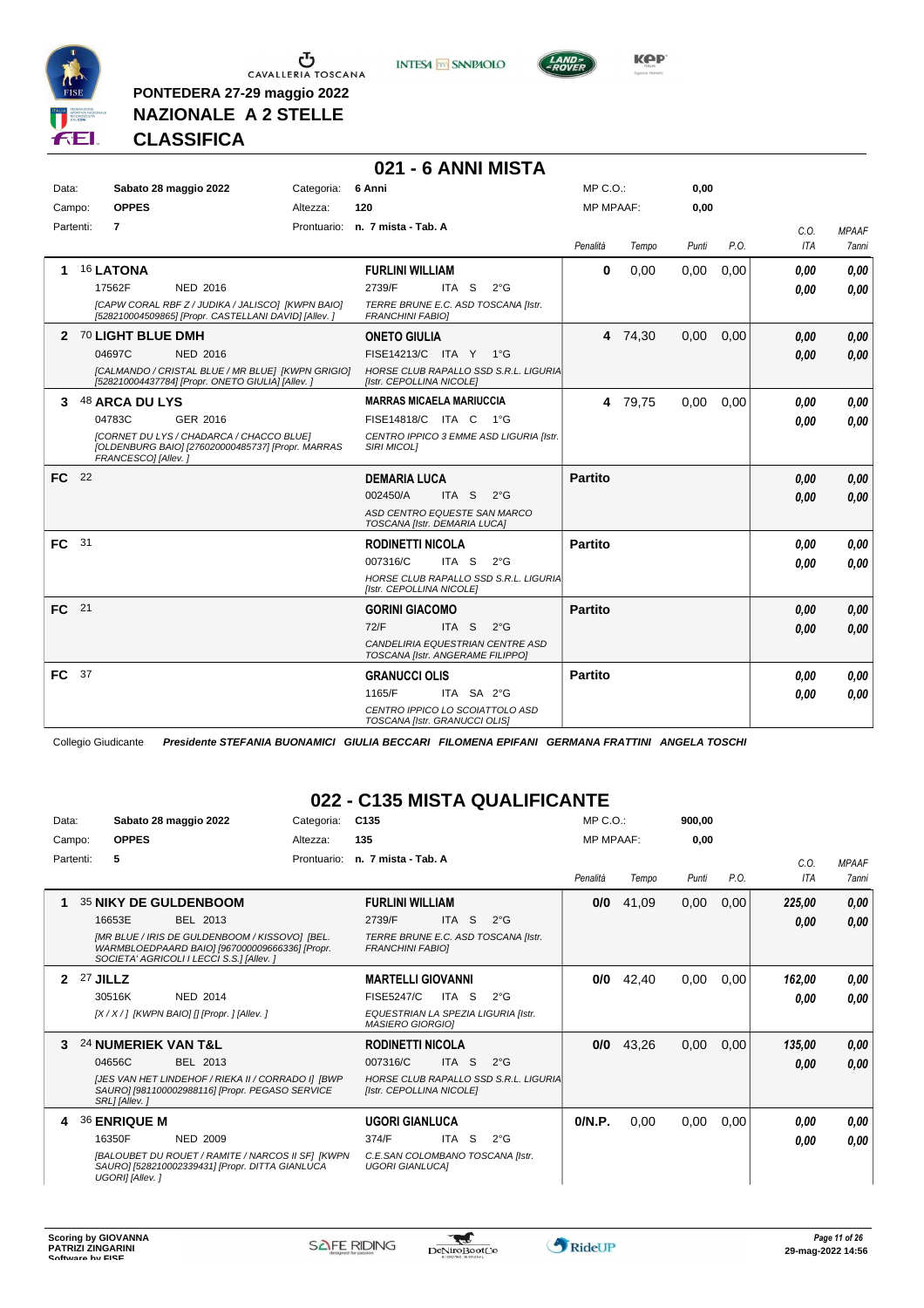PONTEDERA 27-29 maggio 2022

NAZIONALE A 2 STELLE

CLASSIFICA

## 021 - 6 ANNI MISTA

| | | | | | |
|---|---|---|---|---|---|
| Data: | Sabato 28 maggio 2022 | Categoria: | 6 Anni | MP C.O.: | 0,00 |
| Campo: | OPPES | Altezza: | 120 | MP MPAAF: | 0,00 |
| Partenti: | 7 | Prontuario: | n. 7 mista - Tab. A | | |

| Cl. | Cavallo | Cavaliere | Penalità | Tempo | Punti | P.O. | C.O. ITA | MPAAF 7anni |
|---|---|---|---|---|---|---|---|---|
| 1 | 16 LATONA<br>17562F NED 2016<br>[CAPW CORAL RBF Z / JUDIKA / JALISCO] [KWPN BAIO] [528210004509865] [Propr. CASTELLANI DAVID] [Allev. ] | FURLINI WILLIAM<br>2739/F ITA S 2°G<br>TERRE BRUNE E.C. ASD TOSCANA [Istr. FRANCHINI FABIO] | 0 | 0,00 | 0,00 | 0,00 | 0,00<br>0,00 | 0,00<br>0,00 |
| 2 | 70 LIGHT BLUE DMH<br>04697C NED 2016<br>[CALMANDO / CRISTAL BLUE / MR BLUE] [KWPN GRIGIO] [528210004437784] [Propr. ONETO GIULIA] [Allev. ] | ONETO GIULIA<br>FISE14213/C ITA Y 1°G<br>HORSE CLUB RAPALLO SSD S.R.L. LIGURIA [Istr. CEPOLLINA NICOLE] | 4 | 74,30 | 0,00 | 0,00 | 0,00<br>0,00 | 0,00<br>0,00 |
| 3 | 48 ARCA DU LYS<br>04783C GER 2016<br>[CORNET DU LYS / CHADARCA / CHACCO BLUE] [OLDENBURG BAIO] [276020000485737] [Propr. MARRAS FRANCESCO] [Allev. ] | MARRAS MICAELA MARIUCCIA<br>FISE14818/C ITA C 1°G<br>CENTRO IPPICO 3 EMME ASD LIGURIA [Istr. SIRI MICOL] | 4 | 79,75 | 0,00 | 0,00 | 0,00<br>0,00 | 0,00<br>0,00 |
| FC | 22 | DEMARIA LUCA<br>002450/A ITA S 2°G<br>ASD CENTRO EQUESTE SAN MARCO TOSCANA [Istr. DEMARIA LUCA] | Partito | | | | 0,00<br>0,00 | 0,00<br>0,00 |
| FC | 31 | RODINETTI NICOLA<br>007316/C ITA S 2°G<br>HORSE CLUB RAPALLO SSD S.R.L. LIGURIA [Istr. CEPOLLINA NICOLE] | Partito | | | | 0,00<br>0,00 | 0,00<br>0,00 |
| FC | 21 | GORINI GIACOMO<br>72/F ITA S 2°G<br>CANDELIRIA EQUESTRIAN CENTRE ASD TOSCANA [Istr. ANGERAME FILIPPO] | Partito | | | | 0,00<br>0,00 | 0,00<br>0,00 |
| FC | 37 | GRANUCCI OLIS<br>1165/F ITA SA 2°G<br>CENTRO IPPICO LO SCOIATTOLO ASD TOSCANA [Istr. GRANUCCI OLIS] | Partito | | | | 0,00<br>0,00 | 0,00<br>0,00 |

Collegio Giudicante *Presidente STEFANIA BUONAMICI GIULIA BECCARI FILOMENA EPIFANI GERMANA FRATTINI ANGELA TOSCHI*

## 022 - C135 MISTA QUALIFICANTE

| | | | | | |
|---|---|---|---|---|---|
| Data: | Sabato 28 maggio 2022 | Categoria: | C135 | MP C.O.: | 900,00 |
| Campo: | OPPES | Altezza: | 135 | MP MPAAF: | 0,00 |
| Partenti: | 5 | Prontuario: | n. 7 mista - Tab. A | | |

| Cl. | Cavallo | Cavaliere | Penalità | Tempo | Punti | P.O. | C.O. ITA | MPAAF 7anni |
|---|---|---|---|---|---|---|---|---|
| 1 | 35 NIKY DE GULDENBOOM<br>16653E BEL 2013<br>[MR BLUE / IRIS DE GULDENBOOM / KISSOVO] [BEL. WARMBLOEDPAARD BAIO] [967000009666336] [Propr. SOCIETA' AGRICOLI I LECCI S.S.] [Allev. ] | FURLINI WILLIAM<br>2739/F ITA S 2°G<br>TERRE BRUNE E.C. ASD TOSCANA [Istr. FRANCHINI FABIO] | 0/0 | 41,09 | 0,00 | 0,00 | 225,00<br>0,00 | 0,00<br>0,00 |
| 2 | 27 JILLZ<br>30516K NED 2014<br>[X / X / ] [KWPN BAIO] [] [Propr. ] [Allev. ] | MARTELLI GIOVANNI<br>FISE5247/C ITA S 2°G<br>EQUESTRIAN LA SPEZIA LIGURIA [Istr. MASIERO GIORGIO] | 0/0 | 42,40 | 0,00 | 0,00 | 162,00<br>0,00 | 0,00<br>0,00 |
| 3 | 24 NUMERIEK VAN T&L<br>04656C BEL 2013<br>[JES VAN HET LINDEHOF / RIEKA II / CORRADO I] [BWP SAURO] [981100002988116] [Propr. PEGASO SERVICE SRL] [Allev. ] | RODINETTI NICOLA<br>007316/C ITA S 2°G<br>HORSE CLUB RAPALLO SSD S.R.L. LIGURIA [Istr. CEPOLLINA NICOLE] | 0/0 | 43,26 | 0,00 | 0,00 | 135,00<br>0,00 | 0,00<br>0,00 |
| 4 | 36 ENRIQUE M<br>16350F NED 2009<br>[BALOUBET DU ROUET / RAMITE / NARCOS II SF] [KWPN SAURO] [528210002339431] [Propr. DITTA GIANLUCA UGORI] [Allev. ] | UGORI GIANLUCA<br>374/F ITA S 2°G<br>C.E.SAN COLOMBANO TOSCANA [Istr. UGORI GIANLUCA] | 0/N.P. | 0,00 | 0,00 | 0,00 | 0,00<br>0,00 | 0,00<br>0,00 |

Scoring by GIOVANNA PATRIZI ZINGARINI
Software by FISE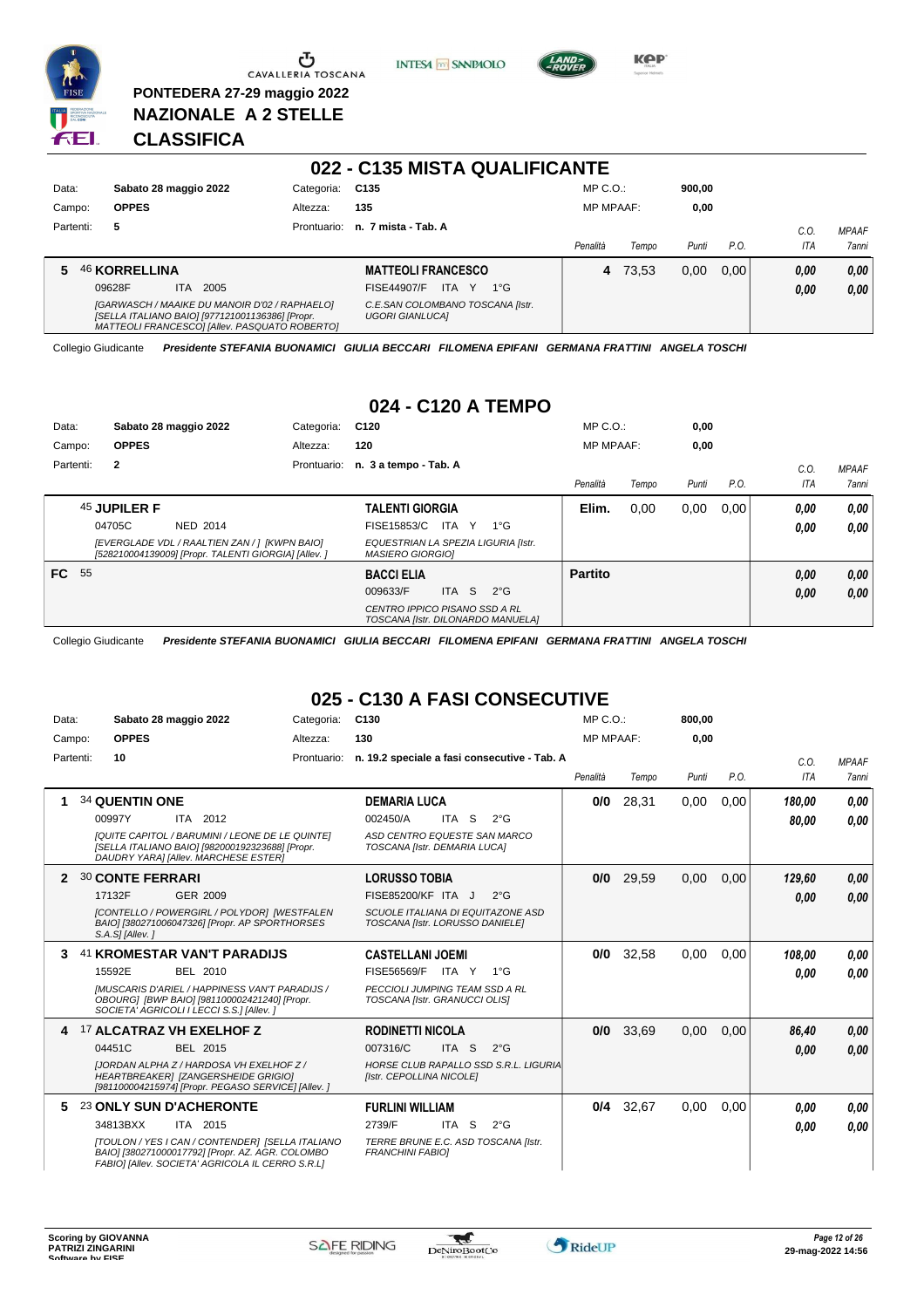PONTEDERA 27-29 maggio 2022
**NAZIONALE A 2 STELLE**
**CLASSIFICA**

## 022 - C135 MISTA QUALIFICANTE

| Data: | Sabato 28 maggio 2022 | Categoria: | C135 | MP C.O.: | 900,00 |
|---|---|---|---|---|---|
| Campo: | OPPES | Altezza: | 135 | MP MPAAF: | 0,00 |
| Partenti: | 5 | Prontuario: | n. 7 mista - Tab. A | | |

| | Cavallo | Cavaliere | Penalità | Tempo | Punti | P.O. | C.O. ITA | MPAAF 7anni |
|---|---|---|---|---|---|---|---|---|
| 5 | 46 **KORRELLINA** | **MATTEOLI FRANCESCO** | 4 | 73,53 | 0,00 | 0,00 | 0,00 | 0,00 |
| | 09628F ITA 2005 | FISE44907/F ITA Y 1°G | | | | | 0,00 | 0,00 |
| | *[GARWASCH / MAAIKE DU MANOIR D'02 / RAPHAELO] [SELLA ITALIANO BAIO] [977121001136386] [Propr. MATTEOLI FRANCESCO] [Allev. PASQUATO ROBERTO]* | *C.E.SAN COLOMBANO TOSCANA [Istr. UGORI GIANLUCA]* | | | | | | |

Collegio Giudicante *Presidente STEFANIA BUONAMICI GIULIA BECCARI FILOMENA EPIFANI GERMANA FRATTINI ANGELA TOSCHI*

## 024 - C120 A TEMPO

| Data: | Sabato 28 maggio 2022 | Categoria: | C120 | MP C.O.: | 0,00 |
|---|---|---|---|---|---|
| Campo: | OPPES | Altezza: | 120 | MP MPAAF: | 0,00 |
| Partenti: | 2 | Prontuario: | n. 3 a tempo - Tab. A | | |

| | Cavallo | Cavaliere | Penalità | Tempo | Punti | P.O. | C.O. ITA | MPAAF 7anni |
|---|---|---|---|---|---|---|---|---|
| | 45 **JUPILER F** | **TALENTI GIORGIA** | Elim. | 0,00 | 0,00 | 0,00 | 0,00 | 0,00 |
| | 04705C NED 2014 | FISE15853/C ITA Y 1°G | | | | | 0,00 | 0,00 |
| | *[EVERGLADE VDL / RAALTIEN ZAN / ] [KWPN BAIO] [528210004139009] [Propr. TALENTI GIORGIA] [Allev. ]* | *EQUESTRIAN LA SPEZIA LIGURIA [Istr. MASIERO GIORGIO]* | | | | | | |
| FC | 55 | **BACCI ELIA** | Partito | | | | 0,00 | 0,00 |
| | | 009633/F ITA S 2°G | | | | | 0,00 | 0,00 |
| | | *CENTRO IPPICO PISANO SSD A RL TOSCANA [Istr. DILONARDO MANUELA]* | | | | | | |

Collegio Giudicante *Presidente STEFANIA BUONAMICI GIULIA BECCARI FILOMENA EPIFANI GERMANA FRATTINI ANGELA TOSCHI*

## 025 - C130 A FASI CONSECUTIVE

| Data: | Sabato 28 maggio 2022 | Categoria: | C130 | MP C.O.: | 800,00 |
|---|---|---|---|---|---|
| Campo: | OPPES | Altezza: | 130 | MP MPAAF: | 0,00 |
| Partenti: | 10 | Prontuario: | n. 19.2 speciale a fasi consecutive - Tab. A | | |

| | Cavallo | Cavaliere | Penalità | Tempo | Punti | P.O. | C.O. ITA | MPAAF 7anni |
|---|---|---|---|---|---|---|---|---|
| 1 | 34 **QUENTIN ONE** | **DEMARIA LUCA** | 0/0 | 28,31 | 0,00 | 0,00 | 180,00 | 0,00 |
| | 00997Y ITA 2012 | 002450/A ITA S 2°G | | | | | 80,00 | 0,00 |
| | *[QUITE CAPITOL / BARUMINI / LEONE DE LE QUINTE] [SELLA ITALIANO BAIO] [982000192323688] [Propr. DAUDRY YARA] [Allev. MARCHESE ESTER]* | *ASD CENTRO EQUESTE SAN MARCO TOSCANA [Istr. DEMARIA LUCA]* | | | | | | |
| 2 | 30 **CONTE FERRARI** | **LORUSSO TOBIA** | 0/0 | 29,59 | 0,00 | 0,00 | 129,60 | 0,00 |
| | 17132F GER 2009 | FISE85200/KF ITA J 2°G | | | | | 0,00 | 0,00 |
| | *[CONTELLO / POWERGIRL / POLYDOR] [WESTFALEN BAIO] [380271006047326] [Propr. AP SPORTHORSES S.A.S] [Allev. ]* | *SCUOLE ITALIANA DI EQUITAZONE ASD TOSCANA [Istr. LORUSSO DANIELE]* | | | | | | |
| 3 | 41 **KROMESTAR VAN'T PARADIJS** | **CASTELLANI JOEMI** | 0/0 | 32,58 | 0,00 | 0,00 | 108,00 | 0,00 |
| | 15592E BEL 2010 | FISE56569/F ITA Y 1°G | | | | | 0,00 | 0,00 |
| | *[MUSCARIS D'ARIEL / HAPPINESS VAN'T PARADIJS / OBOURG] [BWP BAIO] [981100002421240] [Propr. SOCIETA' AGRICOLI I LECCI S.S.] [Allev. ]* | *PECCIOLI JUMPING TEAM SSD A RL TOSCANA [Istr. GRANUCCI OLIS]* | | | | | | |
| 4 | 17 **ALCATRAZ VH EXELHOF Z** | **RODINETTI NICOLA** | 0/0 | 33,69 | 0,00 | 0,00 | 86,40 | 0,00 |
| | 04451C BEL 2015 | 007316/C ITA S 2°G | | | | | 0,00 | 0,00 |
| | *[JORDAN ALPHA Z / HARDOSA VH EXELHOF Z / HEARTBREAKER] [ZANGERSHEIDE GRIGIO] [981100004215974] [Propr. PEGASO SERVICE] [Allev. ]* | *HORSE CLUB RAPALLO SSD S.R.L. LIGURIA [Istr. CEPOLLINA NICOLE]* | | | | | | |
| 5 | 23 **ONLY SUN D'ACHERONTE** | **FURLINI WILLIAM** | 0/4 | 32,67 | 0,00 | 0,00 | 0,00 | 0,00 |
| | 34813BXX ITA 2015 | 2739/F ITA S 2°G | | | | | 0,00 | 0,00 |
| | *[TOULON / YES I CAN / CONTENDER] [SELLA ITALIANO BAIO] [380271000017792] [Propr. AZ. AGR. COLOMBO FABIO] [Allev. SOCIETA' AGRICOLA IL CERRO S.R.L]* | *TERRE BRUNE E.C. ASD TOSCANA [Istr. FRANCHINI FABIO]* | | | | | | |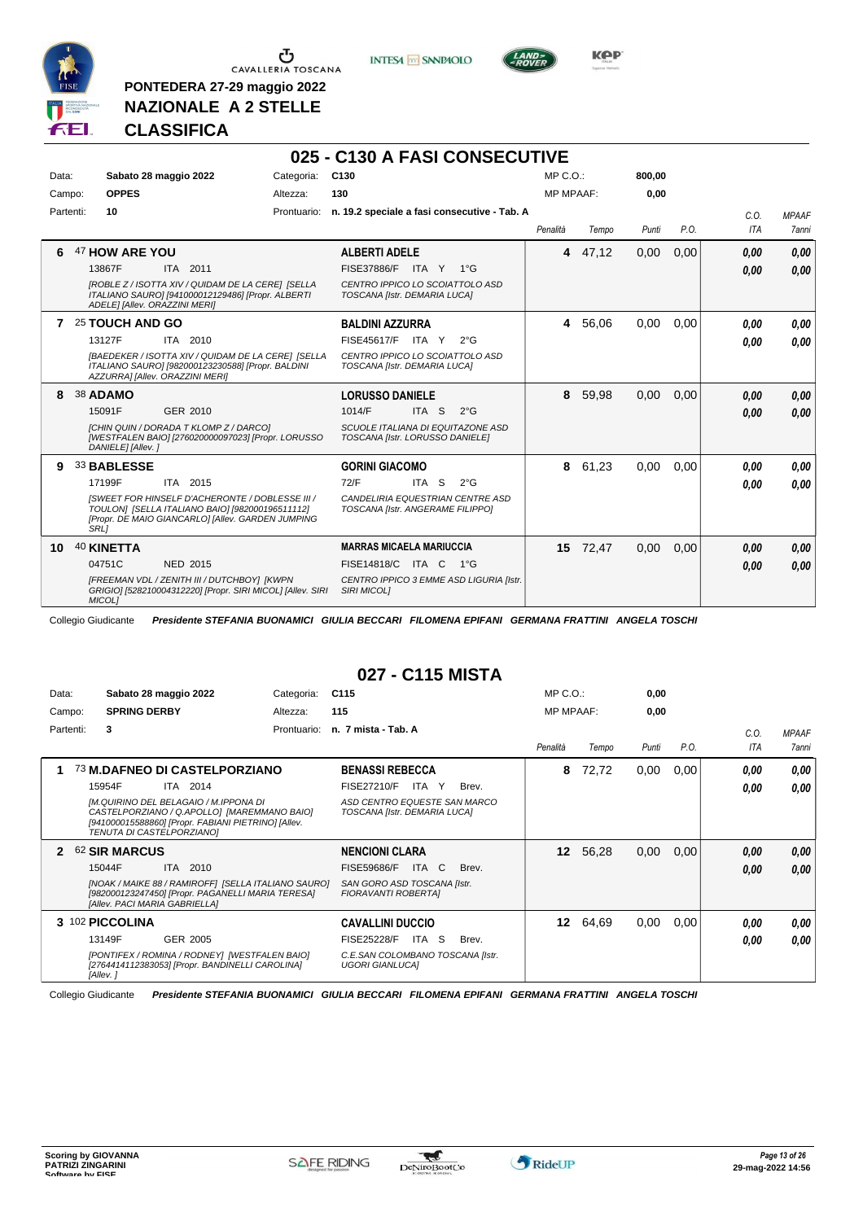PONTEDERA 27-29 maggio 2022

**NAZIONALE A 2 STELLE**

**CLASSIFICA**

## 025 - C130 A FASI CONSECUTIVE

| | | | | | |
|---|---|---|---|---|---|
| Data: | Sabato 28 maggio 2022 | Categoria: | C130 | MP C.O.: | 800,00 |
| Campo: | OPPES | Altezza: | 130 | MP MPAAF: | 0,00 |
| Partenti: | 10 | Prontuario: | n. 19.2 speciale a fasi consecutive - Tab. A | | |

| Cl. | Cavallo | Cavaliere | Penalità | Tempo | Punti | P.O. | C.O. ITA | MPAAF 7anni |
|---|---|---|---|---|---|---|---|---|
| 6 | 47 **HOW ARE YOU**<br>13867F ITA 2011<br>*[ROBLE Z / ISOTTA XIV / QUIDAM DE LA CERE] [SELLA ITALIANO SAURO] [941000012129486] [Propr. ALBERTI ADELE] [Allev. ORAZZINI MERI]* | **ALBERTI ADELE**<br>FISE37886/F ITA Y 1°G<br>*CENTRO IPPICO LO SCOIATTOLO ASD TOSCANA [Istr. DEMARIA LUCA]* | 4 | 47,12 | 0,00 | 0,00 | 0,00<br>0,00 | 0,00<br>0,00 |
| 7 | 25 **TOUCH AND GO**<br>13127F ITA 2010<br>*[BAEDEKER / ISOTTA XIV / QUIDAM DE LA CERE] [SELLA ITALIANO SAURO] [982000123230588] [Propr. BALDINI AZZURRA] [Allev. ORAZZINI MERI]* | **BALDINI AZZURRA**<br>FISE45617/F ITA Y 2°G<br>*CENTRO IPPICO LO SCOIATTOLO ASD TOSCANA [Istr. DEMARIA LUCA]* | 4 | 56,06 | 0,00 | 0,00 | 0,00<br>0,00 | 0,00<br>0,00 |
| 8 | 38 **ADAMO**<br>15091F GER 2010<br>*[CHIN QUIN / DORADA T KLOMP Z / DARCO] [WESTFALEN BAIO] [276020000097023] [Propr. LORUSSO DANIELE] [Allev. ]* | **LORUSSO DANIELE**<br>1014/F ITA S 2°G<br>*SCUOLE ITALIANA DI EQUITAZONE ASD TOSCANA [Istr. LORUSSO DANIELE]* | 8 | 59,98 | 0,00 | 0,00 | 0,00<br>0,00 | 0,00<br>0,00 |
| 9 | 33 **BABLESSE**<br>17199F ITA 2015<br>*[SWEET FOR HINSELF D'ACHERONTE / DOBLESSE III / TOULON] [SELLA ITALIANO BAIO] [982000196511112] [Propr. DE MAIO GIANCARLO] [Allev. GARDEN JUMPING SRL]* | **GORINI GIACOMO**<br>72/F ITA S 2°G<br>*CANDELIRIA EQUESTRIAN CENTRE ASD TOSCANA [Istr. ANGERAME FILIPPO]* | 8 | 61,23 | 0,00 | 0,00 | 0,00<br>0,00 | 0,00<br>0,00 |
| 10 | 40 **KINETTA**<br>04751C NED 2015<br>*[FREEMAN VDL / ZENITH III / DUTCHBOY] [KWPN GRIGIO] [528210004312220] [Propr. SIRI MICOL] [Allev. SIRI MICOL]* | **MARRAS MICAELA MARIUCCIA**<br>FISE14818/C ITA C 1°G<br>*CENTRO IPPICO 3 EMME ASD LIGURIA [Istr. SIRI MICOL]* | 15 | 72,47 | 0,00 | 0,00 | 0,00<br>0,00 | 0,00<br>0,00 |

Collegio Giudicante *Presidente STEFANIA BUONAMICI GIULIA BECCARI FILOMENA EPIFANI GERMANA FRATTINI ANGELA TOSCHI*

## 027 - C115 MISTA

| | | | | | |
|---|---|---|---|---|---|
| Data: | Sabato 28 maggio 2022 | Categoria: | C115 | MP C.O.: | 0,00 |
| Campo: | SPRING DERBY | Altezza: | 115 | MP MPAAF: | 0,00 |
| Partenti: | 3 | Prontuario: | n. 7 mista - Tab. A | | |

| Cl. | Cavallo | Cavaliere | Penalità | Tempo | Punti | P.O. | C.O. ITA | MPAAF 7anni |
|---|---|---|---|---|---|---|---|---|
| 1 | 73 **M.DAFNEO DI CASTELPORZIANO**<br>15954F ITA 2014<br>*[M.QUIRINO DEL BELAGAIO / M.IPPONA DI CASTELPORZIANO / Q.APOLLO] [MAREMMANO BAIO] [941000015588860] [Propr. FABIANI PIETRINO] [Allev. TENUTA DI CASTELPORZIANO]* | **BENASSI REBECCA**<br>FISE27210/F ITA Y Brev.<br>*ASD CENTRO EQUESTE SAN MARCO TOSCANA [Istr. DEMARIA LUCA]* | 8 | 72,72 | 0,00 | 0,00 | 0,00<br>0,00 | 0,00<br>0,00 |
| 2 | 62 **SIR MARCUS**<br>15044F ITA 2010<br>*[NOAK / MAIKE 88 / RAMIROFF] [SELLA ITALIANO SAURO] [982000123247450] [Propr. PAGANELLI MARIA TERESA] [Allev. PACI MARIA GABRIELLA]* | **NENCIONI CLARA**<br>FISE59686/F ITA C Brev.<br>*SAN GORO ASD TOSCANA [Istr. FIORAVANTI ROBERTA]* | 12 | 56,28 | 0,00 | 0,00 | 0,00<br>0,00 | 0,00<br>0,00 |
| 3 | 102 **PICCOLINA**<br>13149F GER 2005<br>*[PONTIFEX / ROMINA / RODNEY] [WESTFALEN BAIO] [276441412383053] [Propr. BANDINELLI CAROLINA] [Allev. ]* | **CAVALLINI DUCCIO**<br>FISE25228/F ITA S Brev.<br>*C.E.SAN COLOMBANO TOSCANA [Istr. UGORI GIANLUCA]* | 12 | 64,69 | 0,00 | 0,00 | 0,00<br>0,00 | 0,00<br>0,00 |

Collegio Giudicante *Presidente STEFANIA BUONAMICI GIULIA BECCARI FILOMENA EPIFANI GERMANA FRATTINI ANGELA TOSCHI*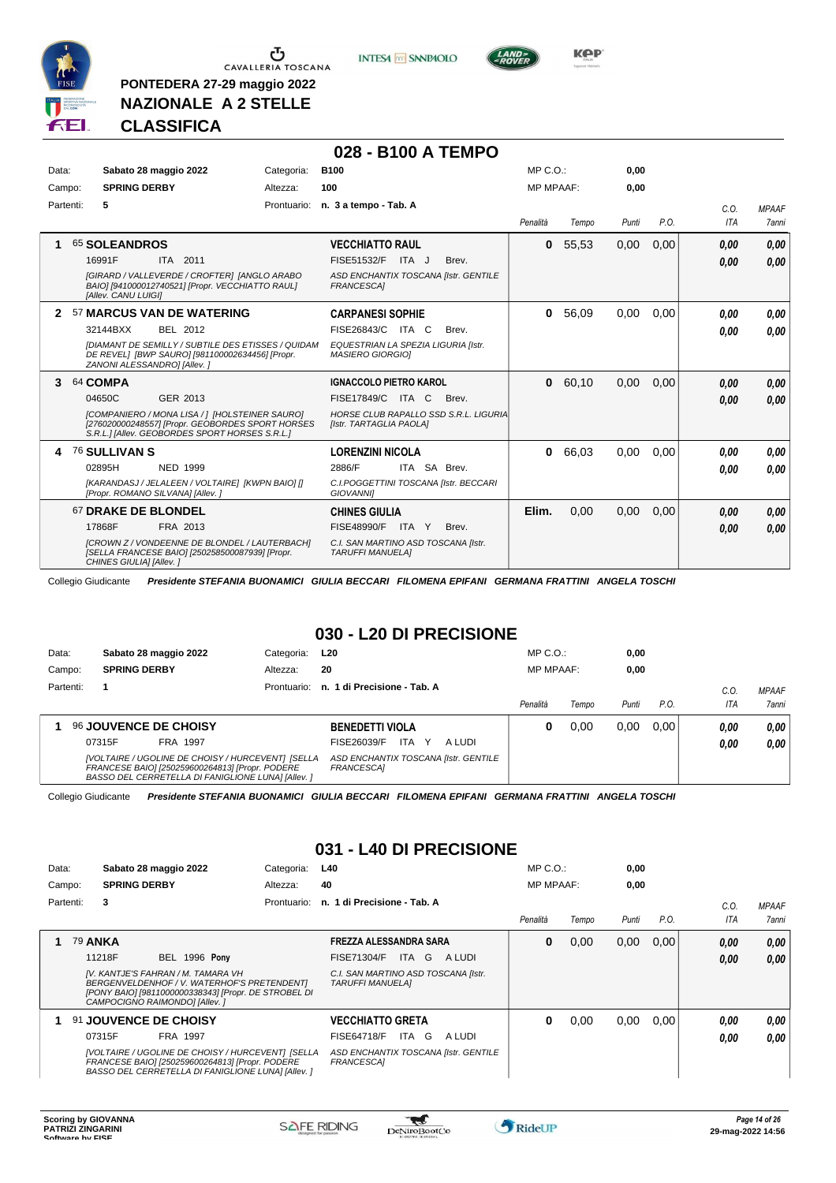PONTEDERA 27-29 maggio 2022

NAZIONALE A 2 STELLE

CLASSIFICA

# 028 - B100 A TEMPO

| Data: | Sabato 28 maggio 2022 | Categoria: | B100 | MP C.O.: | 0,00 |
|---|---|---|---|---|---|
| Campo: | SPRING DERBY | Altezza: | 100 | MP MPAAF: | 0,00 |
| Partenti: | 5 | Prontuario: | n. 3 a tempo - Tab. A | | |

| | Cavallo | Cavaliere | Penalità | Tempo | Punti | P.O. | C.O. ITA | MPAAF 7anni |
|---|---|---|---|---|---|---|---|---|
| 1 | 65 **SOLEANDROS** 16991F ITA 2011 *[GIRARD / VALLEVERDE / CROFTER] [ANGLO ARABO BAIO] [941000012740521] [Propr. VECCHIATTO RAUL] [Allev. CANU LUIGI]* | **VECCHIATTO RAUL** FISE51532/F ITA J Brev. *ASD ENCHANTIX TOSCANA [Istr. GENTILE FRANCESCA]* | 0 | 55,53 | 0,00 | 0,00 | 0,00 0,00 | 0,00 0,00 |
| 2 | 57 **MARCUS VAN DE WATERING** 32144BXX BEL 2012 *[DIAMANT DE SEMILLY / SUBTILE DES ETISSES / QUIDAM DE REVEL] [BWP SAURO] [981100002634456] [Propr. ZANONI ALESSANDRO] [Allev. ]* | **CARPANESI SOPHIE** FISE26843/C ITA C Brev. *EQUESTRIAN LA SPEZIA LIGURIA [Istr. MASIERO GIORGIO]* | 0 | 56,09 | 0,00 | 0,00 | 0,00 0,00 | 0,00 0,00 |
| 3 | 64 **COMPA** 04650C GER 2013 *[COMPANIERO / MONA LISA / ] [HOLSTEINER SAURO] [276020000248557] [Propr. GEOBORDES SPORT HORSES S.R.L.] [Allev. GEOBORDES SPORT HORSES S.R.L.]* | **IGNACCOLO PIETRO KAROL** FISE17849/C ITA C Brev. *HORSE CLUB RAPALLO SSD S.R.L. LIGURIA [Istr. TARTAGLIA PAOLA]* | 0 | 60,10 | 0,00 | 0,00 | 0,00 0,00 | 0,00 0,00 |
| 4 | 76 **SULLIVAN S** 02895H NED 1999 *[KARANDASJ / JELALEEN / VOLTAIRE] [KWPN BAIO] [] [Propr. ROMANO SILVANA] [Allev. ]* | **LORENZINI NICOLA** 2886/F ITA SA Brev. *C.I.POGGETTINI TOSCANA [Istr. BECCARI GIOVANNI]* | 0 | 66,03 | 0,00 | 0,00 | 0,00 0,00 | 0,00 0,00 |
| | 67 **DRAKE DE BLONDEL** 17868F FRA 2013 *[CROWN Z / VONDEENNE DE BLONDEL / LAUTERBACH] [SELLA FRANCESE BAIO] [250258500087939] [Propr. CHINES GIULIA] [Allev. ]* | **CHINES GIULIA** FISE48990/F ITA Y Brev. *C.I. SAN MARTINO ASD TOSCANA [Istr. TARUFFI MANUELA]* | Elim. | 0,00 | 0,00 | 0,00 | 0,00 0,00 | 0,00 0,00 |

Collegio Giudicante *Presidente STEFANIA BUONAMICI GIULIA BECCARI FILOMENA EPIFANI GERMANA FRATTINI ANGELA TOSCHI*

# 030 - L20 DI PRECISIONE

| Data: | Sabato 28 maggio 2022 | Categoria: | L20 | MP C.O.: | 0,00 |
|---|---|---|---|---|---|
| Campo: | SPRING DERBY | Altezza: | 20 | MP MPAAF: | 0,00 |
| Partenti: | 1 | Prontuario: | n. 1 di Precisione - Tab. A | | |

| | Cavallo | Cavaliere | Penalità | Tempo | Punti | P.O. | C.O. ITA | MPAAF 7anni |
|---|---|---|---|---|---|---|---|---|
| 1 | 96 **JOUVENCE DE CHOISY** 07315F FRA 1997 *[VOLTAIRE / UGOLINE DE CHOISY / HURCEVENT] [SELLA FRANCESE BAIO] [250259600264813] [Propr. PODERE BASSO DEL CERRETELLA DI FANIGLIONE LUNA] [Allev. ]* | **BENEDETTI VIOLA** FISE26039/F ITA Y A LUDI *ASD ENCHANTIX TOSCANA [Istr. GENTILE FRANCESCA]* | 0 | 0,00 | 0,00 | 0,00 | 0,00 0,00 | 0,00 0,00 |

Collegio Giudicante *Presidente STEFANIA BUONAMICI GIULIA BECCARI FILOMENA EPIFANI GERMANA FRATTINI ANGELA TOSCHI*

# 031 - L40 DI PRECISIONE

| Data: | Sabato 28 maggio 2022 | Categoria: | L40 | MP C.O.: | 0,00 |
|---|---|---|---|---|---|
| Campo: | SPRING DERBY | Altezza: | 40 | MP MPAAF: | 0,00 |
| Partenti: | 3 | Prontuario: | n. 1 di Precisione - Tab. A | | |

| | Cavallo | Cavaliere | Penalità | Tempo | Punti | P.O. | C.O. ITA | MPAAF 7anni |
|---|---|---|---|---|---|---|---|---|
| 1 | 79 **ANKA** 11218F BEL 1996 **Pony** *[V. KANTJE'S FAHRAN / M. TAMARA VH BERGENVELDENHOF / V. WATERHOF'S PRETENDENT] [PONY BAIO] [981100000338343] [Propr. DE STROBEL DI CAMPOCIGNO RAIMONDO] [Allev. ]* | **FREZZA ALESSANDRA SARA** FISE71304/F ITA G A LUDI *C.I. SAN MARTINO ASD TOSCANA [Istr. TARUFFI MANUELA]* | 0 | 0,00 | 0,00 | 0,00 | 0,00 0,00 | 0,00 0,00 |
| 1 | 91 **JOUVENCE DE CHOISY** 07315F FRA 1997 *[VOLTAIRE / UGOLINE DE CHOISY / HURCEVENT] [SELLA FRANCESE BAIO] [250259600264813] [Propr. PODERE BASSO DEL CERRETELLA DI FANIGLIONE LUNA] [Allev. ]* | **VECCHIATTO GRETA** FISE64718/F ITA G A LUDI *ASD ENCHANTIX TOSCANA [Istr. GENTILE FRANCESCA]* | 0 | 0,00 | 0,00 | 0,00 | 0,00 0,00 | 0,00 0,00 |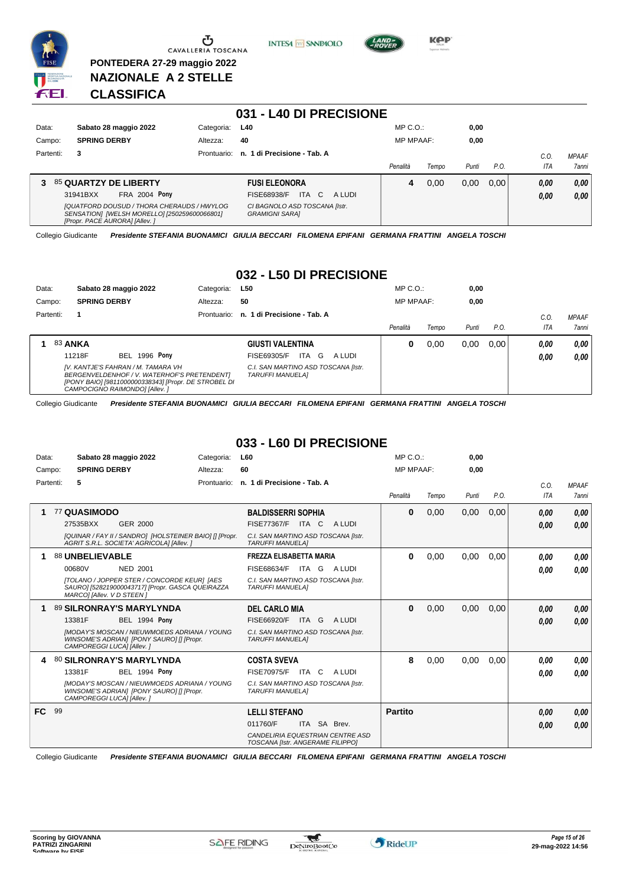**PONTEDERA 27-29 maggio 2022**
**NAZIONALE A 2 STELLE**
**CLASSIFICA**

## 031 - L40 DI PRECISIONE

| | | | | | |
|---|---|---|---|---|---|
| Data: | **Sabato 28 maggio 2022** | Categoria: | **L40** | MP C.O.: | **0,00** |
| Campo: | **SPRING DERBY** | Altezza: | **40** | MP MPAAF: | **0,00** |
| Partenti: | **3** | Prontuario: | **n. 1 di Precisione - Tab. A** | | |

| Cl. | Cavallo | Cavaliere | Penalità | Tempo | Punti | P.O. | C.O. ITA | MPAAF 7anni |
|---|---|---|---|---|---|---|---|---|
| 3 | 85 **QUARTZY DE LIBERTY** 31941BXX FRA 2004 **Pony** *[QUATFORD DOUSUD / THORA CHERAUDS / HWYLOG SENSATION] [WELSH MORELLO] [250259600066801] [Propr. PACE AURORA] [Allev. ]* | **FUSI ELEONORA** FISE68938/F ITA C A LUDI *CI BAGNOLO ASD TOSCANA [Istr. GRAMIGNI SARA]* | 4 | 0,00 | 0,00 | 0,00 | 0,00 / 0,00 | 0,00 / 0,00 |

Collegio Giudicante *Presidente STEFANIA BUONAMICI GIULIA BECCARI FILOMENA EPIFANI GERMANA FRATTINI ANGELA TOSCHI*

## 032 - L50 DI PRECISIONE

| | | | | | |
|---|---|---|---|---|---|
| Data: | **Sabato 28 maggio 2022** | Categoria: | **L50** | MP C.O.: | **0,00** |
| Campo: | **SPRING DERBY** | Altezza: | **50** | MP MPAAF: | **0,00** |
| Partenti: | **1** | Prontuario: | **n. 1 di Precisione - Tab. A** | | |

| Cl. | Cavallo | Cavaliere | Penalità | Tempo | Punti | P.O. | C.O. ITA | MPAAF 7anni |
|---|---|---|---|---|---|---|---|---|
| 1 | 83 **ANKA** 11218F BEL 1996 **Pony** *[V. KANTJE'S FAHRAN / M. TAMARA VH BERGENVELDENHOF / V. WATERHOF'S PRETENDENT] [PONY BAIO] [98110000003338343] [Propr. DE STROBEL DI CAMPOCIGNO RAIMONDO] [Allev. ]* | **GIUSTI VALENTINA** FISE69305/F ITA G A LUDI *C.I. SAN MARTINO ASD TOSCANA [Istr. TARUFFI MANUELA]* | 0 | 0,00 | 0,00 | 0,00 | 0,00 / 0,00 | 0,00 / 0,00 |

Collegio Giudicante *Presidente STEFANIA BUONAMICI GIULIA BECCARI FILOMENA EPIFANI GERMANA FRATTINI ANGELA TOSCHI*

## 033 - L60 DI PRECISIONE

| | | | | | |
|---|---|---|---|---|---|
| Data: | **Sabato 28 maggio 2022** | Categoria: | **L60** | MP C.O.: | **0,00** |
| Campo: | **SPRING DERBY** | Altezza: | **60** | MP MPAAF: | **0,00** |
| Partenti: | **5** | Prontuario: | **n. 1 di Precisione - Tab. A** | | |

| Cl. | Cavallo | Cavaliere | Penalità | Tempo | Punti | P.O. | C.O. ITA | MPAAF 7anni |
|---|---|---|---|---|---|---|---|---|
| 1 | 77 **QUASIMODO** 27535BXX GER 2000 *[QUINAR / FAY II / SANDRO] [HOLSTEINER BAIO] [] [Propr. AGRIT S.R.L. SOCIETA' AGRICOLA] [Allev. ]* | **BALDISSERRI SOPHIA** FISE77367/F ITA C A LUDI *C.I. SAN MARTINO ASD TOSCANA [Istr. TARUFFI MANUELA]* | 0 | 0,00 | 0,00 | 0,00 | 0,00 / 0,00 | 0,00 / 0,00 |
| 1 | 88 **UNBELIEVABLE** 00680V NED 2001 *[TOLANO / JOPPER STER / CONCORDE KEUR] [AES SAURO] [528219000043717] [Propr. GASCA QUEIRAZZA MARCO] [Allev. V D STEEN ]* | **FREZZA ELISABETTA MARIA** FISE68634/F ITA G A LUDI *C.I. SAN MARTINO ASD TOSCANA [Istr. TARUFFI MANUELA]* | 0 | 0,00 | 0,00 | 0,00 | 0,00 / 0,00 | 0,00 / 0,00 |
| 1 | 89 **SILRONRAY'S MARYLYNDA** 13381F BEL 1994 **Pony** *[MODAY'S MOSCAN / NIEUWMOEDS ADRIANA / YOUNG WINSOME'S ADRIAN] [PONY SAURO] [] [Propr. CAMPOREGGI LUCA] [Allev. ]* | **DEL CARLO MIA** FISE66920/F ITA G A LUDI *C.I. SAN MARTINO ASD TOSCANA [Istr. TARUFFI MANUELA]* | 0 | 0,00 | 0,00 | 0,00 | 0,00 / 0,00 | 0,00 / 0,00 |
| 4 | 80 **SILRONRAY'S MARYLYNDA** 13381F BEL 1994 **Pony** *[MODAY'S MOSCAN / NIEUWMOEDS ADRIANA / YOUNG WINSOME'S ADRIAN] [PONY SAURO] [] [Propr. CAMPOREGGI LUCA] [Allev. ]* | **COSTA SVEVA** FISE70975/F ITA C A LUDI *C.I. SAN MARTINO ASD TOSCANA [Istr. TARUFFI MANUELA]* | 8 | 0,00 | 0,00 | 0,00 | 0,00 / 0,00 | 0,00 / 0,00 |
| FC | 99 | **LELLI STEFANO** 011760/F ITA SA Brev. *CANDELIRIA EQUESTRIAN CENTRE ASD TOSCANA [Istr. ANGERAME FILIPPO]* | **Partito** | | | | 0,00 / 0,00 | 0,00 / 0,00 |

Collegio Giudicante *Presidente STEFANIA BUONAMICI GIULIA BECCARI FILOMENA EPIFANI GERMANA FRATTINI ANGELA TOSCHI*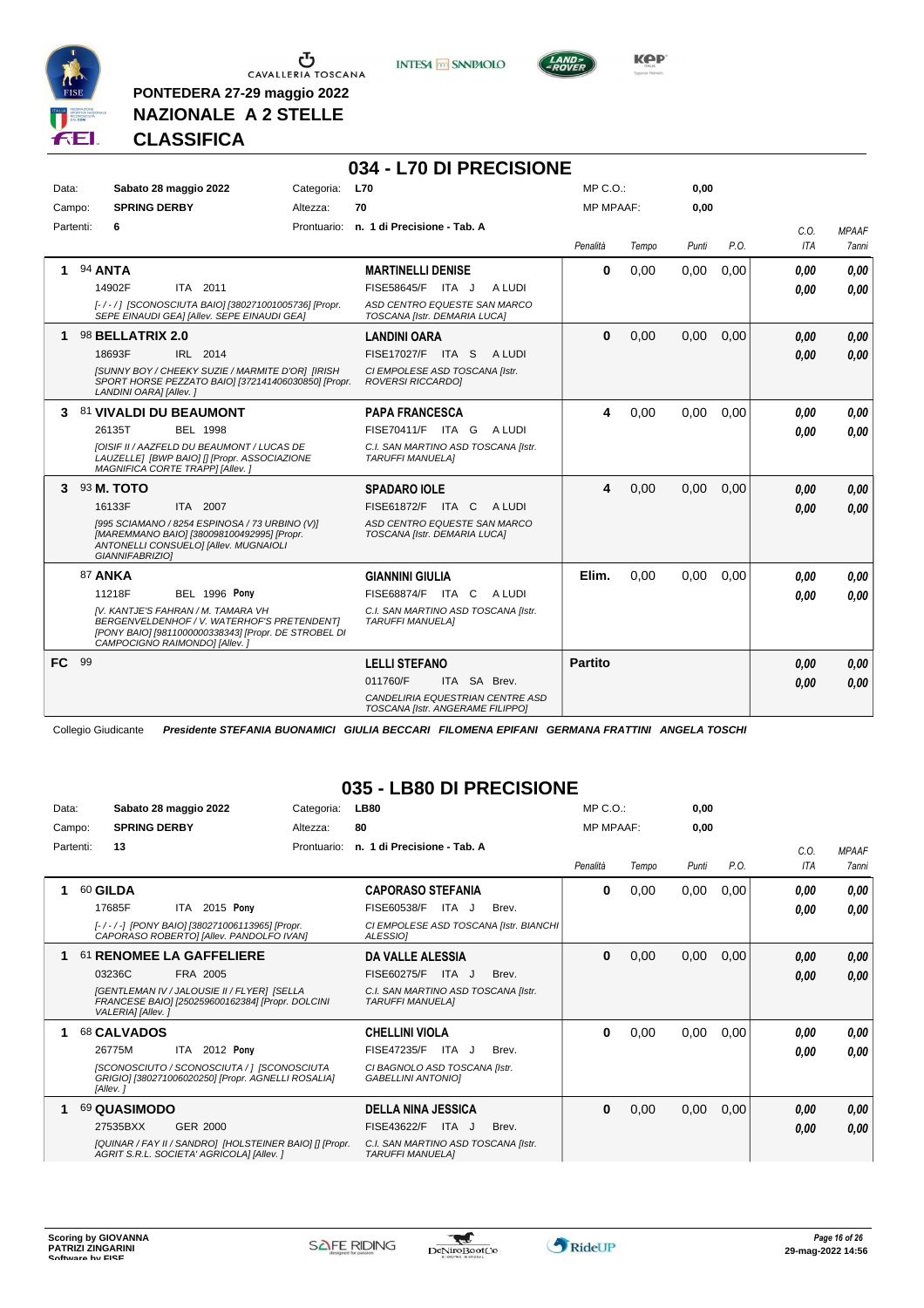**PONTEDERA 27-29 maggio 2022**

**NAZIONALE A 2 STELLE**

**CLASSIFICA**

# 034 - L70 DI PRECISIONE

| Data: | Sabato 28 maggio 2022 | Categoria: | L70 | MP C.O.: | 0,00 |
|---|---|---|---|---|---|
| Campo: | SPRING DERBY | Altezza: | 70 | MP MPAAF: | 0,00 |
| Partenti: | 6 | Prontuario: | n. 1 di Precisione - Tab. A | | |

| Cl. | N. | Cavallo | Cavaliere | Penalità | Tempo | Punti | P.O. | C.O. ITA | MPAAF 7anni |
|---|---|---|---|---|---|---|---|---|---|
| 1 | 94 | **ANTA** 14902F ITA 2011 *[-/-/] [SCONOSCIUTA BAIO] [380271001005736] [Propr. SEPE EINAUDI GEA] [Allev. SEPE EINAUDI GEA]* | **MARTINELLI DENISE** FISE58645/F ITA J A LUDI *ASD CENTRO EQUESTE SAN MARCO TOSCANA [Istr. DEMARIA LUCA]* | 0 | 0,00 | 0,00 | 0,00 | 0,00 / 0,00 | 0,00 / 0,00 |
| 1 | 98 | **BELLATRIX 2.0** 18693F IRL 2014 *[SUNNY BOY / CHEEKY SUZIE / MARMITE D'OR] [IRISH SPORT HORSE PEZZATO BAIO] [372141406030850] [Propr. LANDINI OARA] [Allev. ]* | **LANDINI OARA** FISE17027/F ITA S A LUDI *CI EMPOLESE ASD TOSCANA [Istr. ROVERSI RICCARDO]* | 0 | 0,00 | 0,00 | 0,00 | 0,00 / 0,00 | 0,00 / 0,00 |
| 3 | 81 | **VIVALDI DU BEAUMONT** 26135T BEL 1998 *[OISIF II / AAZFELD DU BEAUMONT / LUCAS DE LAUZELLE] [BWP BAIO] [] [Propr. ASSOCIAZIONE MAGNIFICA CORTE TRAPP] [Allev. ]* | **PAPA FRANCESCA** FISE70411/F ITA G A LUDI *C.I. SAN MARTINO ASD TOSCANA [Istr. TARUFFI MANUELA]* | 4 | 0,00 | 0,00 | 0,00 | 0,00 / 0,00 | 0,00 / 0,00 |
| 3 | 93 | **M. TOTO** 16133F ITA 2007 *[995 SCIAMANO / 8254 ESPINOSA / 73 URBINO (V)] [MAREMMANO BAIO] [380098100492995] [Propr. ANTONELLI CONSUELO] [Allev. MUGNAIOLI GIANNIFABRIZIO]* | **SPADARO IOLE** FISE61872/F ITA C A LUDI *ASD CENTRO EQUESTE SAN MARCO TOSCANA [Istr. DEMARIA LUCA]* | 4 | 0,00 | 0,00 | 0,00 | 0,00 / 0,00 | 0,00 / 0,00 |
| | 87 | **ANKA** 11218F BEL 1996 **Pony** *[V. KANTJE'S FAHRAN / M. TAMARA VH BERGENVELDENHOF / V. WATERHOF'S PRETENDENT] [PONY BAIO] [981100000338343] [Propr. DE STROBEL DI CAMPOCIGNO RAIMONDO] [Allev. ]* | **GIANNINI GIULIA** FISE68874/F ITA C A LUDI *C.I. SAN MARTINO ASD TOSCANA [Istr. TARUFFI MANUELA]* | Elim. | 0,00 | 0,00 | 0,00 | 0,00 / 0,00 | 0,00 / 0,00 |
| FC | 99 | | **LELLI STEFANO** 011760/F ITA SA Brev. *CANDELIRIA EQUESTRIAN CENTRE ASD TOSCANA [Istr. ANGERAME FILIPPO]* | Partito | | | | 0,00 / 0,00 | 0,00 / 0,00 |

Collegio Giudicante *Presidente STEFANIA BUONAMICI GIULIA BECCARI FILOMENA EPIFANI GERMANA FRATTINI ANGELA TOSCHI*

# 035 - LB80 DI PRECISIONE

| Data: | Sabato 28 maggio 2022 | Categoria: | LB80 | MP C.O.: | 0,00 |
|---|---|---|---|---|---|
| Campo: | SPRING DERBY | Altezza: | 80 | MP MPAAF: | 0,00 |
| Partenti: | 13 | Prontuario: | n. 1 di Precisione - Tab. A | | |

| Cl. | N. | Cavallo | Cavaliere | Penalità | Tempo | Punti | P.O. | C.O. ITA | MPAAF 7anni |
|---|---|---|---|---|---|---|---|---|---|
| 1 | 60 | **GILDA** 17685F ITA 2015 **Pony** *[-/-/-] [PONY BAIO] [380271006113965] [Propr. CAPORASO ROBERTO] [Allev. PANDOLFO IVAN]* | **CAPORASO STEFANIA** FISE60538/F ITA J Brev. *CI EMPOLESE ASD TOSCANA [Istr. BIANCHI ALESSIO]* | 0 | 0,00 | 0,00 | 0,00 | 0,00 / 0,00 | 0,00 / 0,00 |
| 1 | 61 | **RENOMEE LA GAFFELIERE** 03236C FRA 2005 *[GENTLEMAN IV / JALOUSIE II / FLYER] [SELLA FRANCESE BAIO] [250259600162384] [Propr. DOLCINI VALERIA] [Allev. ]* | **DA VALLE ALESSIA** FISE60275/F ITA J Brev. *C.I. SAN MARTINO ASD TOSCANA [Istr. TARUFFI MANUELA]* | 0 | 0,00 | 0,00 | 0,00 | 0,00 / 0,00 | 0,00 / 0,00 |
| 1 | 68 | **CALVADOS** 26775M ITA 2012 **Pony** *[SCONOSCIUTO / SCONOSCIUTA / ] [SCONOSCIUTA GRIGIO] [380271006020250] [Propr. AGNELLI ROSALIA] [Allev. ]* | **CHELLINI VIOLA** FISE47235/F ITA J Brev. *CI BAGNOLO ASD TOSCANA [Istr. GABELLINI ANTONIO]* | 0 | 0,00 | 0,00 | 0,00 | 0,00 / 0,00 | 0,00 / 0,00 |
| 1 | 69 | **QUASIMODO** 27535BXX GER 2000 *[QUINAR / FAY II / SANDRO] [HOLSTEINER BAIO] [] [Propr. AGRIT S.R.L. SOCIETA' AGRICOLA] [Allev. ]* | **DELLA NINA JESSICA** FISE43622/F ITA J Brev. *C.I. SAN MARTINO ASD TOSCANA [Istr. TARUFFI MANUELA]* | 0 | 0,00 | 0,00 | 0,00 | 0,00 / 0,00 | 0,00 / 0,00 |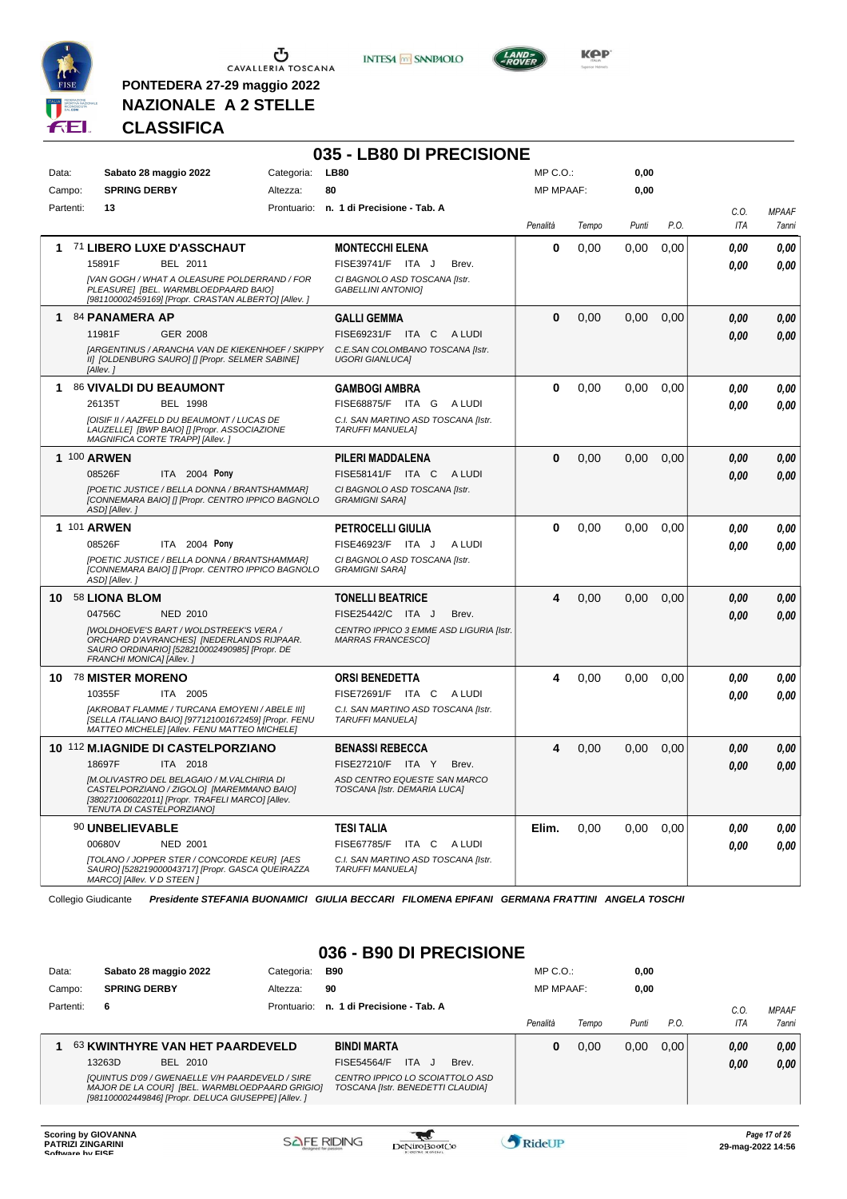PONTEDERA 27-29 maggio 2022

**NAZIONALE A 2 STELLE**

**CLASSIFICA**

## 035 - LB80 DI PRECISIONE

| | | | |
|---|---|---|---|
| Data: | Sabato 28 maggio 2022 | Categoria: | LB80 |
| Campo: | SPRING DERBY | Altezza: | 80 |
| Partenti: | 13 | Prontuario: | n. 1 di Precisione - Tab. A |

MP C.O.: 0,00
MP MPAAF: 0,00

| Cl. | Cavallo | Cavaliere | Penalità | Tempo | Punti | P.O. | C.O. ITA | MPAAF 7anni |
|---|---|---|---|---|---|---|---|---|
| 1 | 71 **LIBERO LUXE D'ASSCHAUT** 15891F BEL 2011 *[VAN GOGH / WHAT A OLEASURE POLDERRAND / FOR PLEASURE] [BEL. WARMBLOEDPAARD BAIO] [981100002459169] [Propr. CRASTAN ALBERTO] [Allev. ]* | **MONTECCHI ELENA** FISE39741/F ITA J Brev. *CI BAGNOLO ASD TOSCANA [Istr. GABELLINI ANTONIO]* | 0 | 0,00 | 0,00 | 0,00 | 0,00 / 0,00 | 0,00 / 0,00 |
| 1 | 84 **PANAMERA AP** 11981F GER 2008 *[ARGENTINUS / ARANCHA VAN DE KIEKENHOEF / SKIPPY II] [OLDENBURG SAURO] [] [Propr. SELMER SABINE] [Allev. ]* | **GALLI GEMMA** FISE69231/F ITA C A LUDI *C.E.SAN COLOMBANO TOSCANA [Istr. UGORI GIANLUCA]* | 0 | 0,00 | 0,00 | 0,00 | 0,00 / 0,00 | 0,00 / 0,00 |
| 1 | 86 **VIVALDI DU BEAUMONT** 26135T BEL 1998 *[OISIF II / AAZFELD DU BEAUMONT / LUCAS DE LAUZELLE] [BWP BAIO] [] [Propr. ASSOCIAZIONE MAGNIFICA CORTE TRAPP] [Allev. ]* | **GAMBOGI AMBRA** FISE68875/F ITA G A LUDI *C.I. SAN MARTINO ASD TOSCANA [Istr. TARUFFI MANUELA]* | 0 | 0,00 | 0,00 | 0,00 | 0,00 / 0,00 | 0,00 / 0,00 |
| 1 | 100 **ARWEN** 08526F ITA 2004 **Pony** *[POETIC JUSTICE / BELLA DONNA / BRANTSHAMMAR] [CONNEMARA BAIO] [] [Propr. CENTRO IPPICO BAGNOLO ASD] [Allev. ]* | **PILERI MADDALENA** FISE58141/F ITA C A LUDI *CI BAGNOLO ASD TOSCANA [Istr. GRAMIGNI SARA]* | 0 | 0,00 | 0,00 | 0,00 | 0,00 / 0,00 | 0,00 / 0,00 |
| 1 | 101 **ARWEN** 08526F ITA 2004 **Pony** *[POETIC JUSTICE / BELLA DONNA / BRANTSHAMMAR] [CONNEMARA BAIO] [] [Propr. CENTRO IPPICO BAGNOLO ASD] [Allev. ]* | **PETROCELLI GIULIA** FISE46923/F ITA J A LUDI *CI BAGNOLO ASD TOSCANA [Istr. GRAMIGNI SARA]* | 0 | 0,00 | 0,00 | 0,00 | 0,00 / 0,00 | 0,00 / 0,00 |
| 10 | 58 **LIONA BLOM** 04756C NED 2010 *[WOLDHOEVE'S BART / WOLDSTREEK'S VERA / ORCHARD D'AVRANCHES] [NEDERLANDS RIJPAAR. SAURO ORDINARIO] [528210002490985] [Propr. DE FRANCHI MONICA] [Allev. ]* | **TONELLI BEATRICE** FISE25442/C ITA J Brev. *CENTRO IPPICO 3 EMME ASD LIGURIA [Istr. MARRAS FRANCESCO]* | 4 | 0,00 | 0,00 | 0,00 | 0,00 / 0,00 | 0,00 / 0,00 |
| 10 | 78 **MISTER MORENO** 10355F ITA 2005 *[AKROBAT FLAMME / TURCANA EMOYENI / ABELE III] [SELLA ITALIANO BAIO] [977121001672459] [Propr. FENU MATTEO MICHELE] [Allev. FENU MATTEO MICHELE]* | **ORSI BENEDETTA** FISE72691/F ITA C A LUDI *C.I. SAN MARTINO ASD TOSCANA [Istr. TARUFFI MANUELA]* | 4 | 0,00 | 0,00 | 0,00 | 0,00 / 0,00 | 0,00 / 0,00 |
| 10 | 112 **M.IAGNIDE DI CASTELPORZIANO** 18697F ITA 2018 *[M.OLIVASTRO DEL BELAGAIO / M.VALCHIRIA DI CASTELPORZIANO / ZIGOLO] [MAREMMANO BAIO] [380271006022011] [Propr. TRAFELI MARCO] [Allev. TENUTA DI CASTELPORZIANO]* | **BENASSI REBECCA** FISE27210/F ITA Y Brev. *ASD CENTRO EQUESTE SAN MARCO TOSCANA [Istr. DEMARIA LUCA]* | 4 | 0,00 | 0,00 | 0,00 | 0,00 / 0,00 | 0,00 / 0,00 |
| | 90 **UNBELIEVABLE** 00680V NED 2001 *[TOLANO / JOPPER STER / CONCORDE KEUR] [AES SAURO] [528219000043717] [Propr. GASCA QUEIRAZZA MARCO] [Allev. V D STEEN ]* | **TESI TALIA** FISE67785/F ITA C A LUDI *C.I. SAN MARTINO ASD TOSCANA [Istr. TARUFFI MANUELA]* | Elim. | 0,00 | 0,00 | 0,00 | 0,00 / 0,00 | 0,00 / 0,00 |

Collegio Giudicante *Presidente STEFANIA BUONAMICI GIULIA BECCARI FILOMENA EPIFANI GERMANA FRATTINI ANGELA TOSCHI*

## 036 - B90 DI PRECISIONE

| | | | |
|---|---|---|---|
| Data: | Sabato 28 maggio 2022 | Categoria: | B90 |
| Campo: | SPRING DERBY | Altezza: | 90 |
| Partenti: | 6 | Prontuario: | n. 1 di Precisione - Tab. A |

MP C.O.: 0,00
MP MPAAF: 0,00

| Cl. | Cavallo | Cavaliere | Penalità | Tempo | Punti | P.O. | C.O. ITA | MPAAF 7anni |
|---|---|---|---|---|---|---|---|---|
| 1 | 63 **KWINTHYRE VAN HET PAARDEVELD** 13263D BEL 2010 *[QUINTUS D'09 / GWENAELLE V/H PAARDEVELD / SIRE MAJOR DE LA COUR] [BEL. WARMBLOEDPAARD GRIGIO] [981100002449846] [Propr. DELUCA GIUSEPPE] [Allev. ]* | **BINDI MARTA** FISE54564/F ITA J Brev. *CENTRO IPPICO LO SCOIATTOLO ASD TOSCANA [Istr. BENEDETTI CLAUDIA]* | 0 | 0,00 | 0,00 | 0,00 | 0,00 / 0,00 | 0,00 / 0,00 |

Scoring by GIOVANNA PATRIZI ZINGARINI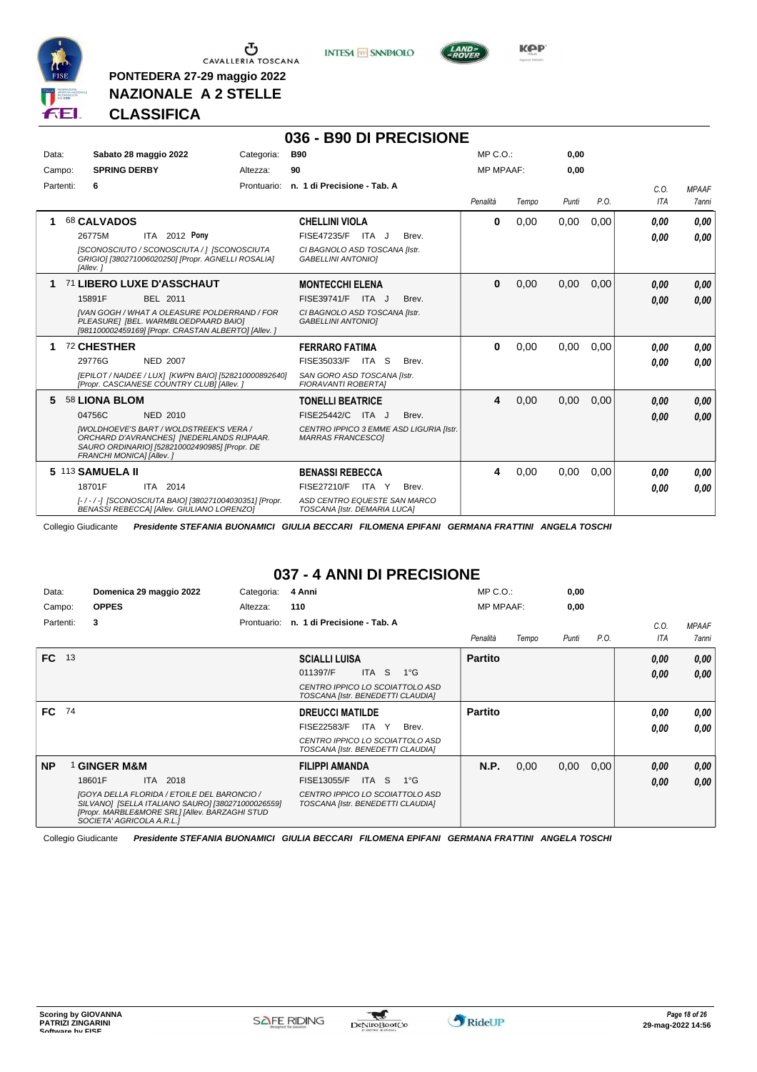**PONTEDERA 27-29 maggio 2022**

**NAZIONALE A 2 STELLE**

**CLASSIFICA**

## 036 - B90 DI PRECISIONE

| | | | | | |
|---|---|---|---|---|---|
| Data: | **Sabato 28 maggio 2022** | Categoria: | **B90** | MP C.O.: | **0,00** |
| Campo: | **SPRING DERBY** | Altezza: | **90** | MP MPAAF: | **0,00** |
| Partenti: | **6** | Prontuario: | **n. 1 di Precisione - Tab. A** | | |

| Cl. | Cavallo | Cavaliere | Penalità | Tempo | Punti | P.O. | C.O. ITA | MPAAF 7anni |
|---|---|---|---|---|---|---|---|---|
| 1 | 68 **CALVADOS**<br>26775M ITA 2012 **Pony**<br>*[SCONOSCIUTO / SCONOSCIUTA / ] [SCONOSCIUTA GRIGIO] [380271006020250] [Propr. AGNELLI ROSALIA] [Allev. ]* | **CHELLINI VIOLA**<br>FISE47235/F ITA J Brev.<br>*CI BAGNOLO ASD TOSCANA [Istr. GABELLINI ANTONIO]* | **0** | 0,00 | 0,00 | 0,00 | ***0,00***<br>***0,00*** | ***0,00***<br>***0,00*** |
| 1 | 71 **LIBERO LUXE D'ASSCHAUT**<br>15891F BEL 2011<br>*[VAN GOGH / WHAT A OLEASURE POLDERRAND / FOR PLEASURE] [BEL. WARMBLOEDPAARD BAIO] [981100002459169] [Propr. CRASTAN ALBERTO] [Allev. ]* | **MONTECCHI ELENA**<br>FISE39741/F ITA J Brev.<br>*CI BAGNOLO ASD TOSCANA [Istr. GABELLINI ANTONIO]* | **0** | 0,00 | 0,00 | 0,00 | ***0,00***<br>***0,00*** | ***0,00***<br>***0,00*** |
| 1 | 72 **CHESTHER**<br>29776G NED 2007<br>*[EPILOT / NAIDEE / LUX] [KWPN BAIO] [528210000892640] [Propr. CASCIANESE COUNTRY CLUB] [Allev. ]* | **FERRARO FATIMA**<br>FISE35033/F ITA S Brev.<br>*SAN GORO ASD TOSCANA [Istr. FIORAVANTI ROBERTA]* | **0** | 0,00 | 0,00 | 0,00 | ***0,00***<br>***0,00*** | ***0,00***<br>***0,00*** |
| 5 | 58 **LIONA BLOM**<br>04756C NED 2010<br>*[WOLDHOEVE'S BART / WOLDSTREEK'S VERA / ORCHARD D'AVRANCHES] [NEDERLANDS RIJPAAR. SAURO ORDINARIO] [528210002490985] [Propr. DE FRANCHI MONICA] [Allev. ]* | **TONELLI BEATRICE**<br>FISE25442/C ITA J Brev.<br>*CENTRO IPPICO 3 EMME ASD LIGURIA [Istr. MARRAS FRANCESCO]* | **4** | 0,00 | 0,00 | 0,00 | ***0,00***<br>***0,00*** | ***0,00***<br>***0,00*** |
| 5 | 113 **SAMUELA II**<br>18701F ITA 2014<br>*[-/-/-] [SCONOSCIUTA BAIO] [380271004030351] [Propr. BENASSI REBECCA] [Allev. GIULIANO LORENZO]* | **BENASSI REBECCA**<br>FISE27210/F ITA Y Brev.<br>*ASD CENTRO EQUESTE SAN MARCO TOSCANA [Istr. DEMARIA LUCA]* | **4** | 0,00 | 0,00 | 0,00 | ***0,00***<br>***0,00*** | ***0,00***<br>***0,00*** |

Collegio Giudicante *Presidente STEFANIA BUONAMICI GIULIA BECCARI FILOMENA EPIFANI GERMANA FRATTINI ANGELA TOSCHI*

## 037 - 4 ANNI DI PRECISIONE

| | | | | | |
|---|---|---|---|---|---|
| Data: | **Domenica 29 maggio 2022** | Categoria: | **4 Anni** | MP C.O.: | **0,00** |
| Campo: | **OPPES** | Altezza: | **110** | MP MPAAF: | **0,00** |
| Partenti: | **3** | Prontuario: | **n. 1 di Precisione - Tab. A** | | |

| Cl. | Cavallo | Cavaliere | Penalità | Tempo | Punti | P.O. | C.O. ITA | MPAAF 7anni |
|---|---|---|---|---|---|---|---|---|
| **FC** | 13 | **SCIALLI LUISA**<br>011397/F ITA S 1°G<br>*CENTRO IPPICO LO SCOIATTOLO ASD TOSCANA [Istr. BENEDETTI CLAUDIA]* | **Partito** | | | | ***0,00***<br>***0,00*** | ***0,00***<br>***0,00*** |
| **FC** | 74 | **DREUCCI MATILDE**<br>FISE22583/F ITA Y Brev.<br>*CENTRO IPPICO LO SCOIATTOLO ASD TOSCANA [Istr. BENEDETTI CLAUDIA]* | **Partito** | | | | ***0,00***<br>***0,00*** | ***0,00***<br>***0,00*** |
| **NP** | 1 **GINGER M&M**<br>18601F ITA 2018<br>*[GOYA DELLA FLORIDA / ETOILE DEL BARONCIO / SILVANO] [SELLA ITALIANO SAURO] [380271000026559] [Propr. MARBLE&MORE SRL] [Allev. BARZAGHI STUD SOCIETA' AGRICOLA A.R.L.]* | **FILIPPI AMANDA**<br>FISE13055/F ITA S 1°G<br>*CENTRO IPPICO LO SCOIATTOLO ASD TOSCANA [Istr. BENEDETTI CLAUDIA]* | **N.P.** | 0,00 | 0,00 | 0,00 | ***0,00***<br>***0,00*** | ***0,00***<br>***0,00*** |

Collegio Giudicante *Presidente STEFANIA BUONAMICI GIULIA BECCARI FILOMENA EPIFANI GERMANA FRATTINI ANGELA TOSCHI*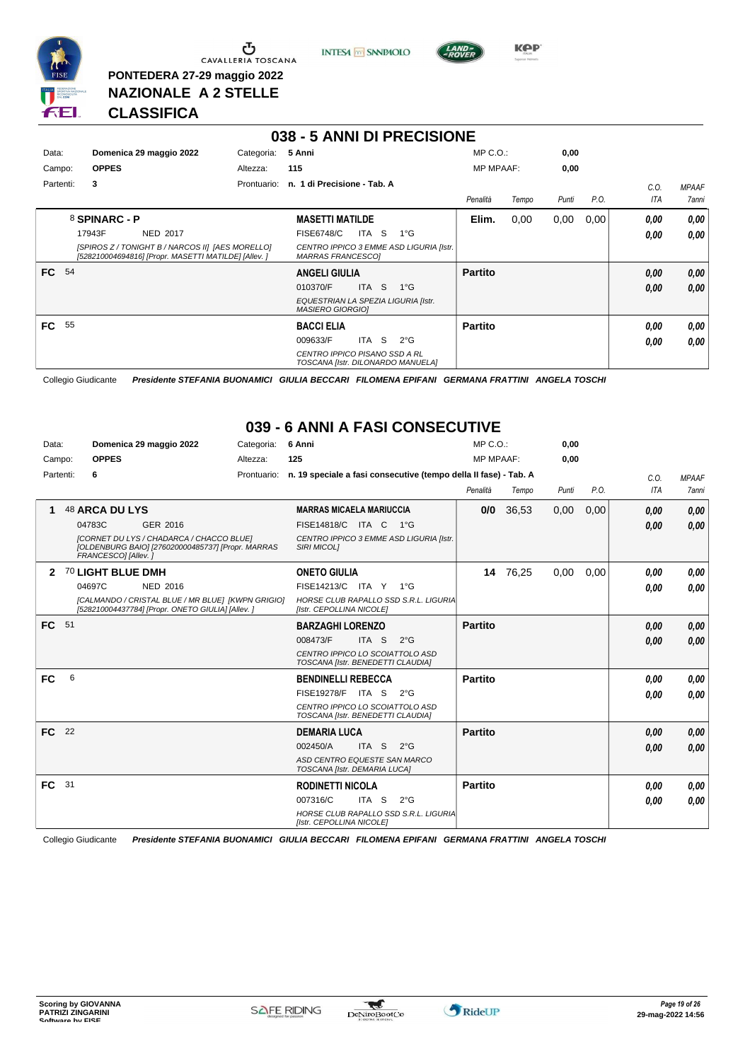**PONTEDERA 27-29 maggio 2022**
**NAZIONALE A 2 STELLE**
**CLASSIFICA**

## 038 - 5 ANNI DI PRECISIONE

| | | | | | |
|---|---|---|---|---|---|
| Data: | Domenica 29 maggio 2022 | Categoria: | 5 Anni | MP C.O.: | 0,00 |
| Campo: | OPPES | Altezza: | 115 | MP MPAAF: | 0,00 |
| Partenti: | 3 | Prontuario: | n. 1 di Precisione - Tab. A | | |

| | Cavallo | Cavaliere | Penalità | Tempo | Punti | P.O. | C.O. ITA | MPAAF 7anni |
|---|---|---|---|---|---|---|---|---|
| | 8 **SPINARC - P** 17943F NED 2017 *[SPIROS Z / TONIGHT B / NARCOS II] [AES MORELLO] [528210004694816] [Propr. MASETTI MATILDE] [Allev. ]* | **MASETTI MATILDE** FISE6748/C ITA S 1°G *CENTRO IPPICO 3 EMME ASD LIGURIA [Istr. MARRAS FRANCESCO]* | Elim. | 0,00 | 0,00 | 0,00 | 0,00 / 0,00 | 0,00 / 0,00 |
| FC | 54 | **ANGELI GIULIA** 010370/F ITA S 1°G *EQUESTRIAN LA SPEZIA LIGURIA [Istr. MASIERO GIORGIO]* | Partito | | | | 0,00 / 0,00 | 0,00 / 0,00 |
| FC | 55 | **BACCI ELIA** 009633/F ITA S 2°G *CENTRO IPPICO PISANO SSD A RL TOSCANA [Istr. DILONARDO MANUELA]* | Partito | | | | 0,00 / 0,00 | 0,00 / 0,00 |

Collegio Giudicante *Presidente STEFANIA BUONAMICI GIULIA BECCARI FILOMENA EPIFANI GERMANA FRATTINI ANGELA TOSCHI*

## 039 - 6 ANNI A FASI CONSECUTIVE

| | | | | | |
|---|---|---|---|---|---|
| Data: | Domenica 29 maggio 2022 | Categoria: | 6 Anni | MP C.O.: | 0,00 |
| Campo: | OPPES | Altezza: | 125 | MP MPAAF: | 0,00 |
| Partenti: | 6 | Prontuario: | n. 19 speciale a fasi consecutive (tempo della II fase) - Tab. A | | |

| | Cavallo | Cavaliere | Penalità | Tempo | Punti | P.O. | C.O. ITA | MPAAF 7anni |
|---|---|---|---|---|---|---|---|---|
| 1 | 48 **ARCA DU LYS** 04783C GER 2016 *[CORNET DU LYS / CHADARCA / CHACCO BLUE] [OLDENBURG BAIO] [276020000485737] [Propr. MARRAS FRANCESCO] [Allev. ]* | **MARRAS MICAELA MARIUCCIA** FISE14818/C ITA C 1°G *CENTRO IPPICO 3 EMME ASD LIGURIA [Istr. SIRI MICOL]* | 0/0 | 36,53 | 0,00 | 0,00 | 0,00 / 0,00 | 0,00 / 0,00 |
| 2 | 70 **LIGHT BLUE DMH** 04697C NED 2016 *[CALMANDO / CRISTAL BLUE / MR BLUE] [KWPN GRIGIO] [528210004437784] [Propr. ONETO GIULIA] [Allev. ]* | **ONETO GIULIA** FISE14213/C ITA Y 1°G *HORSE CLUB RAPALLO SSD S.R.L. LIGURIA [Istr. CEPOLLINA NICOLE]* | 14 | 76,25 | 0,00 | 0,00 | 0,00 / 0,00 | 0,00 / 0,00 |
| FC | 51 | **BARZAGHI LORENZO** 008473/F ITA S 2°G *CENTRO IPPICO LO SCOIATTOLO ASD TOSCANA [Istr. BENEDETTI CLAUDIA]* | Partito | | | | 0,00 / 0,00 | 0,00 / 0,00 |
| FC | 6 | **BENDINELLI REBECCA** FISE19278/F ITA S 2°G *CENTRO IPPICO LO SCOIATTOLO ASD TOSCANA [Istr. BENEDETTI CLAUDIA]* | Partito | | | | 0,00 / 0,00 | 0,00 / 0,00 |
| FC | 22 | **DEMARIA LUCA** 002450/A ITA S 2°G *ASD CENTRO EQUESTE SAN MARCO TOSCANA [Istr. DEMARIA LUCA]* | Partito | | | | 0,00 / 0,00 | 0,00 / 0,00 |
| FC | 31 | **RODINETTI NICOLA** 007316/C ITA S 2°G *HORSE CLUB RAPALLO SSD S.R.L. LIGURIA [Istr. CEPOLLINA NICOLE]* | Partito | | | | 0,00 / 0,00 | 0,00 / 0,00 |

Collegio Giudicante *Presidente STEFANIA BUONAMICI GIULIA BECCARI FILOMENA EPIFANI GERMANA FRATTINI ANGELA TOSCHI*

Scoring by GIOVANNA PATRIZI ZINGARINI
Software by FISE

29-mag-2022 14:56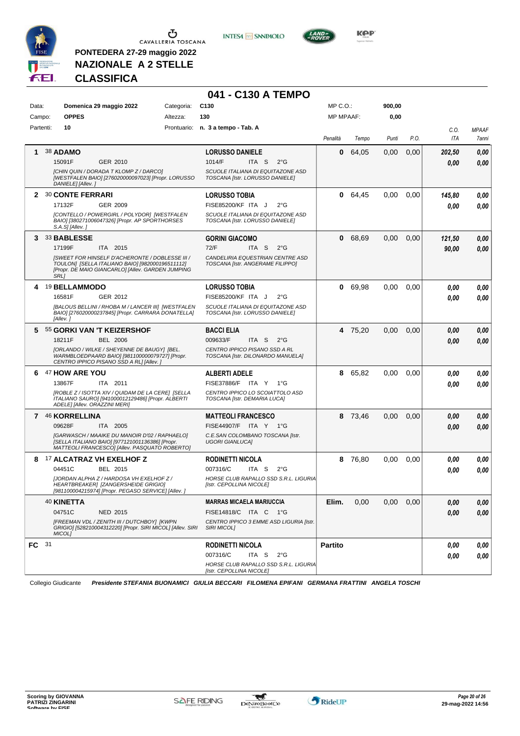PONTEDERA 27-29 maggio 2022

NAZIONALE A 2 STELLE

**CLASSIFICA**

# 041 - C130 A TEMPO

| | | | | | |
|---|---|---|---|---|---|
| Data: | Domenica 29 maggio 2022 | Categoria: | C130 | MP C.O.: | 900,00 |
| Campo: | OPPES | Altezza: | 130 | MP MPAAF: | 0,00 |
| Partenti: | 10 | Prontuario: | n. 3 a tempo - Tab. A | | |

| Pos. | Cavallo | Cavaliere | Penalità | Tempo | Punti | P.O. | C.O. ITA | MPAAF 7anni |
|---|---|---|---|---|---|---|---|---|
| 1 | 38 **ADAMO** 15091F GER 2010 *[CHIN QUIN / DORADA T KLOMP Z / DARCO] [WESTFALEN BAIO] [276020000097023] [Propr. LORUSSO DANIELE] [Allev. ]* | **LORUSSO DANIELE** 1014/F ITA S 2°G *SCUOLE ITALIANA DI EQUITAZONE ASD TOSCANA [Istr. LORUSSO DANIELE]* | 0 | 64,05 | 0,00 | 0,00 | 202,50 / 0,00 | 0,00 / 0,00 |
| 2 | 30 **CONTE FERRARI** 17132F GER 2009 *[CONTELLO / POWERGIRL / POLYDOR] [WESTFALEN BAIO] [380271006047326] [Propr. AP SPORTHORSES S.A.S] [Allev. ]* | **LORUSSO TOBIA** FISE85200/KF ITA J 2°G *SCUOLE ITALIANA DI EQUITAZONE ASD TOSCANA [Istr. LORUSSO DANIELE]* | 0 | 64,45 | 0,00 | 0,00 | 145,80 / 0,00 | 0,00 / 0,00 |
| 3 | 33 **BABLESSE** 17199F ITA 2015 *[SWEET FOR HINSELF D'ACHERONTE / DOBLESSE III / TOULON] [SELLA ITALIANO BAIO] [982000196511112] [Propr. DE MAIO GIANCARLO] [Allev. GARDEN JUMPING SRL]* | **GORINI GIACOMO** 72/F ITA S 2°G *CANDELIRIA EQUESTRIAN CENTRE ASD TOSCANA [Istr. ANGERAME FILIPPO]* | 0 | 68,69 | 0,00 | 0,00 | 121,50 / 90,00 | 0,00 / 0,00 |
| 4 | 19 **BELLAMMODO** 16581F GER 2012 *[BALOUS BELLINI / RHOBA M / LANCER III] [WESTFALEN BAIO] [276020000237845] [Propr. CARRARA DONATELLA] [Allev. ]* | **LORUSSO TOBIA** FISE85200/KF ITA J 2°G *SCUOLE ITALIANA DI EQUITAZONE ASD TOSCANA [Istr. LORUSSO DANIELE]* | 0 | 69,98 | 0,00 | 0,00 | 0,00 / 0,00 | 0,00 / 0,00 |
| 5 | 55 **GORKI VAN 'T KEIZERSHOF** 18211F BEL 2006 *[ORLANDO / WILKE / SHEYENNE DE BAUGY] [BEL. WARMBLOEDPAARD BAIO] [981100000079727] [Propr. CENTRO IPPICO PISANO SSD A RL] [Allev. ]* | **BACCI ELIA** 009633/F ITA S 2°G *CENTRO IPPICO PISANO SSD A RL TOSCANA [Istr. DILONARDO MANUELA]* | 4 | 75,20 | 0,00 | 0,00 | 0,00 / 0,00 | 0,00 / 0,00 |
| 6 | 47 **HOW ARE YOU** 13867F ITA 2011 *[ROBLE Z / ISOTTA XIV / QUIDAM DE LA CERE] [SELLA ITALIANO SAURO] [941000012129486] [Propr. ALBERTI ADELE] [Allev. ORAZZINI MERI]* | **ALBERTI ADELE** FISE37886/F ITA Y 1°G *CENTRO IPPICO LO SCOIATTOLO ASD TOSCANA [Istr. DEMARIA LUCA]* | 8 | 65,82 | 0,00 | 0,00 | 0,00 / 0,00 | 0,00 / 0,00 |
| 7 | 46 **KORRELLINA** 09628F ITA 2005 *[GARWASCH / MAAIKE DU MANOIR D'02 / RAPHAELO] [SELLA ITALIANO BAIO] [977121001136386] [Propr. MATTEOLI FRANCESCO] [Allev. PASQUATO ROBERTO]* | **MATTEOLI FRANCESCO** FISE44907/F ITA Y 1°G *C.E.SAN COLOMBANO TOSCANA [Istr. UGORI GIANLUCA]* | 8 | 73,46 | 0,00 | 0,00 | 0,00 / 0,00 | 0,00 / 0,00 |
| 8 | 17 **ALCATRAZ VH EXELHOF Z** 04451C BEL 2015 *[JORDAN ALPHA Z / HARDOSA VH EXELHOF Z / HEARTBREAKER] [ZANGERSHEIDE GRIGIO] [981100004215974] [Propr. PEGASO SERVICE] [Allev. ]* | **RODINETTI NICOLA** 007316/C ITA S 2°G *HORSE CLUB RAPALLO SSD S.R.L. LIGURIA [Istr. CEPOLLINA NICOLE]* | 8 | 76,80 | 0,00 | 0,00 | 0,00 / 0,00 | 0,00 / 0,00 |
| | 40 **KINETTA** 04751C NED 2015 *[FREEMAN VDL / ZENITH III / DUTCHBOY] [KWPN GRIGIO] [528210004312220] [Propr. SIRI MICOL] [Allev. SIRI MICOL]* | **MARRAS MICAELA MARIUCCIA** FISE14818/C ITA C 1°G *CENTRO IPPICO 3 EMME ASD LIGURIA [Istr. SIRI MICOL]* | Elim. | 0,00 | 0,00 | 0,00 | 0,00 / 0,00 | 0,00 / 0,00 |
| FC | 31 | **RODINETTI NICOLA** 007316/C ITA S 2°G *HORSE CLUB RAPALLO SSD S.R.L. LIGURIA [Istr. CEPOLLINA NICOLE]* | Partito | | | | 0,00 / 0,00 | 0,00 / 0,00 |

Collegio Giudicante *Presidente STEFANIA BUONAMICI GIULIA BECCARI FILOMENA EPIFANI GERMANA FRATTINI ANGELA TOSCHI*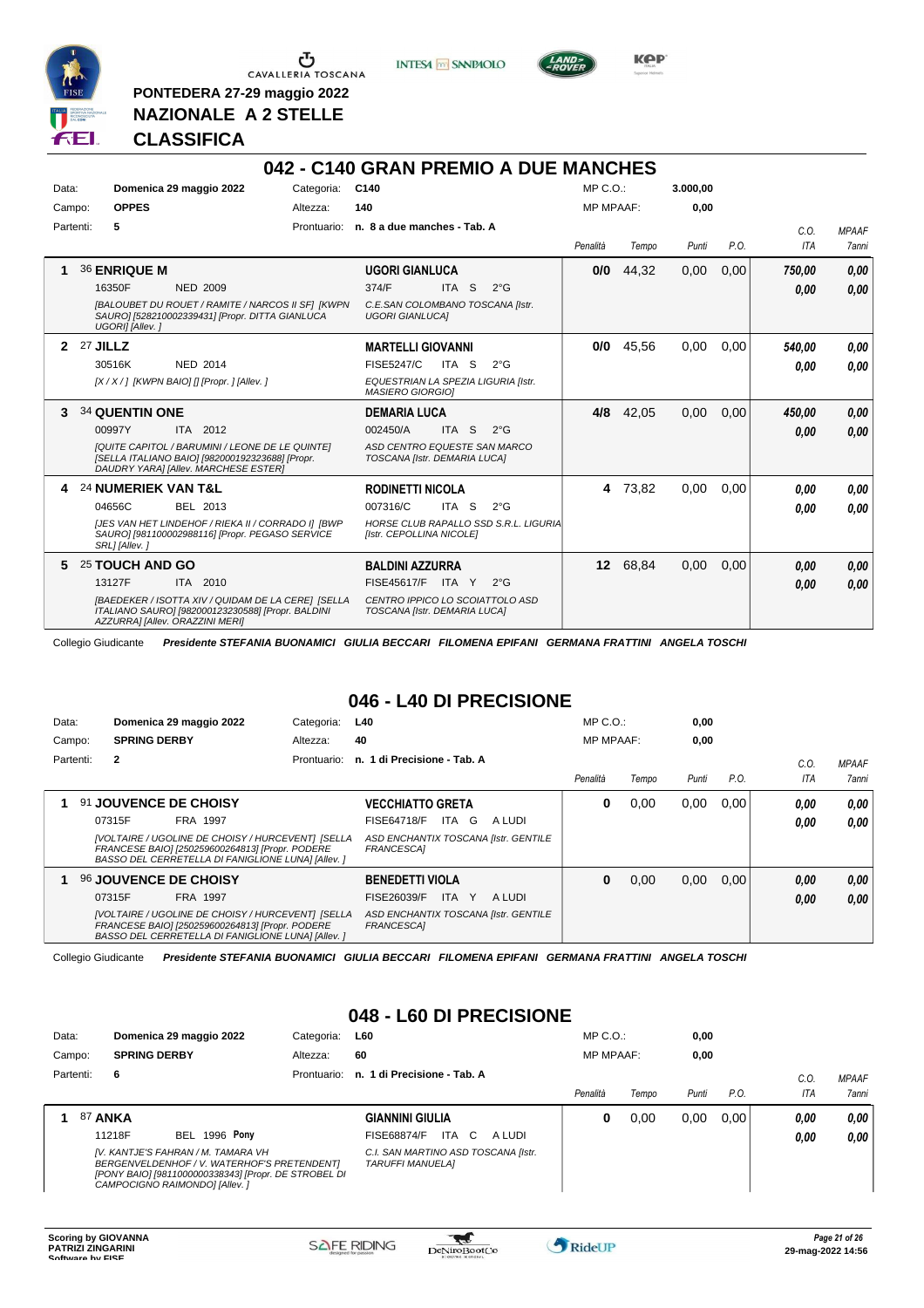PONTEDERA 27-29 maggio 2022

NAZIONALE A 2 STELLE

CLASSIFICA

## 042 - C140 GRAN PREMIO A DUE MANCHES

| Data: | Domenica 29 maggio 2022 | Categoria: | C140 | MP C.O.: | 3.000,00 |
|---|---|---|---|---|---|
| Campo: | OPPES | Altezza: | 140 | MP MPAAF: | 0,00 |
| Partenti: | 5 | Prontuario: | n. 8 a due manches - Tab. A | | |

| | Cavallo | Cavaliere | Penalità | Tempo | Punti | P.O. | C.O. ITA | MPAAF 7anni |
|---|---|---|---|---|---|---|---|---|
| 1 | 36 **ENRIQUE M** 16350F NED 2009 *[BALOUBET DU ROUET / RAMITE / NARCOS II SF] [KWPN SAURO] [528210002339431] [Propr. DITTA GIANLUCA UGORI] [Allev. ]* | **UGORI GIANLUCA** 374/F ITA S 2°G *C.E.SAN COLOMBANO TOSCANA [Istr. UGORI GIANLUCA]* | 0/0 | 44,32 | 0,00 | 0,00 | 750,00 / 0,00 | 0,00 / 0,00 |
| 2 | 27 **JILLZ** 30516K NED 2014 *[X / X / ] [KWPN BAIO] [] [Propr. ] [Allev. ]* | **MARTELLI GIOVANNI** FISE5247/C ITA S 2°G *EQUESTRIAN LA SPEZIA LIGURIA [Istr. MASIERO GIORGIO]* | 0/0 | 45,56 | 0,00 | 0,00 | 540,00 / 0,00 | 0,00 / 0,00 |
| 3 | 34 **QUENTIN ONE** 00997Y ITA 2012 *[QUITE CAPITOL / BARUMINI / LEONE DE LE QUINTE] [SELLA ITALIANO BAIO] [982000192323688] [Propr. DAUDRY YARA] [Allev. MARCHESE ESTER]* | **DEMARIA LUCA** 002450/A ITA S 2°G *ASD CENTRO EQUESTE SAN MARCO TOSCANA [Istr. DEMARIA LUCA]* | 4/8 | 42,05 | 0,00 | 0,00 | 450,00 / 0,00 | 0,00 / 0,00 |
| 4 | 24 **NUMERIEK VAN T&L** 04656C BEL 2013 *[JES VAN HET LINDEHOF / RIEKA II / CORRADO I] [BWP SAURO] [981100002988116] [Propr. PEGASO SERVICE SRL] [Allev. ]* | **RODINETTI NICOLA** 007316/C ITA S 2°G *HORSE CLUB RAPALLO SSD S.R.L. LIGURIA [Istr. CEPOLLINA NICOLE]* | 4 | 73,82 | 0,00 | 0,00 | 0,00 / 0,00 | 0,00 / 0,00 |
| 5 | 25 **TOUCH AND GO** 13127F ITA 2010 *[BAEDEKER / ISOTTA XIV / QUIDAM DE LA CERE] [SELLA ITALIANO SAURO] [982000123230588] [Propr. BALDINI AZZURRA] [Allev. ORAZZINI MERI]* | **BALDINI AZZURRA** FISE45617/F ITA Y 2°G *CENTRO IPPICO LO SCOIATTOLO ASD TOSCANA [Istr. DEMARIA LUCA]* | 12 | 68,84 | 0,00 | 0,00 | 0,00 / 0,00 | 0,00 / 0,00 |

Collegio Giudicante *Presidente STEFANIA BUONAMICI GIULIA BECCARI FILOMENA EPIFANI GERMANA FRATTINI ANGELA TOSCHI*

## 046 - L40 DI PRECISIONE

| Data: | Domenica 29 maggio 2022 | Categoria: | L40 | MP C.O.: | 0,00 |
|---|---|---|---|---|---|
| Campo: | SPRING DERBY | Altezza: | 40 | MP MPAAF: | 0,00 |
| Partenti: | 2 | Prontuario: | n. 1 di Precisione - Tab. A | | |

| | Cavallo | Cavaliere | Penalità | Tempo | Punti | P.O. | C.O. ITA | MPAAF 7anni |
|---|---|---|---|---|---|---|---|---|
| 1 | 91 **JOUVENCE DE CHOISY** 07315F FRA 1997 *[VOLTAIRE / UGOLINE DE CHOISY / HURCEVENT] [SELLA FRANCESE BAIO] [250259600264813] [Propr. PODERE BASSO DEL CERRETELLA DI FANIGLIONE LUNA] [Allev. ]* | **VECCHIATTO GRETA** FISE64718/F ITA G A LUDI *ASD ENCHANTIX TOSCANA [Istr. GENTILE FRANCESCA]* | 0 | 0,00 | 0,00 | 0,00 | 0,00 / 0,00 | 0,00 / 0,00 |
| 1 | 96 **JOUVENCE DE CHOISY** 07315F FRA 1997 *[VOLTAIRE / UGOLINE DE CHOISY / HURCEVENT] [SELLA FRANCESE BAIO] [250259600264813] [Propr. PODERE BASSO DEL CERRETELLA DI FANIGLIONE LUNA] [Allev. ]* | **BENEDETTI VIOLA** FISE26039/F ITA Y A LUDI *ASD ENCHANTIX TOSCANA [Istr. GENTILE FRANCESCA]* | 0 | 0,00 | 0,00 | 0,00 | 0,00 / 0,00 | 0,00 / 0,00 |

Collegio Giudicante *Presidente STEFANIA BUONAMICI GIULIA BECCARI FILOMENA EPIFANI GERMANA FRATTINI ANGELA TOSCHI*

## 048 - L60 DI PRECISIONE

| Data: | Domenica 29 maggio 2022 | Categoria: | L60 | MP C.O.: | 0,00 |
|---|---|---|---|---|---|
| Campo: | SPRING DERBY | Altezza: | 60 | MP MPAAF: | 0,00 |
| Partenti: | 6 | Prontuario: | n. 1 di Precisione - Tab. A | | |

| | Cavallo | Cavaliere | Penalità | Tempo | Punti | P.O. | C.O. ITA | MPAAF 7anni |
|---|---|---|---|---|---|---|---|---|
| 1 | 87 **ANKA** 11218F BEL 1996 **Pony** *[V. KANTJE'S FAHRAN / M. TAMARA VH BERGENVELDENHOF / V. WATERHOF'S PRETENDENT] [PONY BAIO] [981100000338343] [Propr. DE STROBEL DI CAMPOCIGNO RAIMONDO] [Allev. ]* | **GIANNINI GIULIA** FISE68874/F ITA C A LUDI *C.I. SAN MARTINO ASD TOSCANA [Istr. TARUFFI MANUELA]* | 0 | 0,00 | 0,00 | 0,00 | 0,00 / 0,00 | 0,00 / 0,00 |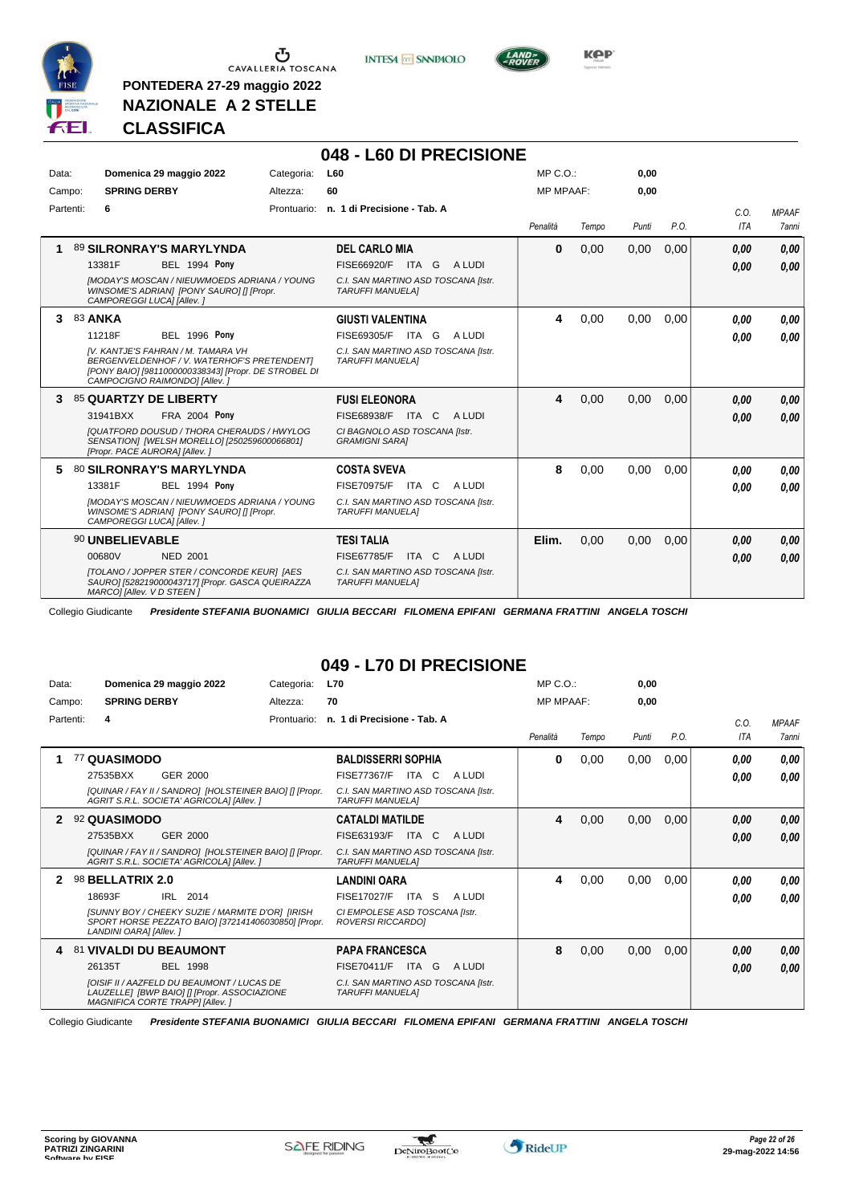PONTEDERA 27-29 maggio 2022

NAZIONALE A 2 STELLE

CLASSIFICA

# 048 - L60 DI PRECISIONE

Data: Domenica 29 maggio 2022 — Categoria: L60 — MP C.O.: 0,00

Campo: SPRING DERBY — Altezza: 60 — MP MPAAF: 0,00

Partenti: 6 — Prontuario: n. 1 di Precisione - Tab. A

| Pos. | Cavallo | Cavaliere | Penalità | Tempo | Punti | P.O. | C.O. ITA | MPAAF 7anni |
|---|---|---|---|---|---|---|---|---|
| 1 | 89 **SILRONRAY'S MARYLYNDA** 13381F BEL 1994 **Pony** *[MODAY'S MOSCAN / NIEUWMOEDS ADRIANA / YOUNG WINSOME'S ADRIAN] [PONY SAURO] [] [Propr. CAMPOREGGI LUCA] [Allev. ]* | **DEL CARLO MIA** FISE66920/F ITA G A LUDI *C.I. SAN MARTINO ASD TOSCANA [Istr. TARUFFI MANUELA]* | 0 | 0,00 | 0,00 | 0,00 | 0,00 / 0,00 | 0,00 / 0,00 |
| 3 | 83 **ANKA** 11218F BEL 1996 **Pony** *[V. KANTJE'S FAHRAN / M. TAMARA VH BERGENVELDENHOF / V. WATERHOF'S PRETENDENT] [PONY BAIO] [981100000338343] [Propr. DE STROBEL DI CAMPOCIGNO RAIMONDO] [Allev. ]* | **GIUSTI VALENTINA** FISE69305/F ITA G A LUDI *C.I. SAN MARTINO ASD TOSCANA [Istr. TARUFFI MANUELA]* | 4 | 0,00 | 0,00 | 0,00 | 0,00 / 0,00 | 0,00 / 0,00 |
| 3 | 85 **QUARTZY DE LIBERTY** 31941BXX FRA 2004 **Pony** *[QUATFORD DOUSUD / THORA CHERAUDS / HWYLOG SENSATION] [WELSH MORELLO] [250259600066801] [Propr. PACE AURORA] [Allev. ]* | **FUSI ELEONORA** FISE68938/F ITA C A LUDI *CI BAGNOLO ASD TOSCANA [Istr. GRAMIGNI SARA]* | 4 | 0,00 | 0,00 | 0,00 | 0,00 / 0,00 | 0,00 / 0,00 |
| 5 | 80 **SILRONRAY'S MARYLYNDA** 13381F BEL 1994 **Pony** *[MODAY'S MOSCAN / NIEUWMOEDS ADRIANA / YOUNG WINSOME'S ADRIAN] [PONY SAURO] [] [Propr. CAMPOREGGI LUCA] [Allev. ]* | **COSTA SVEVA** FISE70975/F ITA C A LUDI *C.I. SAN MARTINO ASD TOSCANA [Istr. TARUFFI MANUELA]* | 8 | 0,00 | 0,00 | 0,00 | 0,00 / 0,00 | 0,00 / 0,00 |
| | 90 **UNBELIEVABLE** 00680V NED 2001 *[TOLANO / JOPPER STER / CONCORDE KEUR] [AES SAURO] [528219000043717] [Propr. GASCA QUEIRAZZA MARCO] [Allev. V D STEEN ]* | **TESI TALIA** FISE67785/F ITA C A LUDI *C.I. SAN MARTINO ASD TOSCANA [Istr. TARUFFI MANUELA]* | Elim. | 0,00 | 0,00 | 0,00 | 0,00 / 0,00 | 0,00 / 0,00 |

Collegio Giudicante *Presidente STEFANIA BUONAMICI GIULIA BECCARI FILOMENA EPIFANI GERMANA FRATTINI ANGELA TOSCHI*

# 049 - L70 DI PRECISIONE

Data: Domenica 29 maggio 2022 — Categoria: L70 — MP C.O.: 0,00

Campo: SPRING DERBY — Altezza: 70 — MP MPAAF: 0,00

Partenti: 4 — Prontuario: n. 1 di Precisione - Tab. A

| Pos. | Cavallo | Cavaliere | Penalità | Tempo | Punti | P.O. | C.O. ITA | MPAAF 7anni |
|---|---|---|---|---|---|---|---|---|
| 1 | 77 **QUASIMODO** 27535BXX GER 2000 *[QUINAR / FAY II / SANDRO] [HOLSTEINER BAIO] [] [Propr. AGRIT S.R.L. SOCIETA' AGRICOLA] [Allev. ]* | **BALDISSERRI SOPHIA** FISE77367/F ITA C A LUDI *C.I. SAN MARTINO ASD TOSCANA [Istr. TARUFFI MANUELA]* | 0 | 0,00 | 0,00 | 0,00 | 0,00 / 0,00 | 0,00 / 0,00 |
| 2 | 92 **QUASIMODO** 27535BXX GER 2000 *[QUINAR / FAY II / SANDRO] [HOLSTEINER BAIO] [] [Propr. AGRIT S.R.L. SOCIETA' AGRICOLA] [Allev. ]* | **CATALDI MATILDE** FISE63193/F ITA C A LUDI *C.I. SAN MARTINO ASD TOSCANA [Istr. TARUFFI MANUELA]* | 4 | 0,00 | 0,00 | 0,00 | 0,00 / 0,00 | 0,00 / 0,00 |
| 2 | 98 **BELLATRIX 2.0** 18693F IRL 2014 *[SUNNY BOY / CHEEKY SUZIE / MARMITE D'OR] [IRISH SPORT HORSE PEZZATO BAIO] [372141406030850] [Propr. LANDINI OARA] [Allev. ]* | **LANDINI OARA** FISE17027/F ITA S A LUDI *CI EMPOLESE ASD TOSCANA [Istr. ROVERSI RICCARDO]* | 4 | 0,00 | 0,00 | 0,00 | 0,00 / 0,00 | 0,00 / 0,00 |
| 4 | 81 **VIVALDI DU BEAUMONT** 26135T BEL 1998 *[OISIF II / AAZFELD DU BEAUMONT / LUCAS DE LAUZELLE] [BWP BAIO] [] [Propr. ASSOCIAZIONE MAGNIFICA CORTE TRAPP] [Allev. ]* | **PAPA FRANCESCA** FISE70411/F ITA G A LUDI *C.I. SAN MARTINO ASD TOSCANA [Istr. TARUFFI MANUELA]* | 8 | 0,00 | 0,00 | 0,00 | 0,00 / 0,00 | 0,00 / 0,00 |

Collegio Giudicante *Presidente STEFANIA BUONAMICI GIULIA BECCARI FILOMENA EPIFANI GERMANA FRATTINI ANGELA TOSCHI*

Scoring by GIOVANNA PATRIZI ZINGARINI — Software by FISE — 29-mag-2022 14:56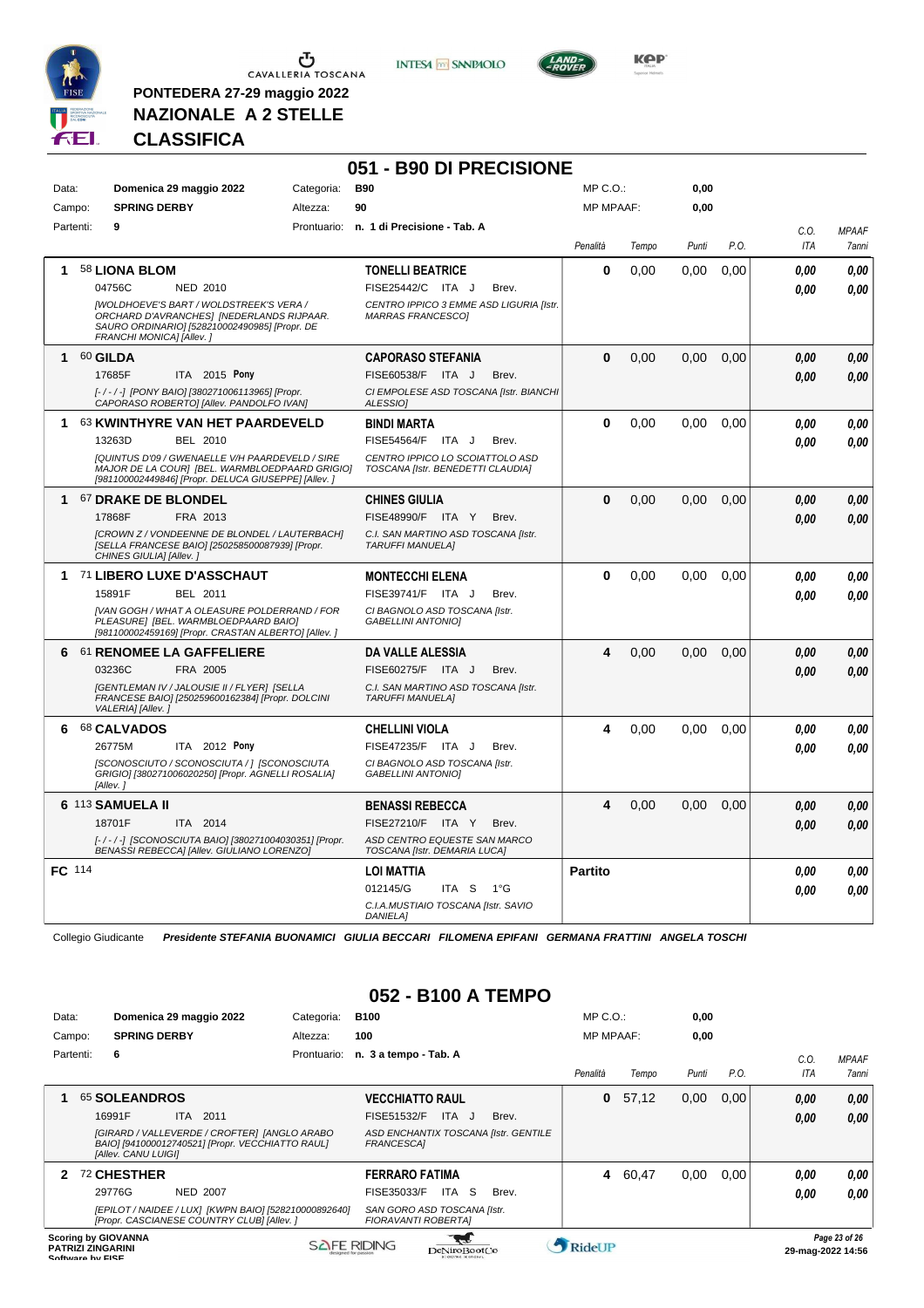PONTEDERA 27-29 maggio 2022

**NAZIONALE A 2 STELLE**

**CLASSIFICA**

# 051 - B90 DI PRECISIONE

| | | | | | |
|---|---|---|---|---|---|
| Data: | Domenica 29 maggio 2022 | Categoria: | B90 | MP C.O.: | 0,00 |
| Campo: | SPRING DERBY | Altezza: | 90 | MP MPAAF: | 0,00 |
| Partenti: | 9 | Prontuario: | n. 1 di Precisione - Tab. A | | |

| Cl. | Cavallo | Cavaliere | Penalità | Tempo | Punti | P.O. | C.O. ITA | MPAAF 7anni |
|---|---|---|---|---|---|---|---|---|
| 1 | **58 LIONA BLOM** 04756C NED 2010 *[WOLDHOEVE'S BART / WOLDSTREEK'S VERA / ORCHARD D'AVRANCHES] [NEDERLANDS RIJPAAR. SAURO ORDINARIO] [528210002490985] [Propr. DE FRANCHI MONICA] [Allev. ]* | **TONELLI BEATRICE** FISE25442/C ITA J Brev. *CENTRO IPPICO 3 EMME ASD LIGURIA [Istr. MARRAS FRANCESCO]* | 0 | 0,00 | 0,00 | 0,00 | 0,00 / 0,00 | 0,00 / 0,00 |
| 1 | **60 GILDA** 17685F ITA 2015 **Pony** *[- / - / -] [PONY BAIO] [380271006113965] [Propr. CAPORASO ROBERTO] [Allev. PANDOLFO IVAN]* | **CAPORASO STEFANIA** FISE60538/F ITA J Brev. *CI EMPOLESE ASD TOSCANA [Istr. BIANCHI ALESSIO]* | 0 | 0,00 | 0,00 | 0,00 | 0,00 / 0,00 | 0,00 / 0,00 |
| 1 | **63 KWINTHYRE VAN HET PAARDEVELD** 13263D BEL 2010 *[QUINTUS D'09 / GWENAELLE V/H PAARDEVELD / SIRE MAJOR DE LA COUR] [BEL. WARMBLOEDPAARD GRIGIO] [981100002449846] [Propr. DELUCA GIUSEPPE] [Allev. ]* | **BINDI MARTA** FISE54564/F ITA J Brev. *CENTRO IPPICO LO SCOIATTOLO ASD TOSCANA [Istr. BENEDETTI CLAUDIA]* | 0 | 0,00 | 0,00 | 0,00 | 0,00 / 0,00 | 0,00 / 0,00 |
| 1 | **67 DRAKE DE BLONDEL** 17868F FRA 2013 *[CROWN Z / VONDEENNE DE BLONDEL / LAUTERBACH] [SELLA FRANCESE BAIO] [250258500087939] [Propr. CHINES GIULIA] [Allev. ]* | **CHINES GIULIA** FISE48990/F ITA Y Brev. *C.I. SAN MARTINO ASD TOSCANA [Istr. TARUFFI MANUELA]* | 0 | 0,00 | 0,00 | 0,00 | 0,00 / 0,00 | 0,00 / 0,00 |
| 1 | **71 LIBERO LUXE D'ASSCHAUT** 15891F BEL 2011 *[VAN GOGH / WHAT A OLEASURE POLDERRAND / FOR PLEASURE] [BEL. WARMBLOEDPAARD BAIO] [981100002459169] [Propr. CRASTAN ALBERTO] [Allev. ]* | **MONTECCHI ELENA** FISE39741/F ITA J Brev. *CI BAGNOLO ASD TOSCANA [Istr. GABELLINI ANTONIO]* | 0 | 0,00 | 0,00 | 0,00 | 0,00 / 0,00 | 0,00 / 0,00 |
| 6 | **61 RENOMEE LA GAFFELIERE** 03236C FRA 2005 *[GENTLEMAN IV / JALOUSIE II / FLYER] [SELLA FRANCESE BAIO] [250259600162384] [Propr. DOLCINI VALERIA] [Allev. ]* | **DA VALLE ALESSIA** FISE60275/F ITA J Brev. *C.I. SAN MARTINO ASD TOSCANA [Istr. TARUFFI MANUELA]* | 4 | 0,00 | 0,00 | 0,00 | 0,00 / 0,00 | 0,00 / 0,00 |
| 6 | **68 CALVADOS** 26775M ITA 2012 **Pony** *[SCONOSCIUTO / SCONOSCIUTA / ] [SCONOSCIUTA GRIGIO] [380271006020250] [Propr. AGNELLI ROSALIA] [Allev. ]* | **CHELLINI VIOLA** FISE47235/F ITA J Brev. *CI BAGNOLO ASD TOSCANA [Istr. GABELLINI ANTONIO]* | 4 | 0,00 | 0,00 | 0,00 | 0,00 / 0,00 | 0,00 / 0,00 |
| 6 | **113 SAMUELA II** 18701F ITA 2014 *[- / - / -] [SCONOSCIUTA BAIO] [380271004030351] [Propr. BENASSI REBECCA] [Allev. GIULIANO LORENZO]* | **BENASSI REBECCA** FISE27210/F ITA Y Brev. *ASD CENTRO EQUESTE SAN MARCO TOSCANA [Istr. DEMARIA LUCA]* | 4 | 0,00 | 0,00 | 0,00 | 0,00 / 0,00 | 0,00 / 0,00 |
| FC | 114 | **LOI MATTIA** 012145/G ITA S 1°G *C.I.A.MUSTIAO TOSCANA [Istr. SAVIO DANIELA]* | Partito | | | | 0,00 / 0,00 | 0,00 / 0,00 |

Collegio Giudicante *Presidente STEFANIA BUONAMICI GIULIA BECCARI FILOMENA EPIFANI GERMANA FRATTINI ANGELA TOSCHI*

# 052 - B100 A TEMPO

| | | | | | |
|---|---|---|---|---|---|
| Data: | Domenica 29 maggio 2022 | Categoria: | B100 | MP C.O.: | 0,00 |
| Campo: | SPRING DERBY | Altezza: | 100 | MP MPAAF: | 0,00 |
| Partenti: | 6 | Prontuario: | n. 3 a tempo - Tab. A | | |

| Cl. | Cavallo | Cavaliere | Penalità | Tempo | Punti | P.O. | C.O. ITA | MPAAF 7anni |
|---|---|---|---|---|---|---|---|---|
| 1 | **65 SOLEANDROS** 16991F ITA 2011 *[GIRARD / VALLEVERDE / CROFTER] [ANGLO ARABO BAIO] [941000012740521] [Propr. VECCHIATTO RAUL] [Allev. CANU LUIGI]* | **VECCHIATTO RAUL** FISE51532/F ITA J Brev. *ASD ENCHANTIX TOSCANA [Istr. GENTILE FRANCESCA]* | 0 | 57,12 | 0,00 | 0,00 | 0,00 / 0,00 | 0,00 / 0,00 |
| 2 | **72 CHESTHER** 29776G NED 2007 *[EPILOT / NAIDEE / LUX] [KWPN BAIO] [528210000892640] [Propr. CASCIANESE COUNTRY CLUB] [Allev. ]* | **FERRARO FATIMA** FISE35033/F ITA S Brev. *SAN GORO ASD TOSCANA [Istr. FIORAVANTI ROBERTA]* | 4 | 60,47 | 0,00 | 0,00 | 0,00 / 0,00 | 0,00 / 0,00 |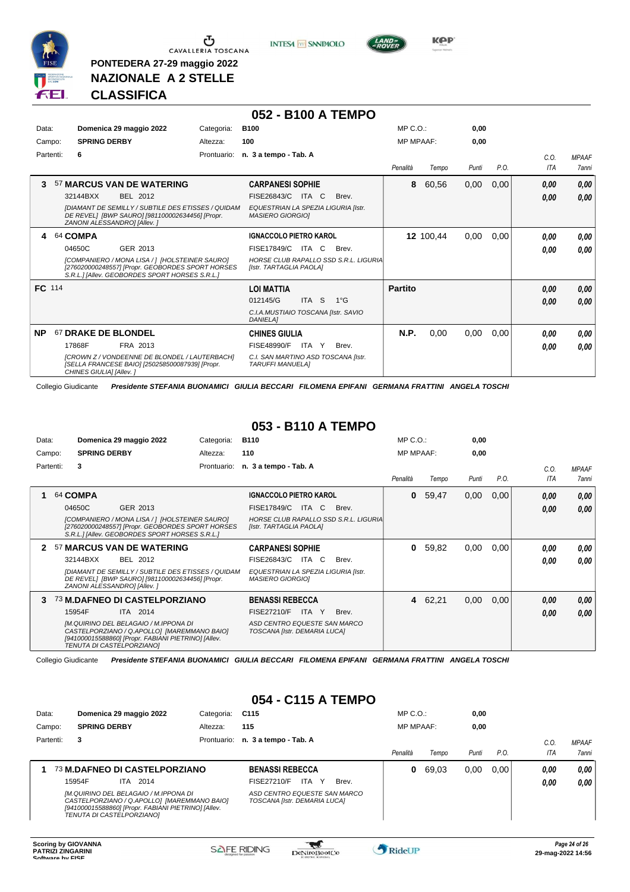PONTEDERA 27-29 maggio 2022

**NAZIONALE A 2 STELLE**

**CLASSIFICA**

## 052 - B100 A TEMPO

| | | | | | |
|---|---|---|---|---|---|
| Data: | Domenica 29 maggio 2022 | Categoria: | B100 | MP C.O.: | 0,00 |
| Campo: | SPRING DERBY | Altezza: | 100 | MP MPAAF: | 0,00 |
| Partenti: | 6 | Prontuario: | n. 3 a tempo - Tab. A | | |

| Pos. | Cavallo | Cavaliere | Penalità | Tempo | Punti | P.O. | C.O. ITA | MPAAF 7anni |
|---|---|---|---|---|---|---|---|---|
| 3 | 57 **MARCUS VAN DE WATERING** 32144BXX BEL 2012 *[DIAMANT DE SEMILLY / SUBTILE DES ETISSES / QUIDAM DE REVEL] [BWP SAURO] [981100002634456] [Propr. ZANONI ALESSANDRO] [Allev. ]* | **CARPANESI SOPHIE** FISE26843/C ITA C Brev. *EQUESTRIAN LA SPEZIA LIGURIA [Istr. MASIERO GIORGIO]* | 8 | 60,56 | 0,00 | 0,00 | 0,00 / 0,00 | 0,00 / 0,00 |
| 4 | 64 **COMPA** 04650C GER 2013 *[COMPANIERO / MONA LISA / ] [HOLSTEINER SAURO] [276020000248557] [Propr. GEOBORDES SPORT HORSES S.R.L.] [Allev. GEOBORDES SPORT HORSES S.R.L.]* | **IGNACCOLO PIETRO KAROL** FISE17849/C ITA C Brev. *HORSE CLUB RAPALLO SSD S.R.L. LIGURIA [Istr. TARTAGLIA PAOLA]* | 12 | 100,44 | 0,00 | 0,00 | 0,00 / 0,00 | 0,00 / 0,00 |
| FC | 114 | **LOI MATTIA** 012145/G ITA S 1°G *C.I.A.MUSTIAIO TOSCANA [Istr. SAVIO DANIELA]* | Partito | | | | 0,00 / 0,00 | 0,00 / 0,00 |
| NP | 67 **DRAKE DE BLONDEL** 17868F FRA 2013 *[CROWN Z / VONDEENNE DE BLONDEL / LAUTERBACH] [SELLA FRANCESE BAIO] [250258500087939] [Propr. CHINES GIULIA] [Allev. ]* | **CHINES GIULIA** FISE48990/F ITA Y Brev. *C.I. SAN MARTINO ASD TOSCANA [Istr. TARUFFI MANUELA]* | N.P. | 0,00 | 0,00 | 0,00 | 0,00 / 0,00 | 0,00 / 0,00 |

Collegio Giudicante *Presidente STEFANIA BUONAMICI GIULIA BECCARI FILOMENA EPIFANI GERMANA FRATTINI ANGELA TOSCHI*

## 053 - B110 A TEMPO

| | | | | | |
|---|---|---|---|---|---|
| Data: | Domenica 29 maggio 2022 | Categoria: | B110 | MP C.O.: | 0,00 |
| Campo: | SPRING DERBY | Altezza: | 110 | MP MPAAF: | 0,00 |
| Partenti: | 3 | Prontuario: | n. 3 a tempo - Tab. A | | |

| Pos. | Cavallo | Cavaliere | Penalità | Tempo | Punti | P.O. | C.O. ITA | MPAAF 7anni |
|---|---|---|---|---|---|---|---|---|
| 1 | 64 **COMPA** 04650C GER 2013 *[COMPANIERO / MONA LISA / ] [HOLSTEINER SAURO] [276020000248557] [Propr. GEOBORDES SPORT HORSES S.R.L.] [Allev. GEOBORDES SPORT HORSES S.R.L.]* | **IGNACCOLO PIETRO KAROL** FISE17849/C ITA C Brev. *HORSE CLUB RAPALLO SSD S.R.L. LIGURIA [Istr. TARTAGLIA PAOLA]* | 0 | 59,47 | 0,00 | 0,00 | 0,00 / 0,00 | 0,00 / 0,00 |
| 2 | 57 **MARCUS VAN DE WATERING** 32144BXX BEL 2012 *[DIAMANT DE SEMILLY / SUBTILE DES ETISSES / QUIDAM DE REVEL] [BWP SAURO] [981100002634456] [Propr. ZANONI ALESSANDRO] [Allev. ]* | **CARPANESI SOPHIE** FISE26843/C ITA C Brev. *EQUESTRIAN LA SPEZIA LIGURIA [Istr. MASIERO GIORGIO]* | 0 | 59,82 | 0,00 | 0,00 | 0,00 / 0,00 | 0,00 / 0,00 |
| 3 | 73 **M.DAFNEO DI CASTELPORZIANO** 15954F ITA 2014 *[M.QUIRINO DEL BELAGAIO / M.IPPONA DI CASTELPORZIANO / Q.APOLLO] [MAREMMANO BAIO] [941000015588860] [Propr. FABIANI PIETRINO] [Allev. TENUTA DI CASTELPORZIANO]* | **BENASSI REBECCA** FISE27210/F ITA Y Brev. *ASD CENTRO EQUESTE SAN MARCO TOSCANA [Istr. DEMARIA LUCA]* | 4 | 62,21 | 0,00 | 0,00 | 0,00 / 0,00 | 0,00 / 0,00 |

Collegio Giudicante *Presidente STEFANIA BUONAMICI GIULIA BECCARI FILOMENA EPIFANI GERMANA FRATTINI ANGELA TOSCHI*

## 054 - C115 A TEMPO

| | | | | | |
|---|---|---|---|---|---|
| Data: | Domenica 29 maggio 2022 | Categoria: | C115 | MP C.O.: | 0,00 |
| Campo: | SPRING DERBY | Altezza: | 115 | MP MPAAF: | 0,00 |
| Partenti: | 3 | Prontuario: | n. 3 a tempo - Tab. A | | |

| Pos. | Cavallo | Cavaliere | Penalità | Tempo | Punti | P.O. | C.O. ITA | MPAAF 7anni |
|---|---|---|---|---|---|---|---|---|
| 1 | 73 **M.DAFNEO DI CASTELPORZIANO** 15954F ITA 2014 *[M.QUIRINO DEL BELAGAIO / M.IPPONA DI CASTELPORZIANO / Q.APOLLO] [MAREMMANO BAIO] [941000015588860] [Propr. FABIANI PIETRINO] [Allev. TENUTA DI CASTELPORZIANO]* | **BENASSI REBECCA** FISE27210/F ITA Y Brev. *ASD CENTRO EQUESTE SAN MARCO TOSCANA [Istr. DEMARIA LUCA]* | 0 | 69,03 | 0,00 | 0,00 | 0,00 / 0,00 | 0,00 / 0,00 |

Scoring by GIOVANNA PATRIZI ZINGARINI
Software by FISE

29-mag-2022 14:56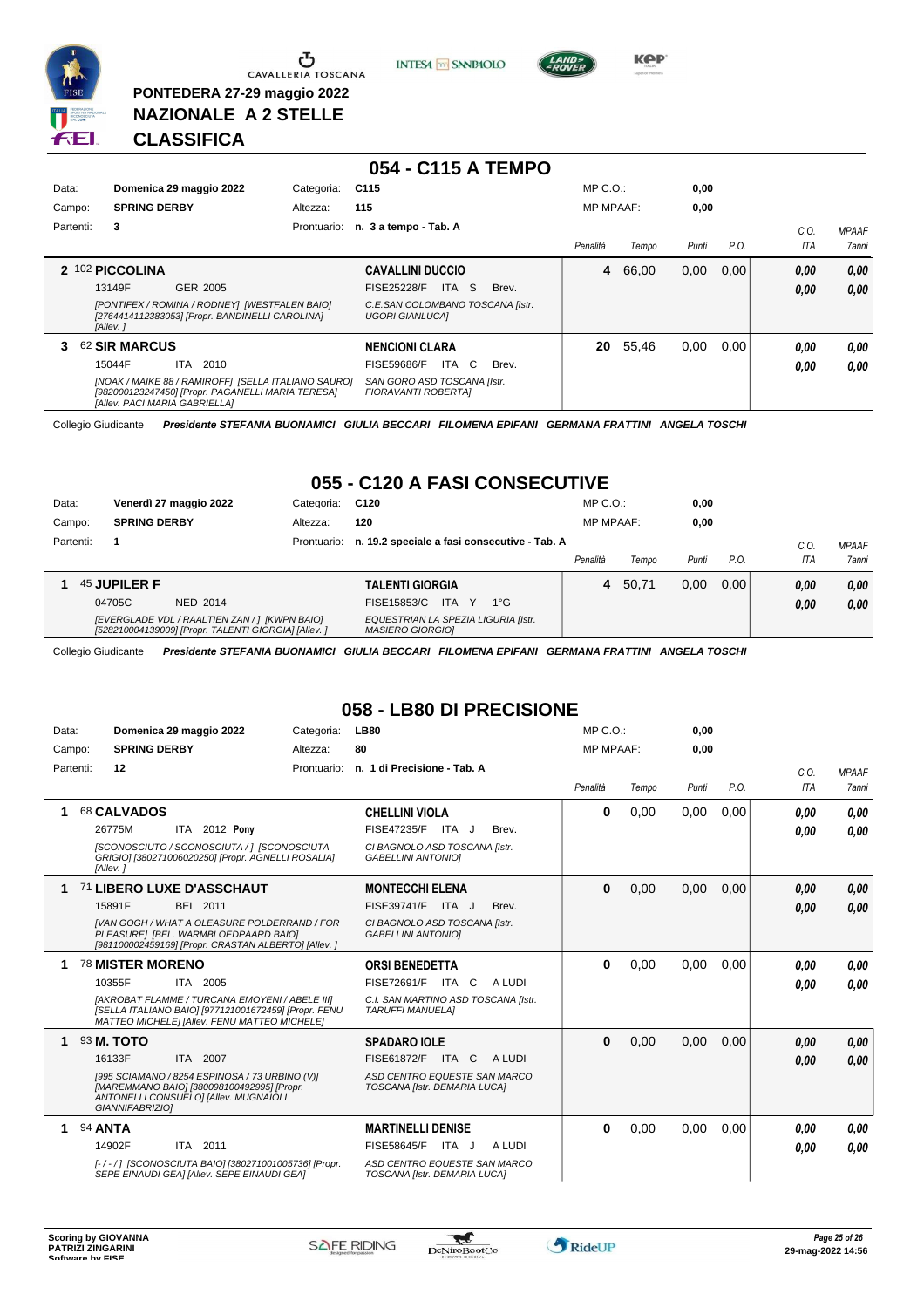**PONTEDERA 27-29 maggio 2022**
**NAZIONALE A 2 STELLE**
**CLASSIFICA**

## 054 - C115 A TEMPO

| | | | | | |
|---|---|---|---|---|---|
| Data: | Domenica 29 maggio 2022 | Categoria: | C115 | MP C.O.: | 0,00 |
| Campo: | SPRING DERBY | Altezza: | 115 | MP MPAAF: | 0,00 |
| Partenti: | 3 | Prontuario: | n. 3 a tempo - Tab. A | | |

| Cl. | Cavallo | Cavaliere | Penalità | Tempo | Punti | P.O. | C.O. ITA | MPAAF 7anni |
|---|---|---|---|---|---|---|---|---|
| 2 | 102 **PICCOLINA** 13149F GER 2005 *[PONTIFEX / ROMINA / RODNEY] [WESTFALEN BAIO] [276441411238305 3] [Propr. BANDINELLI CAROLINA] [Allev. ]* | **CAVALLINI DUCCIO** FISE25228/F ITA S Brev. *C.E.SAN COLOMBANO TOSCANA [Istr. UGORI GIANLUCA]* | 4 | 66,00 | 0,00 | 0,00 | 0,00 / 0,00 | 0,00 / 0,00 |
| 3 | 62 **SIR MARCUS** 15044F ITA 2010 *[NOAK / MAIKE 88 / RAMIROFF] [SELLA ITALIANO SAURO] [982000123247450] [Propr. PAGANELLI MARIA TERESA] [Allev. PACI MARIA GABRIELLA]* | **NENCIONI CLARA** FISE59686/F ITA C Brev. *SAN GORO ASD TOSCANA [Istr. FIORAVANTI ROBERTA]* | 20 | 55,46 | 0,00 | 0,00 | 0,00 / 0,00 | 0,00 / 0,00 |

Collegio Giudicante *Presidente STEFANIA BUONAMICI GIULIA BECCARI FILOMENA EPIFANI GERMANA FRATTINI ANGELA TOSCHI*

## 055 - C120 A FASI CONSECUTIVE

| | | | | | |
|---|---|---|---|---|---|
| Data: | Venerdì 27 maggio 2022 | Categoria: | C120 | MP C.O.: | 0,00 |
| Campo: | SPRING DERBY | Altezza: | 120 | MP MPAAF: | 0,00 |
| Partenti: | 1 | Prontuario: | n. 19.2 speciale a fasi consecutive - Tab. A | | |

| Cl. | Cavallo | Cavaliere | Penalità | Tempo | Punti | P.O. | C.O. ITA | MPAAF 7anni |
|---|---|---|---|---|---|---|---|---|
| 1 | 45 **JUPILER F** 04705C NED 2014 *[EVERGLADE VDL / RAALTIEN ZAN / ] [KWPN BAIO] [528210004139009] [Propr. TALENTI GIORGIA] [Allev. ]* | **TALENTI GIORGIA** FISE15853/C ITA Y 1°G *EQUESTRIAN LA SPEZIA LIGURIA [Istr. MASIERO GIORGIO]* | 4 | 50,71 | 0,00 | 0,00 | 0,00 / 0,00 | 0,00 / 0,00 |

Collegio Giudicante *Presidente STEFANIA BUONAMICI GIULIA BECCARI FILOMENA EPIFANI GERMANA FRATTINI ANGELA TOSCHI*

## 058 - LB80 DI PRECISIONE

| | | | | | |
|---|---|---|---|---|---|
| Data: | Domenica 29 maggio 2022 | Categoria: | LB80 | MP C.O.: | 0,00 |
| Campo: | SPRING DERBY | Altezza: | 80 | MP MPAAF: | 0,00 |
| Partenti: | 12 | Prontuario: | n. 1 di Precisione - Tab. A | | |

| Cl. | Cavallo | Cavaliere | Penalità | Tempo | Punti | P.O. | C.O. ITA | MPAAF 7anni |
|---|---|---|---|---|---|---|---|---|
| 1 | 68 **CALVADOS** 26775M ITA 2012 **Pony** *[SCONOSCIUTO / SCONOSCIUTA / ] [SCONOSCIUTA GRIGIO] [380271006020250] [Propr. AGNELLI ROSALIA] [Allev. ]* | **CHELLINI VIOLA** FISE47235/F ITA J Brev. *CI BAGNOLO ASD TOSCANA [Istr. GABELLINI ANTONIO]* | 0 | 0,00 | 0,00 | 0,00 | 0,00 / 0,00 | 0,00 / 0,00 |
| 1 | 71 **LIBERO LUXE D'ASSCHAUT** 15891F BEL 2011 *[VAN GOGH / WHAT A OLEASURE POLDERRAND / FOR PLEASURE] [BEL. WARMBLOEDPAARD BAIO] [981100002459169] [Propr. CRASTAN ALBERTO] [Allev. ]* | **MONTECCHI ELENA** FISE39741/F ITA J Brev. *CI BAGNOLO ASD TOSCANA [Istr. GABELLINI ANTONIO]* | 0 | 0,00 | 0,00 | 0,00 | 0,00 / 0,00 | 0,00 / 0,00 |
| 1 | 78 **MISTER MORENO** 10355F ITA 2005 *[AKROBAT FLAMME / TURCANA EMOYENI / ABELE III] [SELLA ITALIANO BAIO] [977121001672459] [Propr. FENU MATTEO MICHELE] [Allev. FENU MATTEO MICHELE]* | **ORSI BENEDETTA** FISE72691/F ITA C A LUDI *C.I. SAN MARTINO ASD TOSCANA [Istr. TARUFFI MANUELA]* | 0 | 0,00 | 0,00 | 0,00 | 0,00 / 0,00 | 0,00 / 0,00 |
| 1 | 93 **M. TOTO** 16133F ITA 2007 *[995 SCIAMANO / 8254 ESPINOSA / 73 URBINO (V)] [MAREMMANO BAIO] [380098100492995] [Propr. ANTONELLI CONSUELO] [Allev. MUGNAIOLI GIANNIFABRIZIO]* | **SPADARO IOLE** FISE61872/F ITA C A LUDI *ASD CENTRO EQUESTE SAN MARCO TOSCANA [Istr. DEMARIA LUCA]* | 0 | 0,00 | 0,00 | 0,00 | 0,00 / 0,00 | 0,00 / 0,00 |
| 1 | 94 **ANTA** 14902F ITA 2011 *[- / - / ] [SCONOSCIUTA BAIO] [380271001005736] [Propr. SEPE EINAUDI GEA] [Allev. SEPE EINAUDI GEA]* | **MARTINELLI DENISE** FISE58645/F ITA J A LUDI *ASD CENTRO EQUESTE SAN MARCO TOSCANA [Istr. DEMARIA LUCA]* | 0 | 0,00 | 0,00 | 0,00 | 0,00 / 0,00 | 0,00 / 0,00 |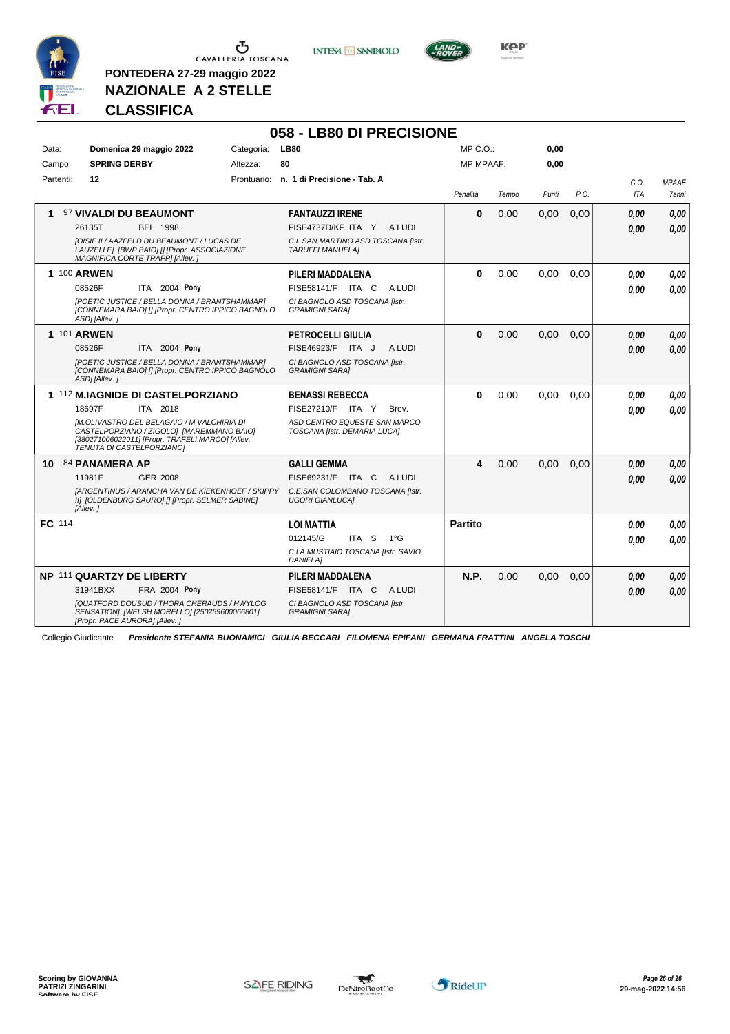PONTEDERA 27-29 maggio 2022

**NAZIONALE A 2 STELLE**

**CLASSIFICA**

## 058 - LB80 DI PRECISIONE

| | | | | | |
|---|---|---|---|---|---|
| Data: | **Domenica 29 maggio 2022** | Categoria: | **LB80** | MP C.O.: | **0,00** |
| Campo: | **SPRING DERBY** | Altezza: | **80** | MP MPAAF: | **0,00** |
| Partenti: | **12** | Prontuario: | **n. 1 di Precisione - Tab. A** | | |

| Cl. | N. Cavallo | Cavaliere | Penalità | Tempo | Punti | P.O. | C.O. ITA | MPAAF 7anni |
|---|---|---|---|---|---|---|---|---|
| 1 | 97 **VIVALDI DU BEAUMONT** 26135T BEL 1998 *[OISIF II / AAZFELD DU BEAUMONT / LUCAS DE LAUZELLE] [BWP BAIO] [] [Propr. ASSOCIAZIONE MAGNIFICA CORTE TRAPP] [Allev. ]* | **FANTAUZZI IRENE** FISE4737D/KF ITA Y A LUDI *C.I. SAN MARTINO ASD TOSCANA [Istr. TARUFFI MANUELA]* | **0** | 0,00 | 0,00 | 0,00 | *0,00* *0,00* | *0,00* *0,00* |
| 1 | 100 **ARWEN** 08526F ITA 2004 **Pony** *[POETIC JUSTICE / BELLA DONNA / BRANTSHAMMAR] [CONNEMARA BAIO] [] [Propr. CENTRO IPPICO BAGNOLO ASD] [Allev. ]* | **PILERI MADDALENA** FISE58141/F ITA C A LUDI *CI BAGNOLO ASD TOSCANA [Istr. GRAMIGNI SARA]* | **0** | 0,00 | 0,00 | 0,00 | *0,00* *0,00* | *0,00* *0,00* |
| 1 | 101 **ARWEN** 08526F ITA 2004 **Pony** *[POETIC JUSTICE / BELLA DONNA / BRANTSHAMMAR] [CONNEMARA BAIO] [] [Propr. CENTRO IPPICO BAGNOLO ASD] [Allev. ]* | **PETROCELLI GIULIA** FISE46923/F ITA J A LUDI *CI BAGNOLO ASD TOSCANA [Istr. GRAMIGNI SARA]* | **0** | 0,00 | 0,00 | 0,00 | *0,00* *0,00* | *0,00* *0,00* |
| 1 | 112 **M.IAGNIDE DI CASTELPORZIANO** 18697F ITA 2018 *[M.OLIVASTRO DEL BELAGAIO / M.VALCHIRIA DI CASTELPORZIANO / ZIGOLO] [MAREMMANO BAIO] [380271006022011] [Propr. TRAFELI MARCO] [Allev. TENUTA DI CASTELPORZIANO]* | **BENASSI REBECCA** FISE27210/F ITA Y Brev. *ASD CENTRO EQUESTE SAN MARCO TOSCANA [Istr. DEMARIA LUCA]* | **0** | 0,00 | 0,00 | 0,00 | *0,00* *0,00* | *0,00* *0,00* |
| 10 | 84 **PANAMERA AP** 11981F GER 2008 *[ARGENTINUS / ARANCHA VAN DE KIEKENHOEF / SKIPPY II] [OLDENBURG SAURO] [] [Propr. SELMER SABINE] [Allev. ]* | **GALLI GEMMA** FISE69231/F ITA C A LUDI *C.E.SAN COLOMBANO TOSCANA [Istr. UGORI GIANLUCA]* | **4** | 0,00 | 0,00 | 0,00 | *0,00* *0,00* | *0,00* *0,00* |
| FC | 114 | **LOI MATTIA** 012145/G ITA S 1°G *C.I.A.MUSTIAIO TOSCANA [Istr. SAVIO DANIELA]* | **Partito** | | | | *0,00* *0,00* | *0,00* *0,00* |
| NP | 111 **QUARTZY DE LIBERTY** 31941BXX FRA 2004 **Pony** *[QUATFORD DOUSUD / THORA CHERAUDS / HWYLOG SENSATION] [WELSH MORELLO] [250259600066801] [Propr. PACE AURORA] [Allev. ]* | **PILERI MADDALENA** FISE58141/F ITA C A LUDI *CI BAGNOLO ASD TOSCANA [Istr. GRAMIGNI SARA]* | **N.P.** | 0,00 | 0,00 | 0,00 | *0,00* *0,00* | *0,00* *0,00* |

Collegio Giudicante ***Presidente STEFANIA BUONAMICI GIULIA BECCARI FILOMENA EPIFANI GERMANA FRATTINI ANGELA TOSCHI***